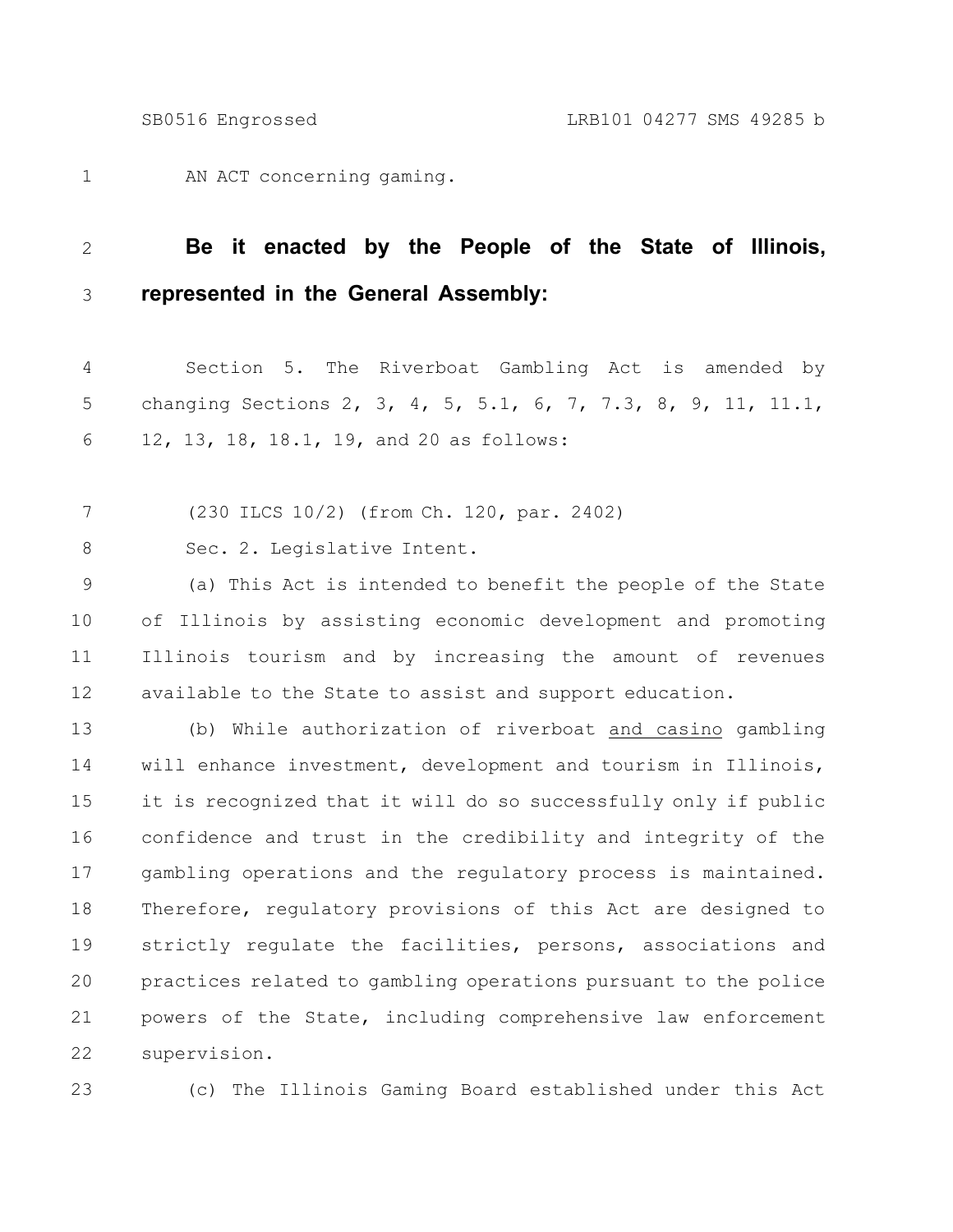AN ACT concerning gaming.

**Be it enacted by the People of the State of Illinois, represented in the General Assembly:**

Section 5. The Riverboat Gambling Act is amended by changing Sections 2, 3, 4, 5, 5.1, 6, 7, 7.3, 8, 9, 11, 11.1, 12, 13, 18, 18.1, 19, and 20 as follows:

(230 ILCS 10/2) (from Ch. 120, par. 2402)

Sec. 2. Legislative Intent.

(a) This Act is intended to benefit the people of the State of Illinois by assisting economic development and promoting Illinois tourism and by increasing the amount of revenues available to the State to assist and support education.

(b) While authorization of riverboat <u>and casino</u> gambling will enhance investment, development and tourism in Illinois, it is recognized that it will do so successfully only if public confidence and trust in the credibility and integrity of the gambling operations and the regulatory process is maintained. Therefore, regulatory provisions of this Act are designed to strictly regulate the facilities, persons, associations and practices related to gambling operations pursuant to the police powers of the State, including comprehensive law enforcement supervision.

(c) The Illinois Gaming Board established under this Act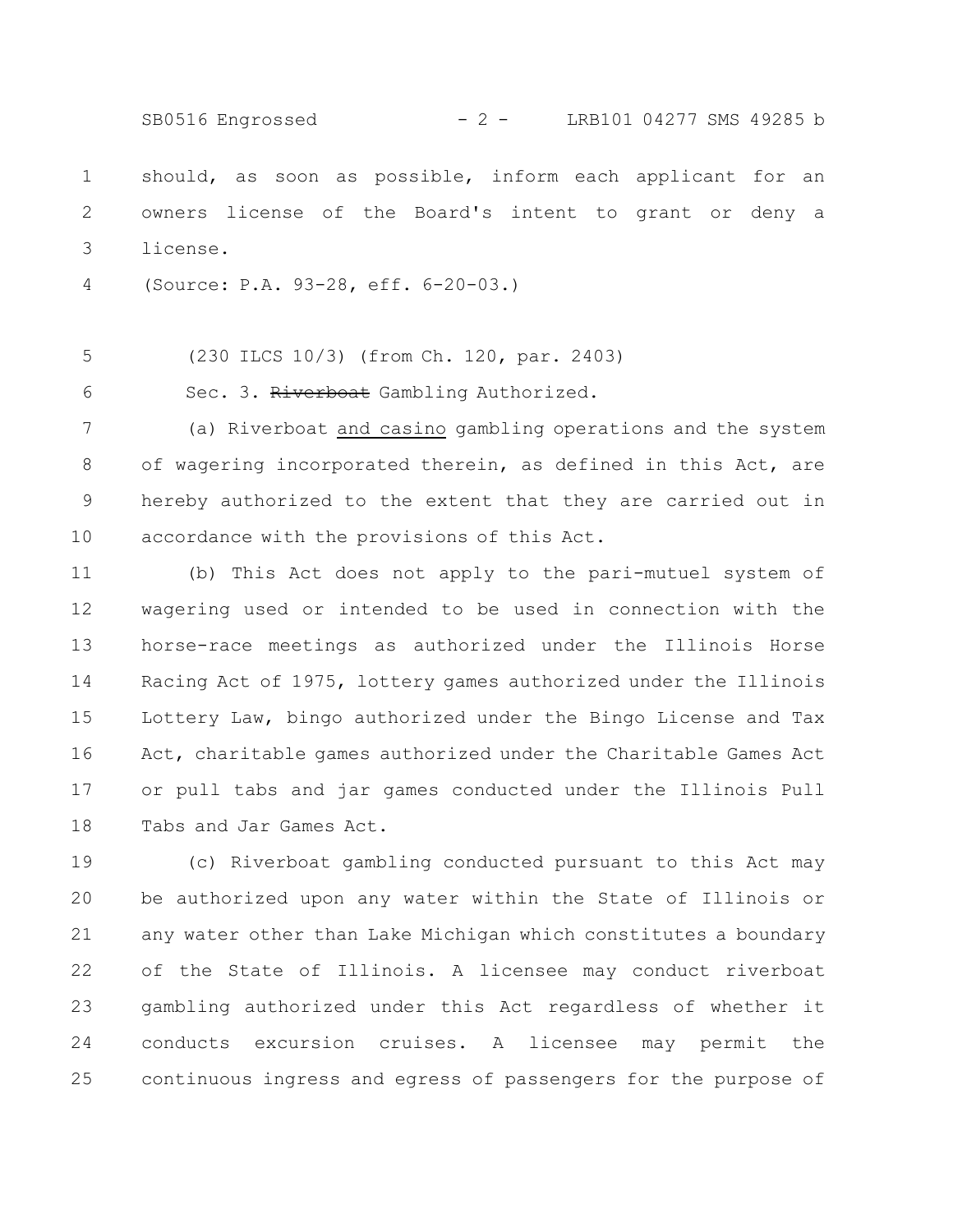should, as soon as possible, inform each applicant for an owners license of the Board's intent to grant or deny a license.

(Source: P.A. 93-28, eff. 6-20-03.)

(230 ILCS 10/3) (from Ch. 120, par. 2403)

Sec. 3. ~~Riverboat~~ Gambling Authorized.

(a) Riverboat <u>and casino</u> gambling operations and the system of wagering incorporated therein, as defined in this Act, are hereby authorized to the extent that they are carried out in accordance with the provisions of this Act.

(b) This Act does not apply to the pari-mutuel system of wagering used or intended to be used in connection with the horse-race meetings as authorized under the Illinois Horse Racing Act of 1975, lottery games authorized under the Illinois Lottery Law, bingo authorized under the Bingo License and Tax Act, charitable games authorized under the Charitable Games Act or pull tabs and jar games conducted under the Illinois Pull Tabs and Jar Games Act.

(c) Riverboat gambling conducted pursuant to this Act may be authorized upon any water within the State of Illinois or any water other than Lake Michigan which constitutes a boundary of the State of Illinois. A licensee may conduct riverboat gambling authorized under this Act regardless of whether it conducts excursion cruises. A licensee may permit the continuous ingress and egress of passengers for the purpose of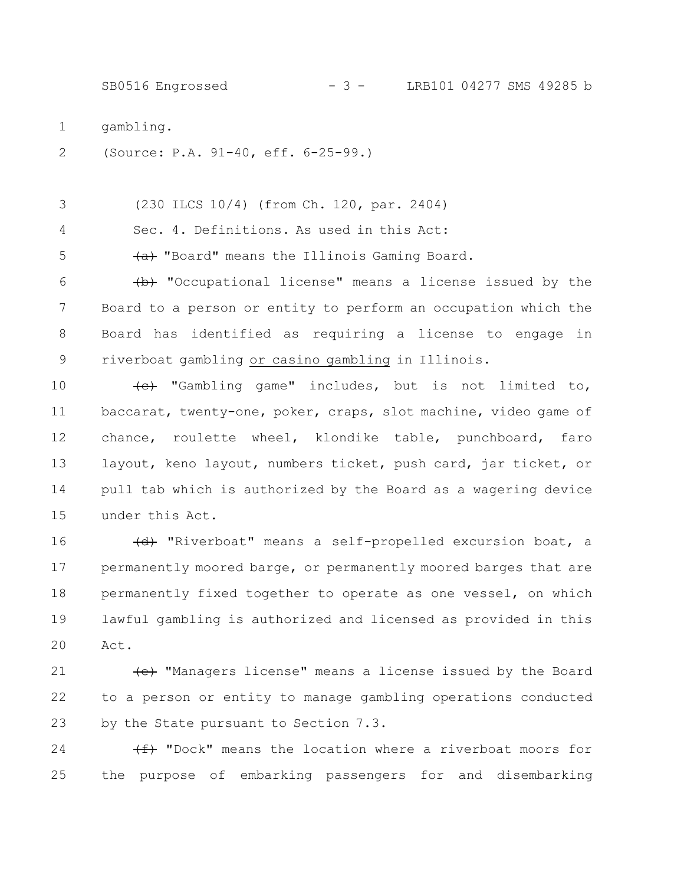gambling.

(Source: P.A. 91-40, eff. 6-25-99.)

(230 ILCS 10/4) (from Ch. 120, par. 2404)

Sec. 4. Definitions. As used in this Act:

~~(a)~~ "Board" means the Illinois Gaming Board.

~~(b)~~ "Occupational license" means a license issued by the Board to a person or entity to perform an occupation which the Board has identified as requiring a license to engage in riverboat gambling <u>or casino gambling</u> in Illinois.

~~(c)~~ "Gambling game" includes, but is not limited to, baccarat, twenty-one, poker, craps, slot machine, video game of chance, roulette wheel, klondike table, punchboard, faro layout, keno layout, numbers ticket, push card, jar ticket, or pull tab which is authorized by the Board as a wagering device under this Act.

~~(d)~~ "Riverboat" means a self-propelled excursion boat, a permanently moored barge, or permanently moored barges that are permanently fixed together to operate as one vessel, on which lawful gambling is authorized and licensed as provided in this Act.

~~(e)~~ "Managers license" means a license issued by the Board to a person or entity to manage gambling operations conducted by the State pursuant to Section 7.3.

~~(f)~~ "Dock" means the location where a riverboat moors for the purpose of embarking passengers for and disembarking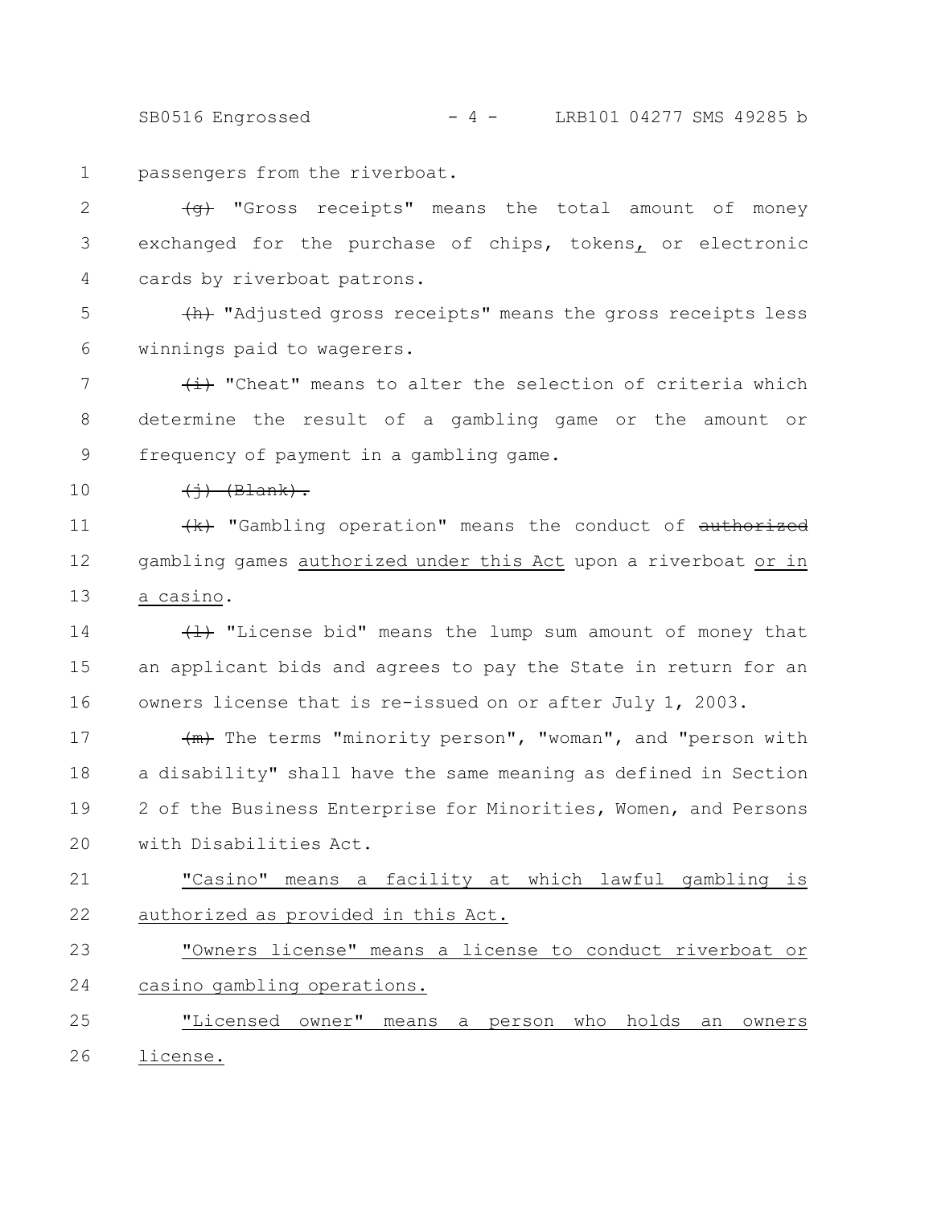passengers from the riverboat.

~~(g)~~ "Gross receipts" means the total amount of money exchanged for the purchase of chips, tokens<u>,</u> or electronic cards by riverboat patrons.

~~(h)~~ "Adjusted gross receipts" means the gross receipts less winnings paid to wagerers.

~~(i)~~ "Cheat" means to alter the selection of criteria which determine the result of a gambling game or the amount or frequency of payment in a gambling game.

~~(j) (Blank).~~

~~(k)~~ "Gambling operation" means the conduct of ~~authorized~~ gambling games <u>authorized under this Act</u> upon a riverboat <u>or in a casino</u>.

~~(l)~~ "License bid" means the lump sum amount of money that an applicant bids and agrees to pay the State in return for an owners license that is re-issued on or after July 1, 2003.

~~(m)~~ The terms "minority person", "woman", and "person with a disability" shall have the same meaning as defined in Section 2 of the Business Enterprise for Minorities, Women, and Persons with Disabilities Act.

<u>"Casino" means a facility at which lawful gambling is authorized as provided in this Act.</u>

<u>"Owners license" means a license to conduct riverboat or casino gambling operations.</u>

<u>"Licensed owner" means a person who holds an owners license.</u>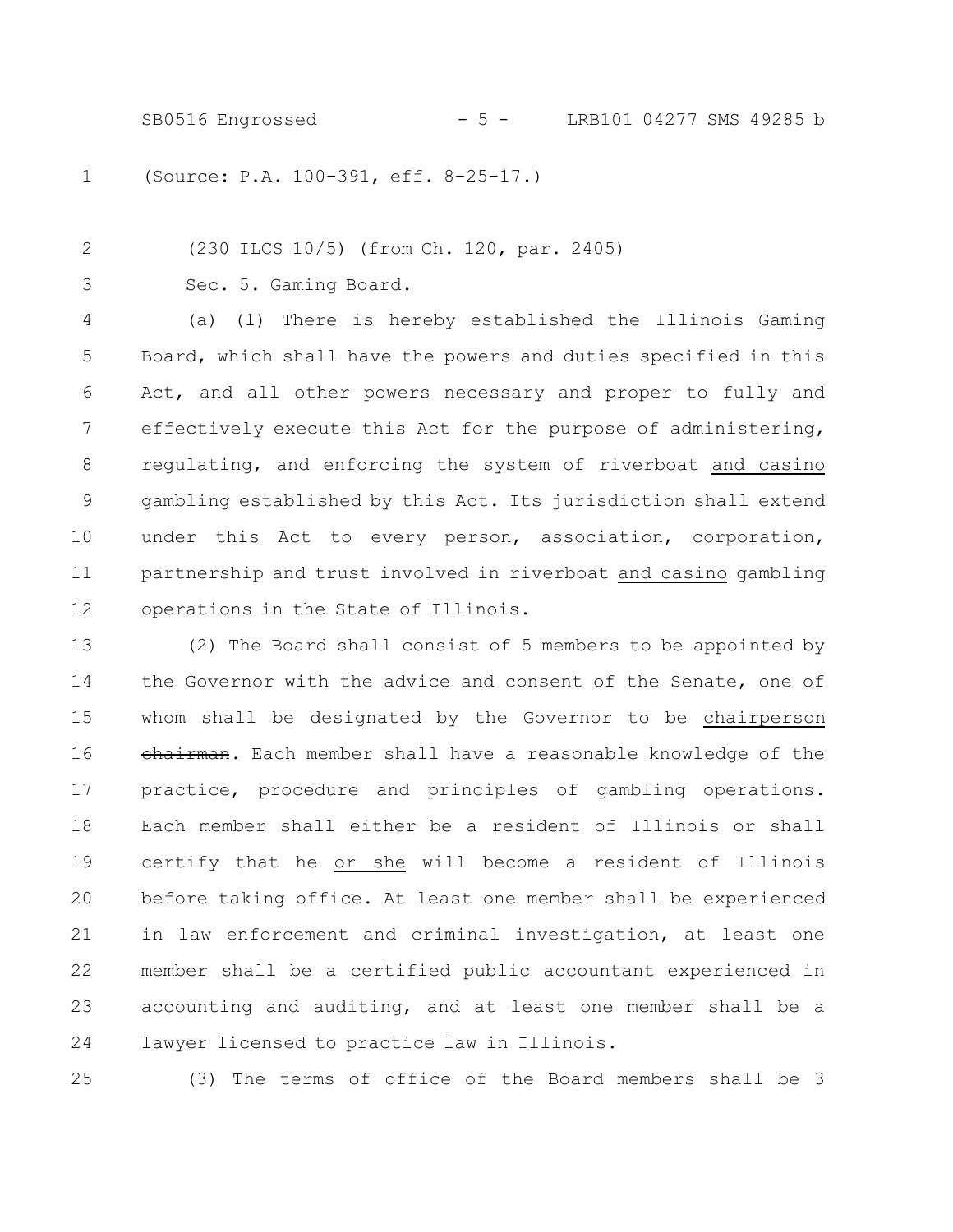(Source: P.A. 100-391, eff. 8-25-17.)

(230 ILCS 10/5) (from Ch. 120, par. 2405)

Sec. 5. Gaming Board.

(a) (1) There is hereby established the Illinois Gaming Board, which shall have the powers and duties specified in this Act, and all other powers necessary and proper to fully and effectively execute this Act for the purpose of administering, regulating, and enforcing the system of riverboat and casino gambling established by this Act. Its jurisdiction shall extend under this Act to every person, association, corporation, partnership and trust involved in riverboat and casino gambling operations in the State of Illinois.

(2) The Board shall consist of 5 members to be appointed by the Governor with the advice and consent of the Senate, one of whom shall be designated by the Governor to be chairperson ~~chairman~~. Each member shall have a reasonable knowledge of the practice, procedure and principles of gambling operations. Each member shall either be a resident of Illinois or shall certify that he or she will become a resident of Illinois before taking office. At least one member shall be experienced in law enforcement and criminal investigation, at least one member shall be a certified public accountant experienced in accounting and auditing, and at least one member shall be a lawyer licensed to practice law in Illinois.

(3) The terms of office of the Board members shall be 3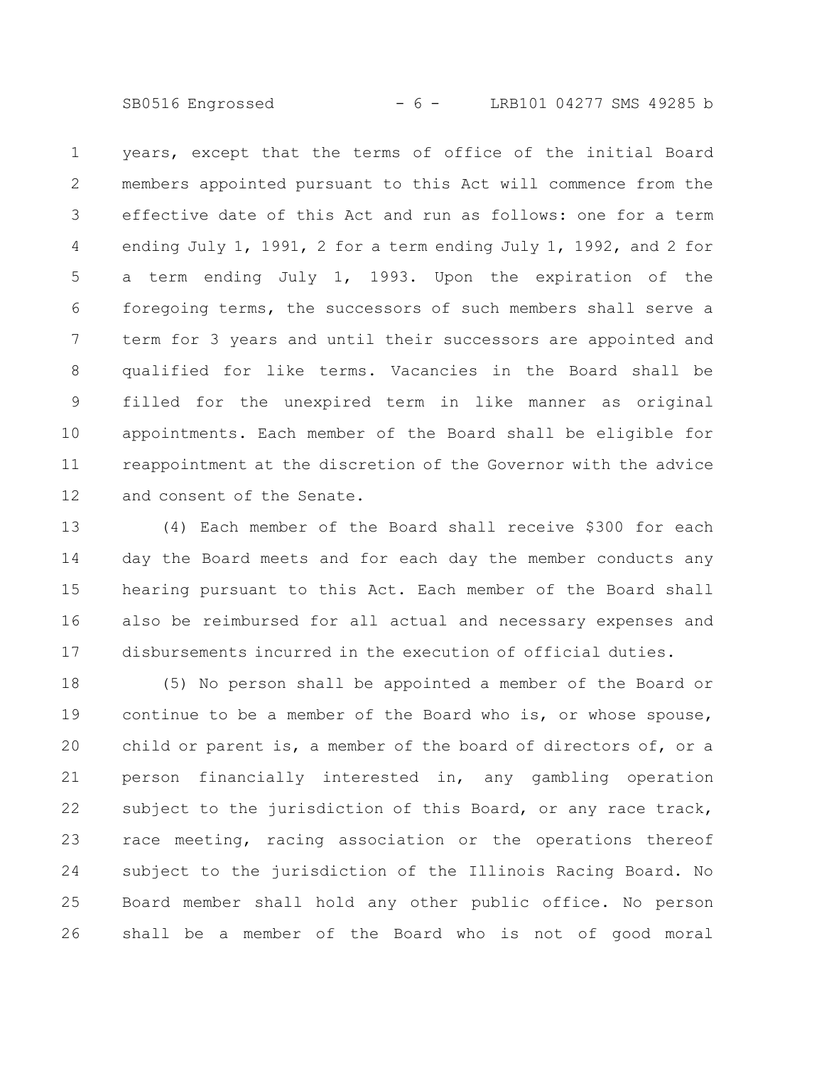years, except that the terms of office of the initial Board members appointed pursuant to this Act will commence from the effective date of this Act and run as follows: one for a term ending July 1, 1991, 2 for a term ending July 1, 1992, and 2 for a term ending July 1, 1993. Upon the expiration of the foregoing terms, the successors of such members shall serve a term for 3 years and until their successors are appointed and qualified for like terms. Vacancies in the Board shall be filled for the unexpired term in like manner as original appointments. Each member of the Board shall be eligible for reappointment at the discretion of the Governor with the advice and consent of the Senate.

(4) Each member of the Board shall receive $300 for each day the Board meets and for each day the member conducts any hearing pursuant to this Act. Each member of the Board shall also be reimbursed for all actual and necessary expenses and disbursements incurred in the execution of official duties.

(5) No person shall be appointed a member of the Board or continue to be a member of the Board who is, or whose spouse, child or parent is, a member of the board of directors of, or a person financially interested in, any gambling operation subject to the jurisdiction of this Board, or any race track, race meeting, racing association or the operations thereof subject to the jurisdiction of the Illinois Racing Board. No Board member shall hold any other public office. No person shall be a member of the Board who is not of good moral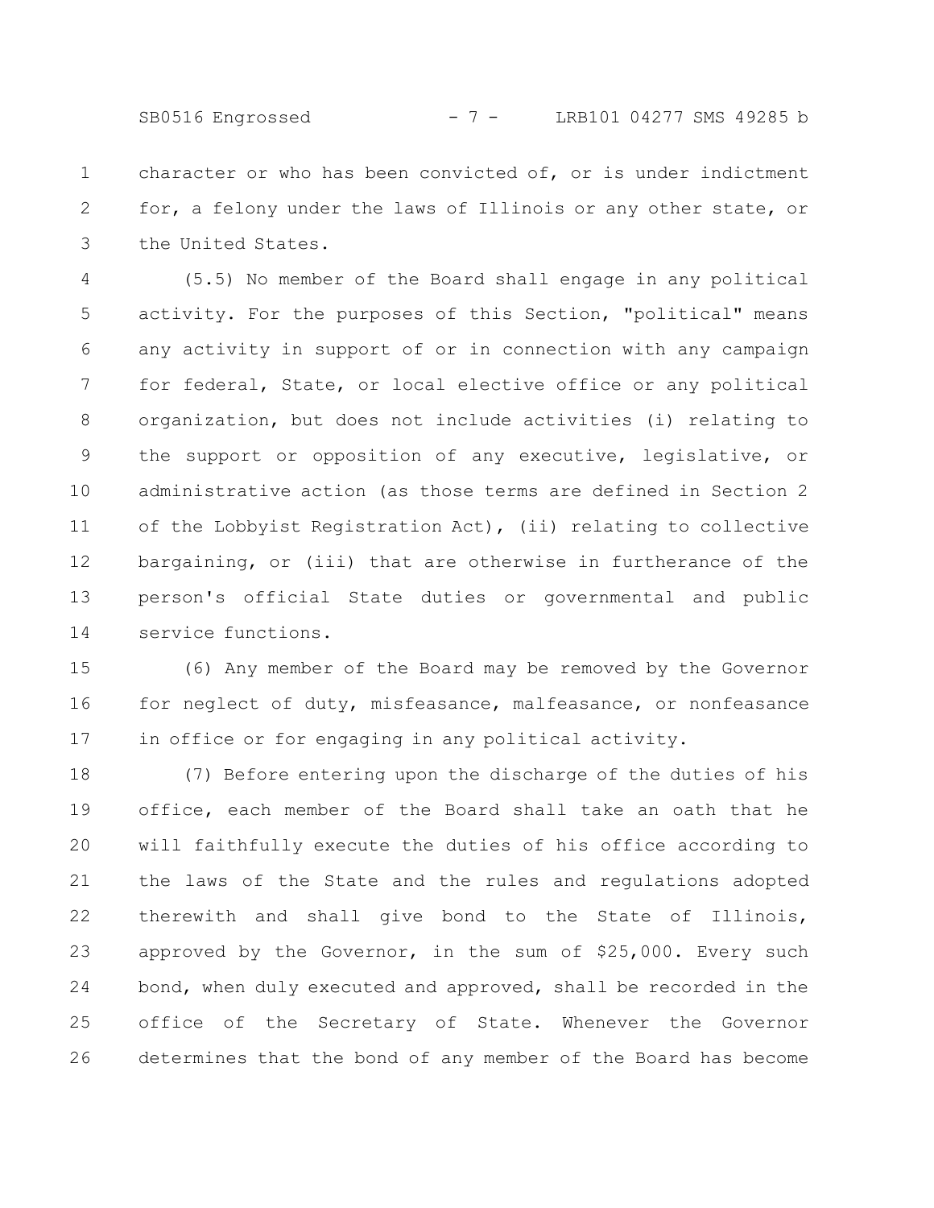character or who has been convicted of, or is under indictment for, a felony under the laws of Illinois or any other state, or the United States.

(5.5) No member of the Board shall engage in any political activity. For the purposes of this Section, "political" means any activity in support of or in connection with any campaign for federal, State, or local elective office or any political organization, but does not include activities (i) relating to the support or opposition of any executive, legislative, or administrative action (as those terms are defined in Section 2 of the Lobbyist Registration Act), (ii) relating to collective bargaining, or (iii) that are otherwise in furtherance of the person's official State duties or governmental and public service functions.

(6) Any member of the Board may be removed by the Governor for neglect of duty, misfeasance, malfeasance, or nonfeasance in office or for engaging in any political activity.

(7) Before entering upon the discharge of the duties of his office, each member of the Board shall take an oath that he will faithfully execute the duties of his office according to the laws of the State and the rules and regulations adopted therewith and shall give bond to the State of Illinois, approved by the Governor, in the sum of $25,000. Every such bond, when duly executed and approved, shall be recorded in the office of the Secretary of State. Whenever the Governor determines that the bond of any member of the Board has become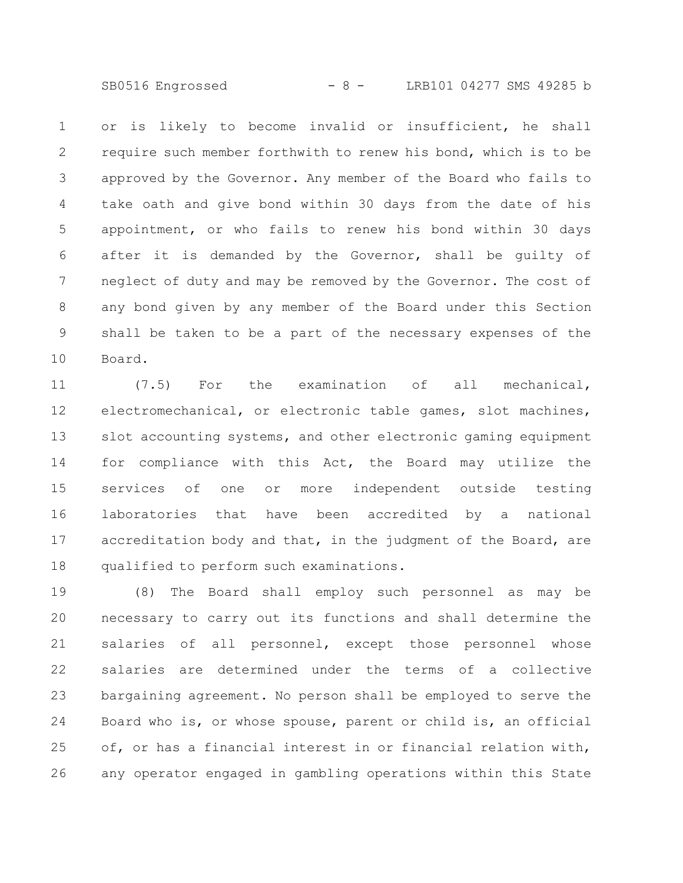or is likely to become invalid or insufficient, he shall require such member forthwith to renew his bond, which is to be approved by the Governor. Any member of the Board who fails to take oath and give bond within 30 days from the date of his appointment, or who fails to renew his bond within 30 days after it is demanded by the Governor, shall be guilty of neglect of duty and may be removed by the Governor. The cost of any bond given by any member of the Board under this Section shall be taken to be a part of the necessary expenses of the Board.

(7.5) For the examination of all mechanical, electromechanical, or electronic table games, slot machines, slot accounting systems, and other electronic gaming equipment for compliance with this Act, the Board may utilize the services of one or more independent outside testing laboratories that have been accredited by a national accreditation body and that, in the judgment of the Board, are qualified to perform such examinations.

(8) The Board shall employ such personnel as may be necessary to carry out its functions and shall determine the salaries of all personnel, except those personnel whose salaries are determined under the terms of a collective bargaining agreement. No person shall be employed to serve the Board who is, or whose spouse, parent or child is, an official of, or has a financial interest in or financial relation with, any operator engaged in gambling operations within this State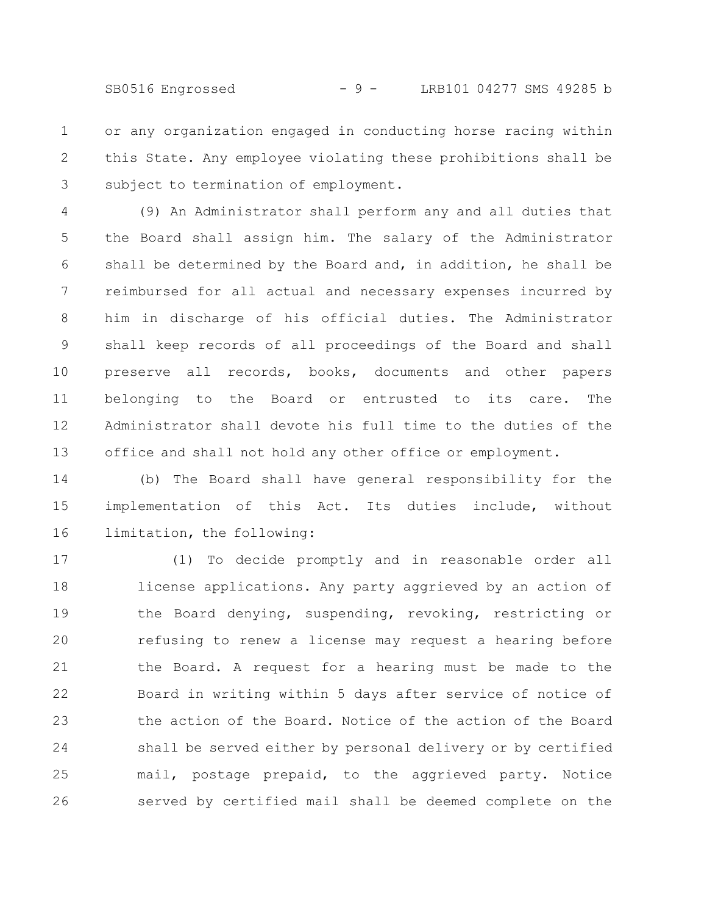or any organization engaged in conducting horse racing within this State. Any employee violating these prohibitions shall be subject to termination of employment.

(9) An Administrator shall perform any and all duties that the Board shall assign him. The salary of the Administrator shall be determined by the Board and, in addition, he shall be reimbursed for all actual and necessary expenses incurred by him in discharge of his official duties. The Administrator shall keep records of all proceedings of the Board and shall preserve all records, books, documents and other papers belonging to the Board or entrusted to its care. The Administrator shall devote his full time to the duties of the office and shall not hold any other office or employment.

(b) The Board shall have general responsibility for the implementation of this Act. Its duties include, without limitation, the following:

(1) To decide promptly and in reasonable order all license applications. Any party aggrieved by an action of the Board denying, suspending, revoking, restricting or refusing to renew a license may request a hearing before the Board. A request for a hearing must be made to the Board in writing within 5 days after service of notice of the action of the Board. Notice of the action of the Board shall be served either by personal delivery or by certified mail, postage prepaid, to the aggrieved party. Notice served by certified mail shall be deemed complete on the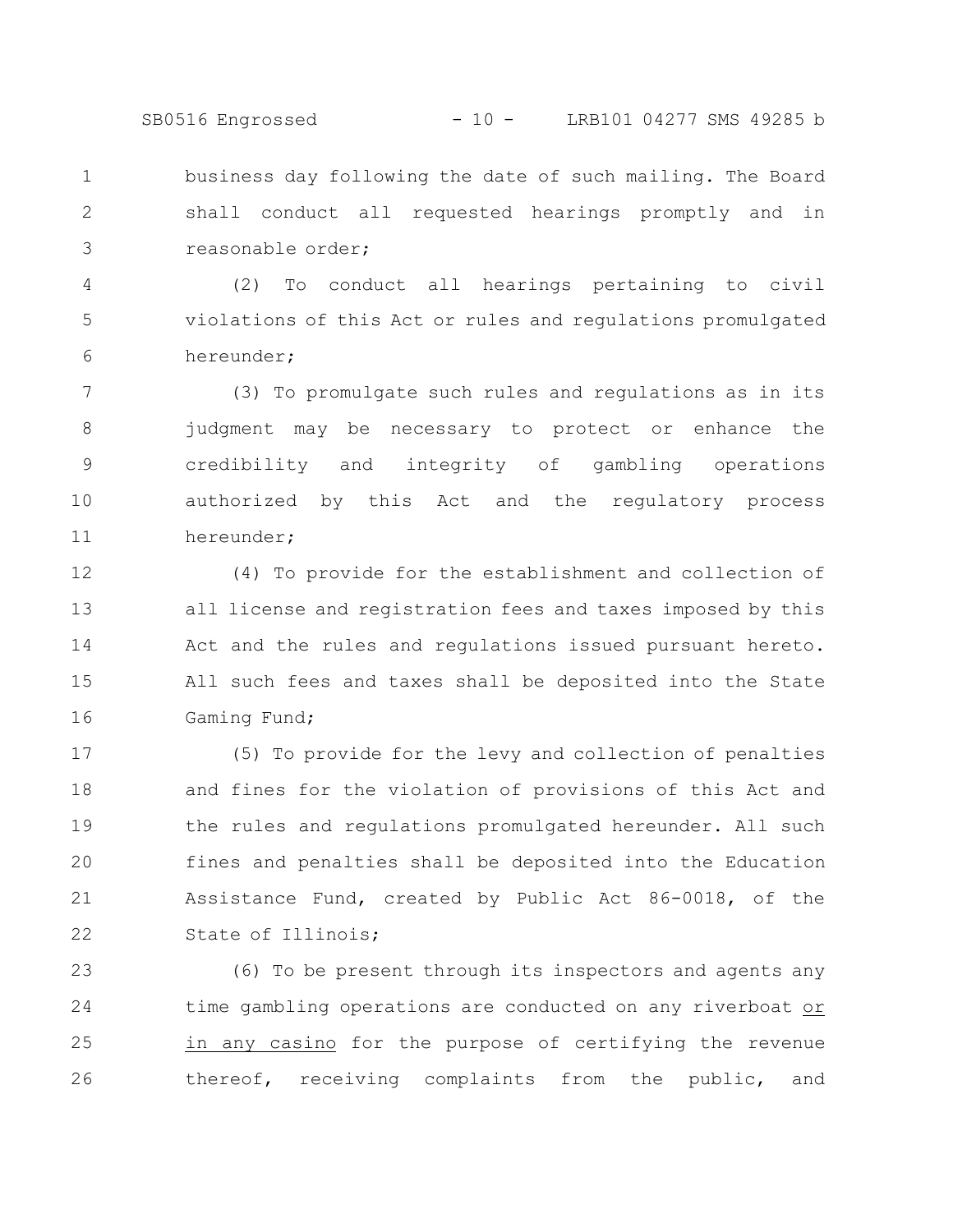business day following the date of such mailing. The Board shall conduct all requested hearings promptly and in reasonable order;

(2) To conduct all hearings pertaining to civil violations of this Act or rules and regulations promulgated hereunder;

(3) To promulgate such rules and regulations as in its judgment may be necessary to protect or enhance the credibility and integrity of gambling operations authorized by this Act and the regulatory process hereunder;

(4) To provide for the establishment and collection of all license and registration fees and taxes imposed by this Act and the rules and regulations issued pursuant hereto. All such fees and taxes shall be deposited into the State Gaming Fund;

(5) To provide for the levy and collection of penalties and fines for the violation of provisions of this Act and the rules and regulations promulgated hereunder. All such fines and penalties shall be deposited into the Education Assistance Fund, created by Public Act 86-0018, of the State of Illinois;

(6) To be present through its inspectors and agents any time gambling operations are conducted on any riverboat or in any casino for the purpose of certifying the revenue thereof, receiving complaints from the public, and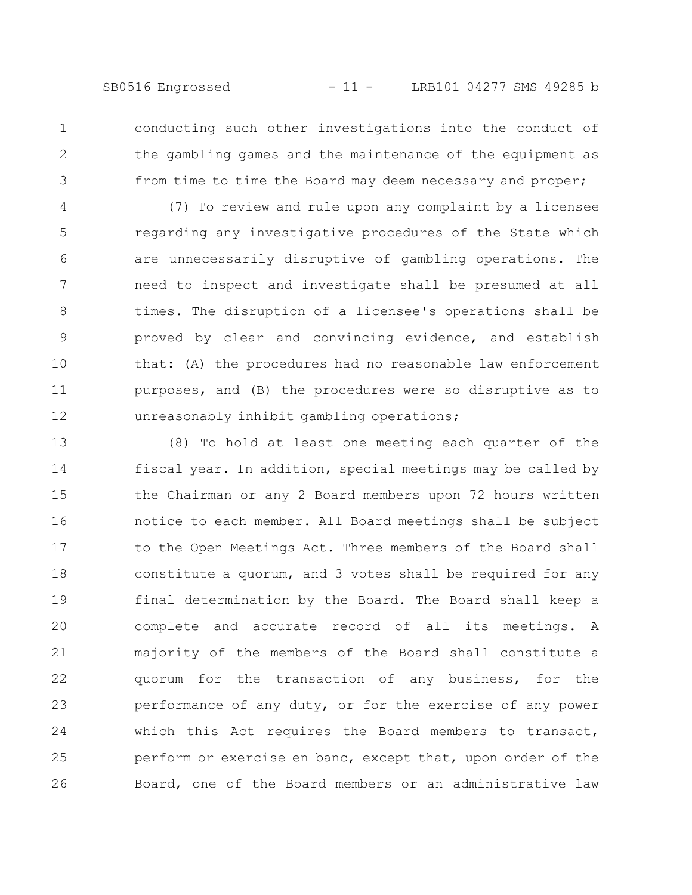conducting such other investigations into the conduct of the gambling games and the maintenance of the equipment as from time to time the Board may deem necessary and proper;

(7) To review and rule upon any complaint by a licensee regarding any investigative procedures of the State which are unnecessarily disruptive of gambling operations. The need to inspect and investigate shall be presumed at all times. The disruption of a licensee's operations shall be proved by clear and convincing evidence, and establish that: (A) the procedures had no reasonable law enforcement purposes, and (B) the procedures were so disruptive as to unreasonably inhibit gambling operations;

(8) To hold at least one meeting each quarter of the fiscal year. In addition, special meetings may be called by the Chairman or any 2 Board members upon 72 hours written notice to each member. All Board meetings shall be subject to the Open Meetings Act. Three members of the Board shall constitute a quorum, and 3 votes shall be required for any final determination by the Board. The Board shall keep a complete and accurate record of all its meetings. A majority of the members of the Board shall constitute a quorum for the transaction of any business, for the performance of any duty, or for the exercise of any power which this Act requires the Board members to transact, perform or exercise en banc, except that, upon order of the Board, one of the Board members or an administrative law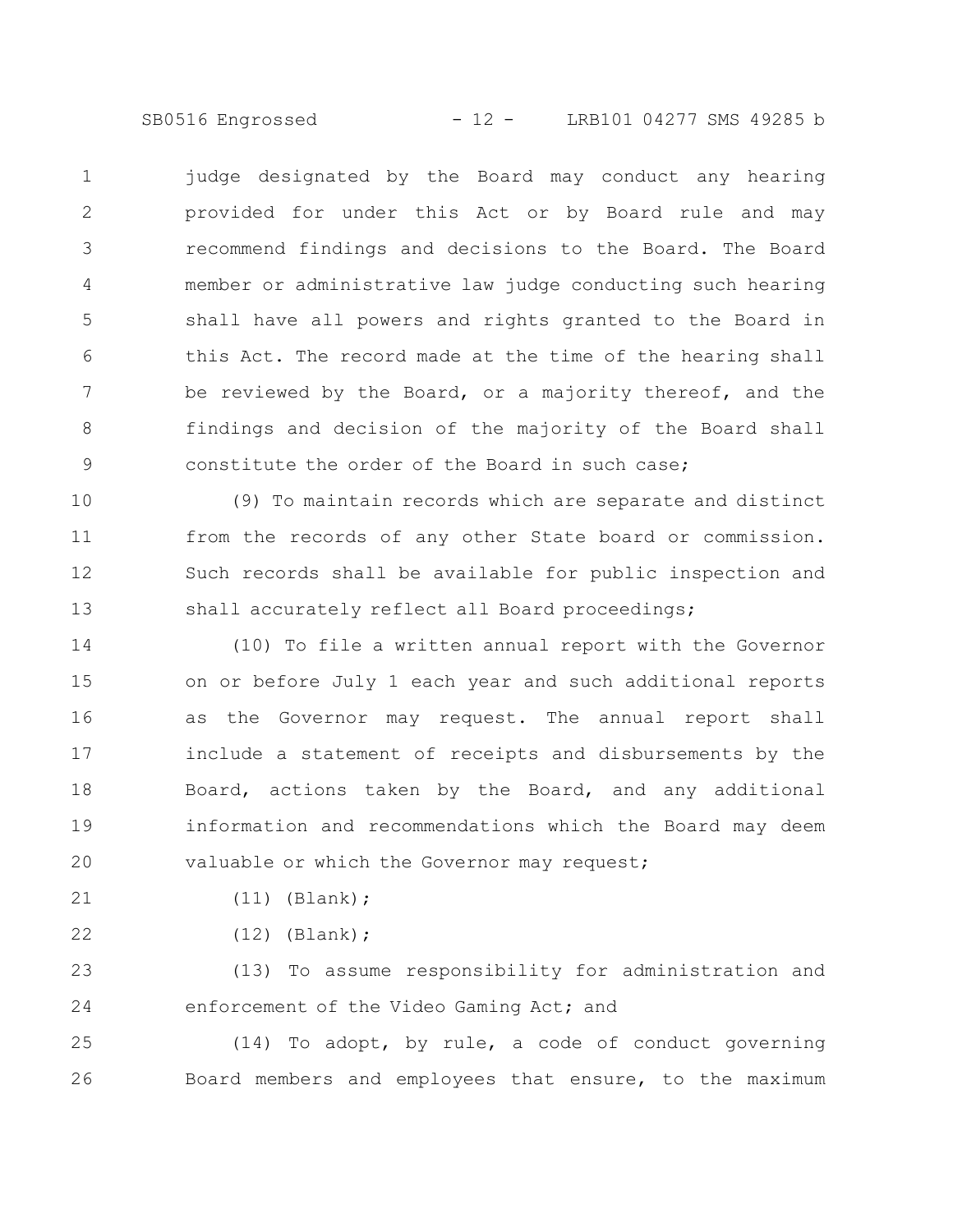judge designated by the Board may conduct any hearing provided for under this Act or by Board rule and may recommend findings and decisions to the Board. The Board member or administrative law judge conducting such hearing shall have all powers and rights granted to the Board in this Act. The record made at the time of the hearing shall be reviewed by the Board, or a majority thereof, and the findings and decision of the majority of the Board shall constitute the order of the Board in such case;

(9) To maintain records which are separate and distinct from the records of any other State board or commission. Such records shall be available for public inspection and shall accurately reflect all Board proceedings;

(10) To file a written annual report with the Governor on or before July 1 each year and such additional reports as the Governor may request. The annual report shall include a statement of receipts and disbursements by the Board, actions taken by the Board, and any additional information and recommendations which the Board may deem valuable or which the Governor may request;

(11) (Blank);

(12) (Blank);

(13) To assume responsibility for administration and enforcement of the Video Gaming Act; and

(14) To adopt, by rule, a code of conduct governing Board members and employees that ensure, to the maximum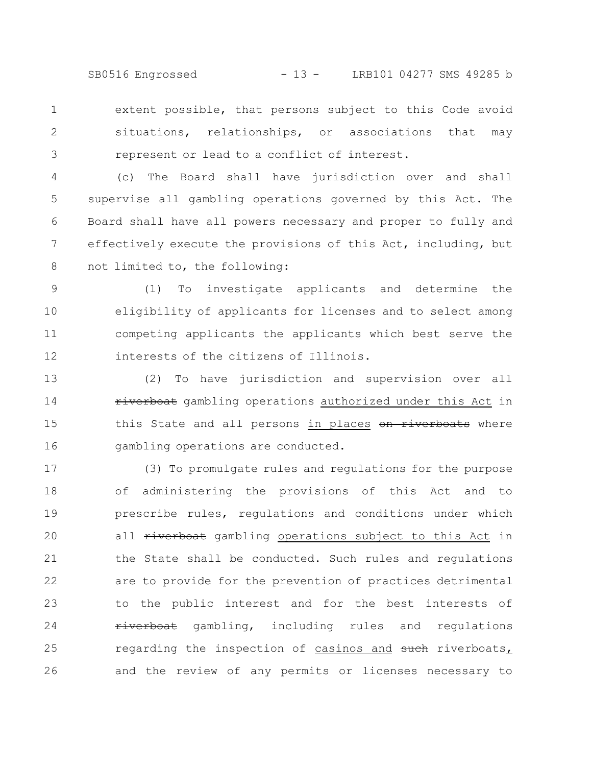extent possible, that persons subject to this Code avoid situations, relationships, or associations that may represent or lead to a conflict of interest.

(c) The Board shall have jurisdiction over and shall supervise all gambling operations governed by this Act. The Board shall have all powers necessary and proper to fully and effectively execute the provisions of this Act, including, but not limited to, the following:

(1) To investigate applicants and determine the eligibility of applicants for licenses and to select among competing applicants the applicants which best serve the interests of the citizens of Illinois.

(2) To have jurisdiction and supervision over all ~~riverboat~~ gambling operations <u>authorized under this Act</u> in this State and all persons <u>in places</u> ~~on riverboats~~ where gambling operations are conducted.

(3) To promulgate rules and regulations for the purpose of administering the provisions of this Act and to prescribe rules, regulations and conditions under which all ~~riverboat~~ gambling <u>operations subject to this Act</u> in the State shall be conducted. Such rules and regulations are to provide for the prevention of practices detrimental to the public interest and for the best interests of ~~riverboat~~ gambling, including rules and regulations regarding the inspection of <u>casinos and</u> ~~such~~ riverboats<u>,</u> and the review of any permits or licenses necessary to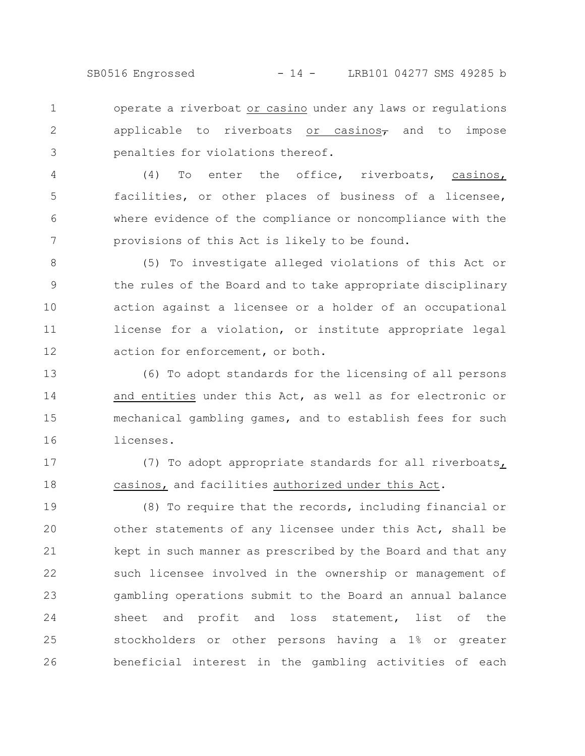operate a riverboat or casino under any laws or regulations applicable to riverboats or casinos, and to impose penalties for violations thereof.

(4) To enter the office, riverboats, casinos, facilities, or other places of business of a licensee, where evidence of the compliance or noncompliance with the provisions of this Act is likely to be found.

(5) To investigate alleged violations of this Act or the rules of the Board and to take appropriate disciplinary action against a licensee or a holder of an occupational license for a violation, or institute appropriate legal action for enforcement, or both.

(6) To adopt standards for the licensing of all persons and entities under this Act, as well as for electronic or mechanical gambling games, and to establish fees for such licenses.

(7) To adopt appropriate standards for all riverboats, casinos, and facilities authorized under this Act.

(8) To require that the records, including financial or other statements of any licensee under this Act, shall be kept in such manner as prescribed by the Board and that any such licensee involved in the ownership or management of gambling operations submit to the Board an annual balance sheet and profit and loss statement, list of the stockholders or other persons having a 1% or greater beneficial interest in the gambling activities of each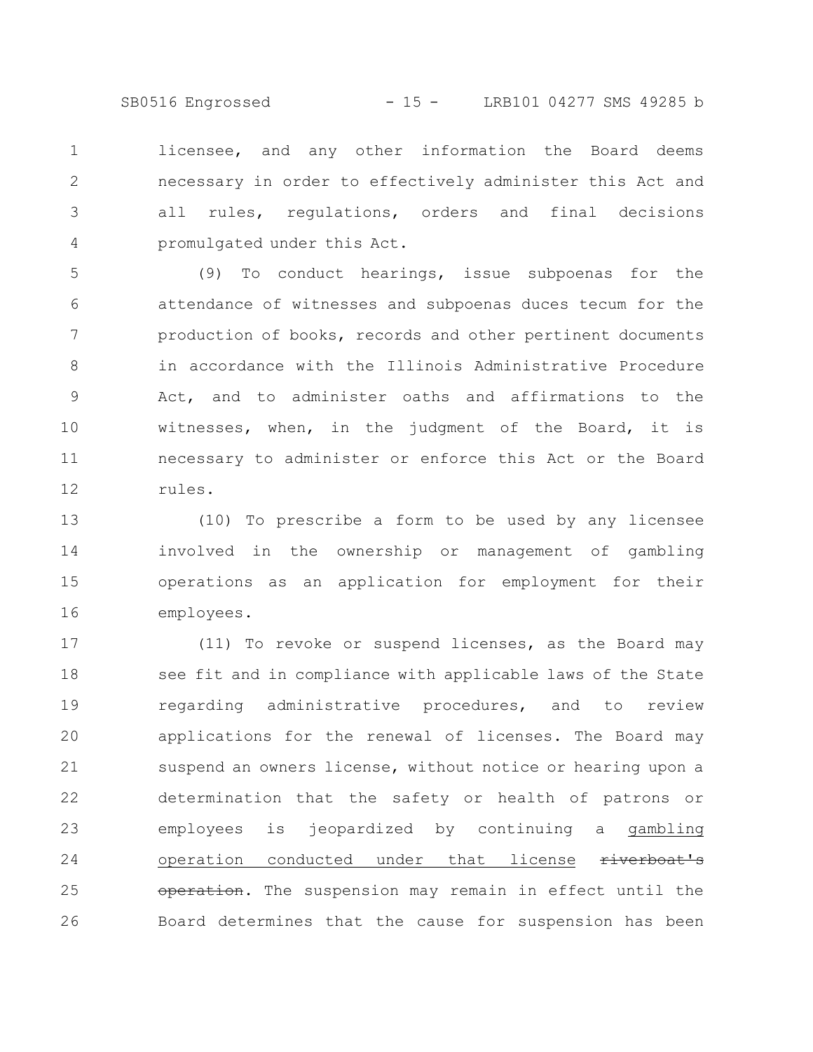licensee, and any other information the Board deems necessary in order to effectively administer this Act and all rules, regulations, orders and final decisions promulgated under this Act.

(9) To conduct hearings, issue subpoenas for the attendance of witnesses and subpoenas duces tecum for the production of books, records and other pertinent documents in accordance with the Illinois Administrative Procedure Act, and to administer oaths and affirmations to the witnesses, when, in the judgment of the Board, it is necessary to administer or enforce this Act or the Board rules.

(10) To prescribe a form to be used by any licensee involved in the ownership or management of gambling operations as an application for employment for their employees.

(11) To revoke or suspend licenses, as the Board may see fit and in compliance with applicable laws of the State regarding administrative procedures, and to review applications for the renewal of licenses. The Board may suspend an owners license, without notice or hearing upon a determination that the safety or health of patrons or employees is jeopardized by continuing a <u>gambling operation conducted under that license</u> ~~riverboat's operation~~. The suspension may remain in effect until the Board determines that the cause for suspension has been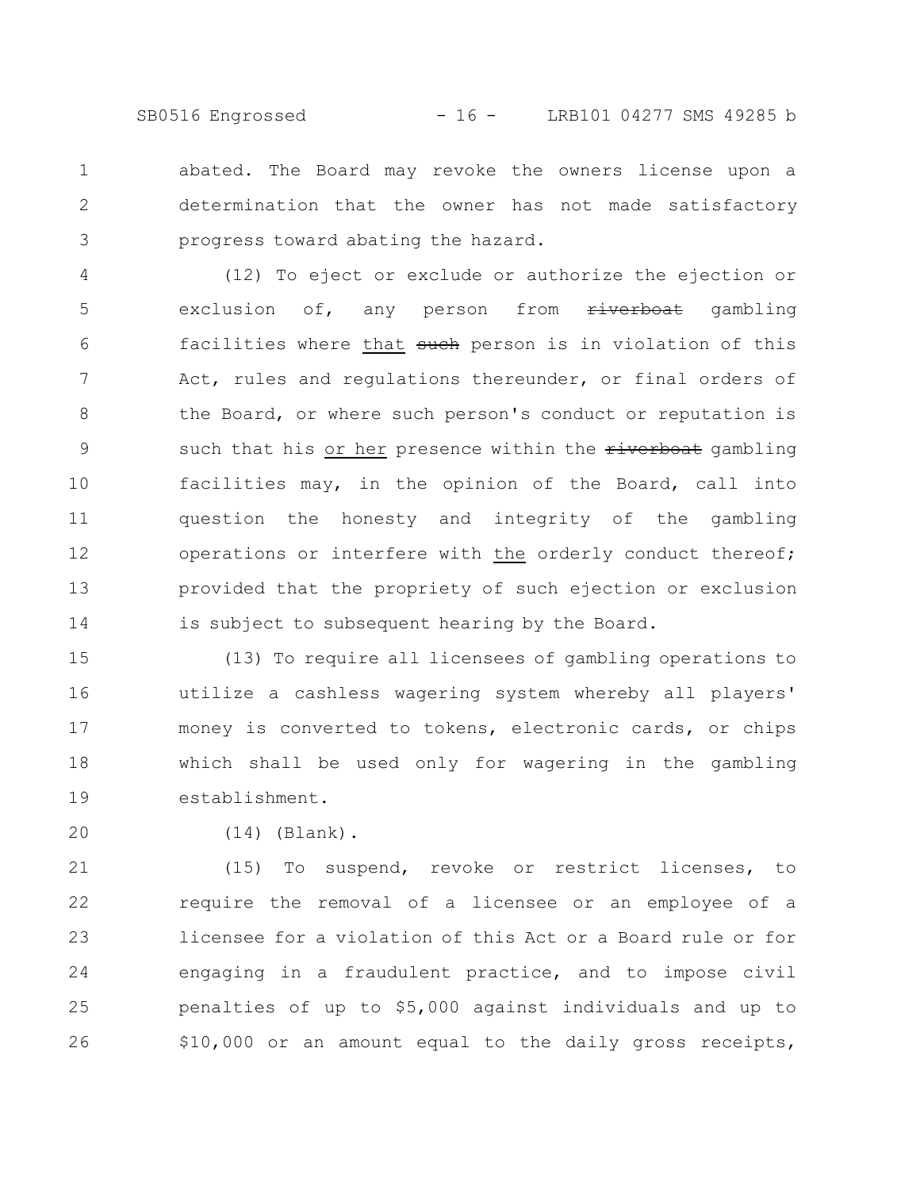abated. The Board may revoke the owners license upon a determination that the owner has not made satisfactory progress toward abating the hazard.

(12) To eject or exclude or authorize the ejection or exclusion of, any person from ~~riverboat~~ gambling facilities where that ~~such~~ person is in violation of this Act, rules and regulations thereunder, or final orders of the Board, or where such person's conduct or reputation is such that his or her presence within the ~~riverboat~~ gambling facilities may, in the opinion of the Board, call into question the honesty and integrity of the gambling operations or interfere with the orderly conduct thereof; provided that the propriety of such ejection or exclusion is subject to subsequent hearing by the Board.

(13) To require all licensees of gambling operations to utilize a cashless wagering system whereby all players' money is converted to tokens, electronic cards, or chips which shall be used only for wagering in the gambling establishment.

(14) (Blank).

(15) To suspend, revoke or restrict licenses, to require the removal of a licensee or an employee of a licensee for a violation of this Act or a Board rule or for engaging in a fraudulent practice, and to impose civil penalties of up to $5,000 against individuals and up to $10,000 or an amount equal to the daily gross receipts,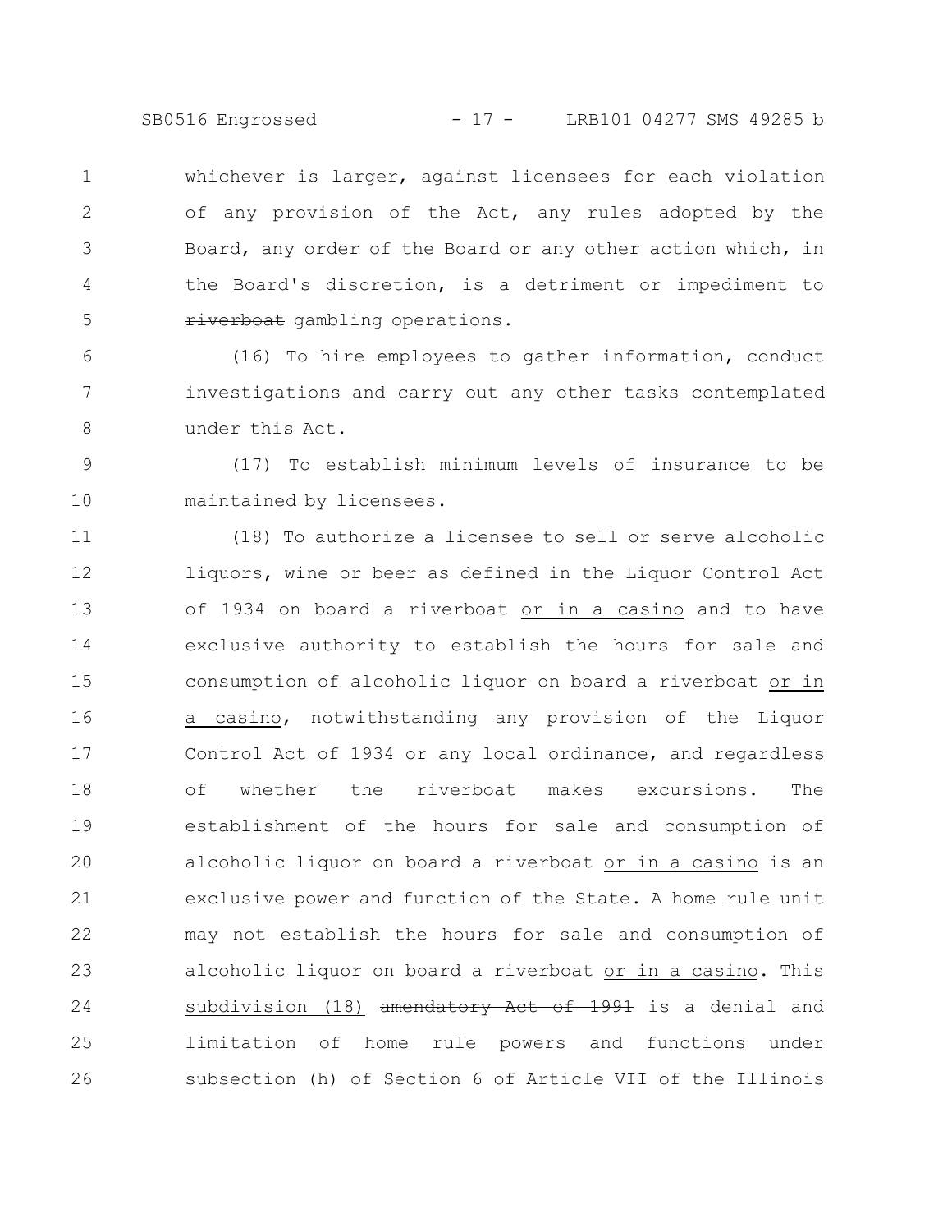whichever is larger, against licensees for each violation of any provision of the Act, any rules adopted by the Board, any order of the Board or any other action which, in the Board's discretion, is a detriment or impediment to ~~riverboat~~ gambling operations.

(16) To hire employees to gather information, conduct investigations and carry out any other tasks contemplated under this Act.

(17) To establish minimum levels of insurance to be maintained by licensees.

(18) To authorize a licensee to sell or serve alcoholic liquors, wine or beer as defined in the Liquor Control Act of 1934 on board a riverboat or in a casino and to have exclusive authority to establish the hours for sale and consumption of alcoholic liquor on board a riverboat or in a casino, notwithstanding any provision of the Liquor Control Act of 1934 or any local ordinance, and regardless of whether the riverboat makes excursions. The establishment of the hours for sale and consumption of alcoholic liquor on board a riverboat or in a casino is an exclusive power and function of the State. A home rule unit may not establish the hours for sale and consumption of alcoholic liquor on board a riverboat or in a casino. This subdivision (18) ~~amendatory Act of 1991~~ is a denial and limitation of home rule powers and functions under subsection (h) of Section 6 of Article VII of the Illinois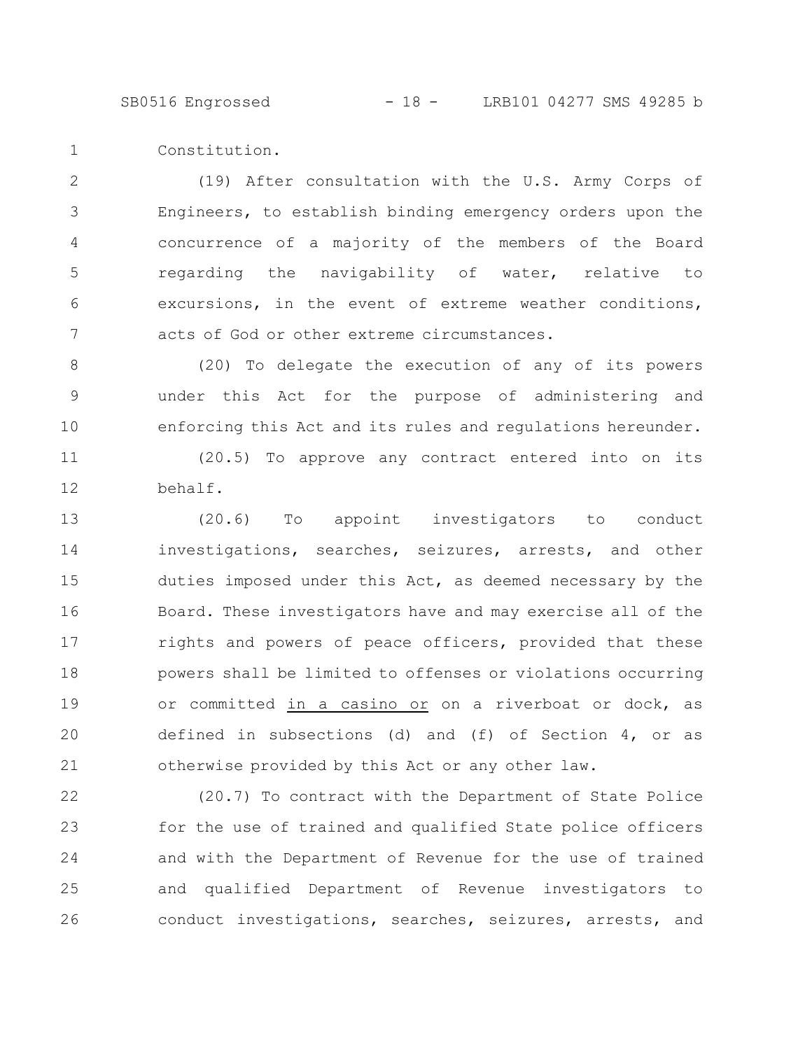Constitution.

(19) After consultation with the U.S. Army Corps of Engineers, to establish binding emergency orders upon the concurrence of a majority of the members of the Board regarding the navigability of water, relative to excursions, in the event of extreme weather conditions, acts of God or other extreme circumstances.

(20) To delegate the execution of any of its powers under this Act for the purpose of administering and enforcing this Act and its rules and regulations hereunder.

(20.5) To approve any contract entered into on its behalf.

(20.6) To appoint investigators to conduct investigations, searches, seizures, arrests, and other duties imposed under this Act, as deemed necessary by the Board. These investigators have and may exercise all of the rights and powers of peace officers, provided that these powers shall be limited to offenses or violations occurring or committed <u>in a casino or</u> on a riverboat or dock, as defined in subsections (d) and (f) of Section 4, or as otherwise provided by this Act or any other law.

(20.7) To contract with the Department of State Police for the use of trained and qualified State police officers and with the Department of Revenue for the use of trained and qualified Department of Revenue investigators to conduct investigations, searches, seizures, arrests, and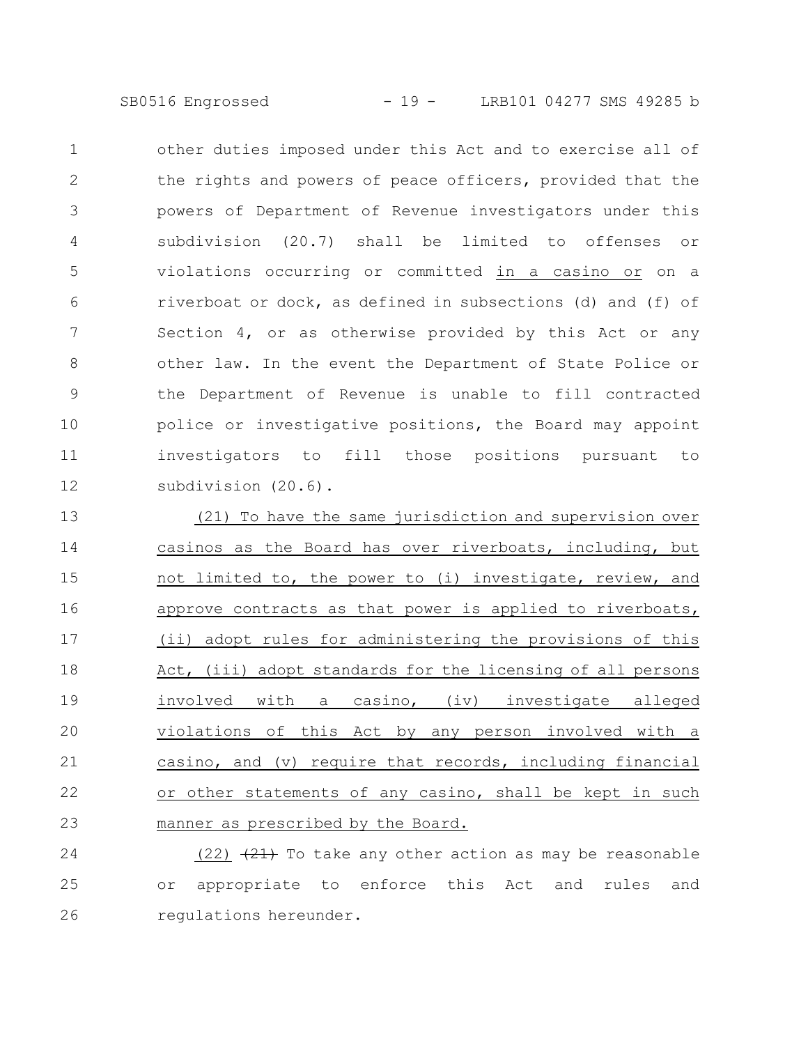other duties imposed under this Act and to exercise all of the rights and powers of peace officers, provided that the powers of Department of Revenue investigators under this subdivision (20.7) shall be limited to offenses or violations occurring or committed in a casino or on a riverboat or dock, as defined in subsections (d) and (f) of Section 4, or as otherwise provided by this Act or any other law. In the event the Department of State Police or the Department of Revenue is unable to fill contracted police or investigative positions, the Board may appoint investigators to fill those positions pursuant to subdivision (20.6).

(21) To have the same jurisdiction and supervision over casinos as the Board has over riverboats, including, but not limited to, the power to (i) investigate, review, and approve contracts as that power is applied to riverboats, (ii) adopt rules for administering the provisions of this Act, (iii) adopt standards for the licensing of all persons involved with a casino, (iv) investigate alleged violations of this Act by any person involved with a casino, and (v) require that records, including financial or other statements of any casino, shall be kept in such manner as prescribed by the Board.

(22) ~~(21)~~ To take any other action as may be reasonable or appropriate to enforce this Act and rules and regulations hereunder.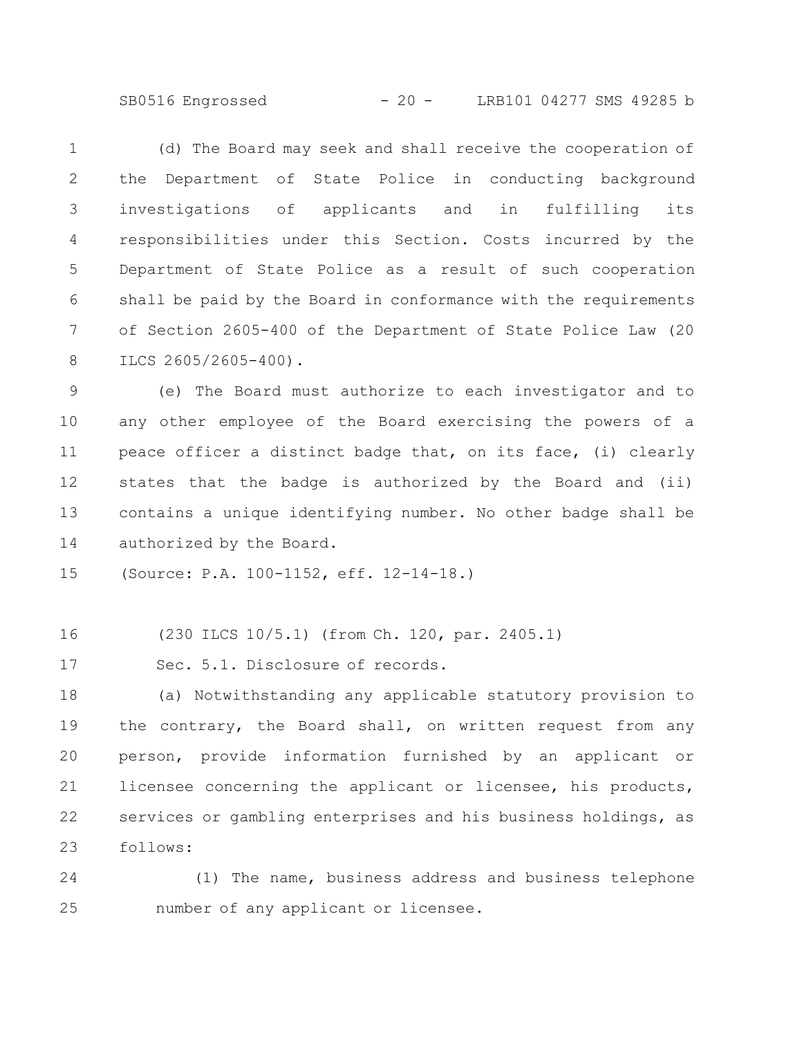(d) The Board may seek and shall receive the cooperation of the Department of State Police in conducting background investigations of applicants and in fulfilling its responsibilities under this Section. Costs incurred by the Department of State Police as a result of such cooperation shall be paid by the Board in conformance with the requirements of Section 2605-400 of the Department of State Police Law (20 ILCS 2605/2605-400).

(e) The Board must authorize to each investigator and to any other employee of the Board exercising the powers of a peace officer a distinct badge that, on its face, (i) clearly states that the badge is authorized by the Board and (ii) contains a unique identifying number. No other badge shall be authorized by the Board.

(Source: P.A. 100-1152, eff. 12-14-18.)

(230 ILCS 10/5.1) (from Ch. 120, par. 2405.1)

Sec. 5.1. Disclosure of records.

(a) Notwithstanding any applicable statutory provision to the contrary, the Board shall, on written request from any person, provide information furnished by an applicant or licensee concerning the applicant or licensee, his products, services or gambling enterprises and his business holdings, as follows:

(1) The name, business address and business telephone number of any applicant or licensee.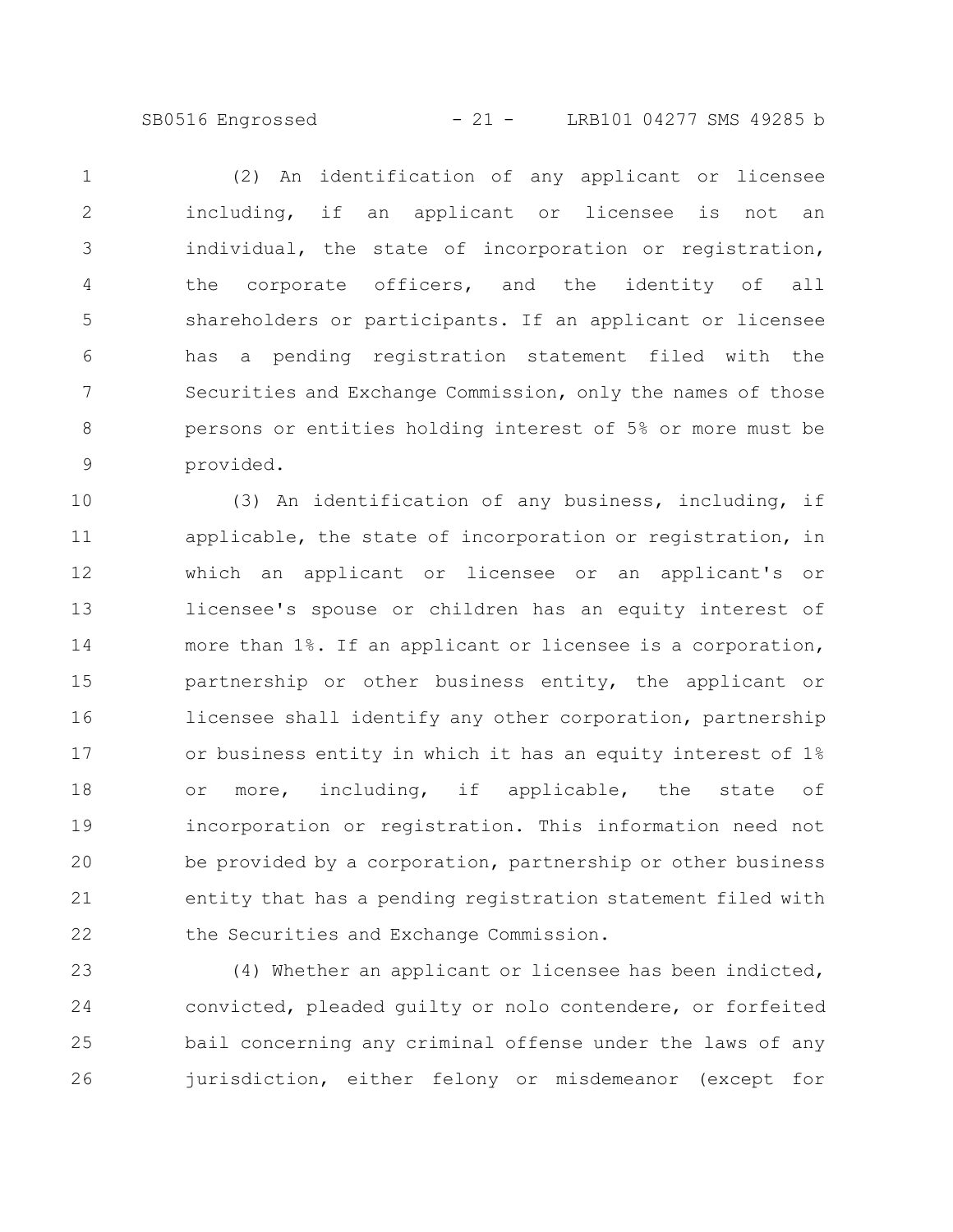(2) An identification of any applicant or licensee including, if an applicant or licensee is not an individual, the state of incorporation or registration, the corporate officers, and the identity of all shareholders or participants. If an applicant or licensee has a pending registration statement filed with the Securities and Exchange Commission, only the names of those persons or entities holding interest of 5% or more must be provided.

(3) An identification of any business, including, if applicable, the state of incorporation or registration, in which an applicant or licensee or an applicant's or licensee's spouse or children has an equity interest of more than 1%. If an applicant or licensee is a corporation, partnership or other business entity, the applicant or licensee shall identify any other corporation, partnership or business entity in which it has an equity interest of 1% or more, including, if applicable, the state of incorporation or registration. This information need not be provided by a corporation, partnership or other business entity that has a pending registration statement filed with the Securities and Exchange Commission.

(4) Whether an applicant or licensee has been indicted, convicted, pleaded guilty or nolo contendere, or forfeited bail concerning any criminal offense under the laws of any jurisdiction, either felony or misdemeanor (except for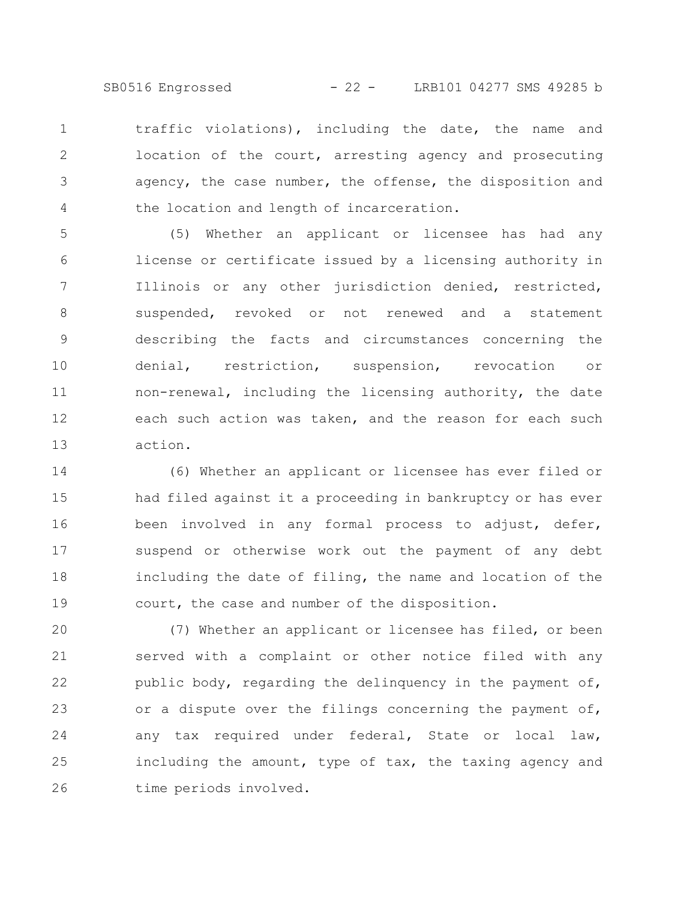traffic violations), including the date, the name and location of the court, arresting agency and prosecuting agency, the case number, the offense, the disposition and the location and length of incarceration.

(5) Whether an applicant or licensee has had any license or certificate issued by a licensing authority in Illinois or any other jurisdiction denied, restricted, suspended, revoked or not renewed and a statement describing the facts and circumstances concerning the denial, restriction, suspension, revocation or non-renewal, including the licensing authority, the date each such action was taken, and the reason for each such action.

(6) Whether an applicant or licensee has ever filed or had filed against it a proceeding in bankruptcy or has ever been involved in any formal process to adjust, defer, suspend or otherwise work out the payment of any debt including the date of filing, the name and location of the court, the case and number of the disposition.

(7) Whether an applicant or licensee has filed, or been served with a complaint or other notice filed with any public body, regarding the delinquency in the payment of, or a dispute over the filings concerning the payment of, any tax required under federal, State or local law, including the amount, type of tax, the taxing agency and time periods involved.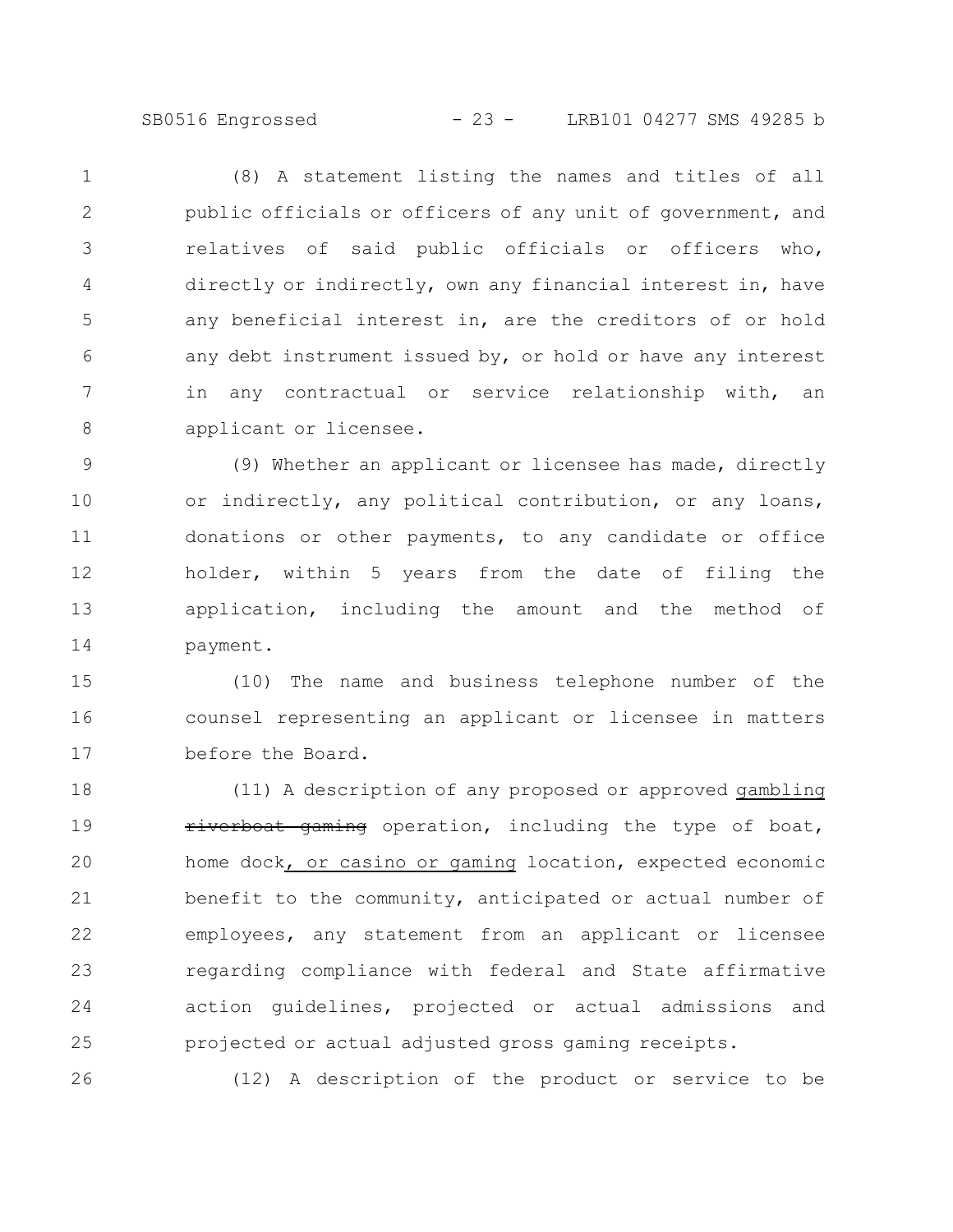(8) A statement listing the names and titles of all public officials or officers of any unit of government, and relatives of said public officials or officers who, directly or indirectly, own any financial interest in, have any beneficial interest in, are the creditors of or hold any debt instrument issued by, or hold or have any interest in any contractual or service relationship with, an applicant or licensee.

(9) Whether an applicant or licensee has made, directly or indirectly, any political contribution, or any loans, donations or other payments, to any candidate or office holder, within 5 years from the date of filing the application, including the amount and the method of payment.

(10) The name and business telephone number of the counsel representing an applicant or licensee in matters before the Board.

(11) A description of any proposed or approved gambling ~~riverboat gaming~~ operation, including the type of boat, home dock, or casino or gaming location, expected economic benefit to the community, anticipated or actual number of employees, any statement from an applicant or licensee regarding compliance with federal and State affirmative action guidelines, projected or actual admissions and projected or actual adjusted gross gaming receipts.

(12) A description of the product or service to be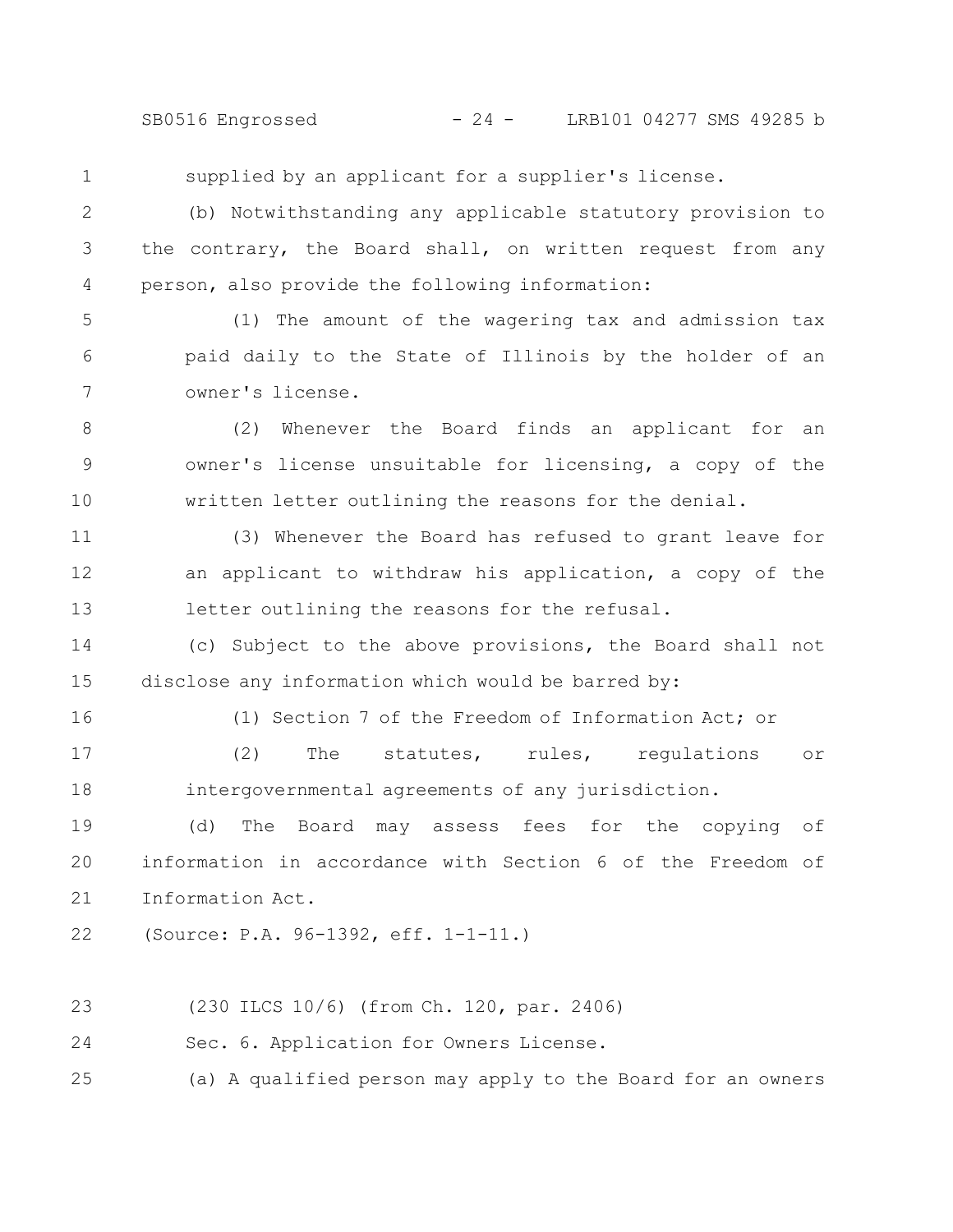supplied by an applicant for a supplier's license.

(b) Notwithstanding any applicable statutory provision to the contrary, the Board shall, on written request from any person, also provide the following information:

(1) The amount of the wagering tax and admission tax paid daily to the State of Illinois by the holder of an owner's license.

(2) Whenever the Board finds an applicant for an owner's license unsuitable for licensing, a copy of the written letter outlining the reasons for the denial.

(3) Whenever the Board has refused to grant leave for an applicant to withdraw his application, a copy of the letter outlining the reasons for the refusal.

(c) Subject to the above provisions, the Board shall not disclose any information which would be barred by:

(1) Section 7 of the Freedom of Information Act; or

(2) The statutes, rules, regulations or intergovernmental agreements of any jurisdiction.

(d) The Board may assess fees for the copying of information in accordance with Section 6 of the Freedom of Information Act.

(Source: P.A. 96-1392, eff. 1-1-11.)

(230 ILCS 10/6) (from Ch. 120, par. 2406)

Sec. 6. Application for Owners License.

(a) A qualified person may apply to the Board for an owners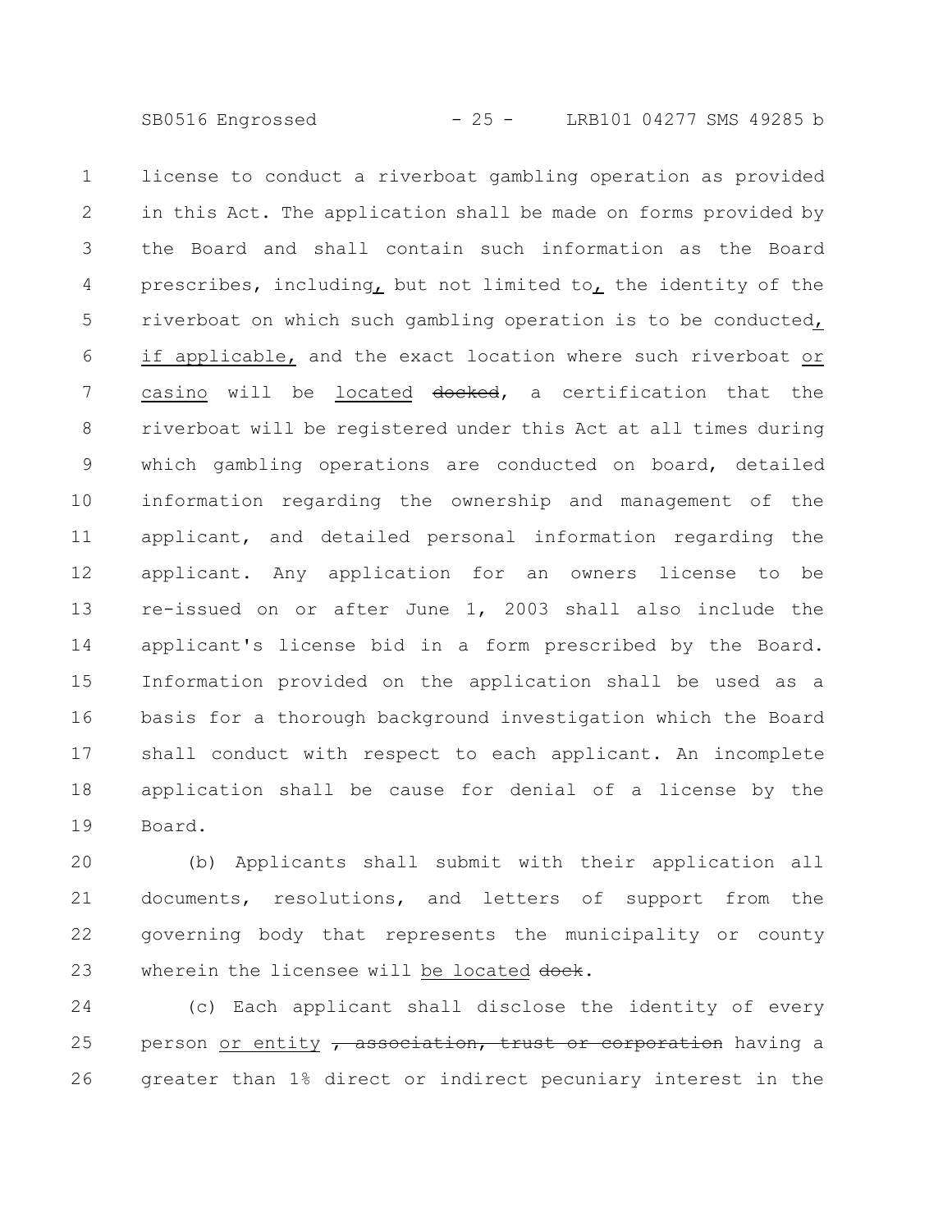license to conduct a riverboat gambling operation as provided in this Act. The application shall be made on forms provided by the Board and shall contain such information as the Board prescribes, including, but not limited to, the identity of the riverboat on which such gambling operation is to be conducted, if applicable, and the exact location where such riverboat or casino will be located ~~docked~~, a certification that the riverboat will be registered under this Act at all times during which gambling operations are conducted on board, detailed information regarding the ownership and management of the applicant, and detailed personal information regarding the applicant. Any application for an owners license to be re-issued on or after June 1, 2003 shall also include the applicant's license bid in a form prescribed by the Board. Information provided on the application shall be used as a basis for a thorough background investigation which the Board shall conduct with respect to each applicant. An incomplete application shall be cause for denial of a license by the Board.

(b) Applicants shall submit with their application all documents, resolutions, and letters of support from the governing body that represents the municipality or county wherein the licensee will be located ~~dock~~.

(c) Each applicant shall disclose the identity of every person or entity ~~, association, trust or corporation~~ having a greater than 1% direct or indirect pecuniary interest in the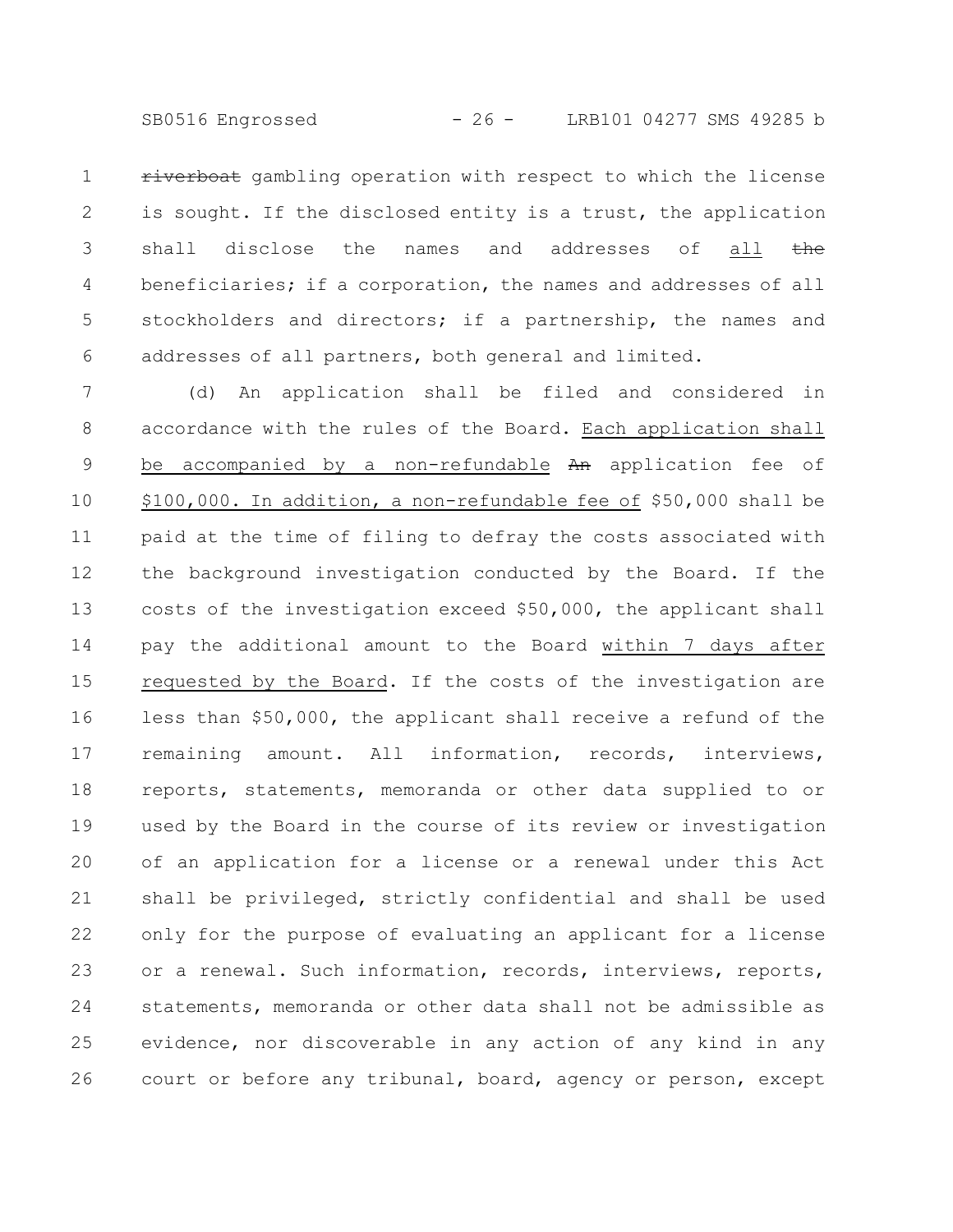~~riverboat~~ gambling operation with respect to which the license is sought. If the disclosed entity is a trust, the application shall disclose the names and addresses of <u>all</u> ~~the~~ beneficiaries; if a corporation, the names and addresses of all stockholders and directors; if a partnership, the names and addresses of all partners, both general and limited.

(d) An application shall be filed and considered in accordance with the rules of the Board. <u>Each application shall be accompanied by a non-refundable</u> ~~An~~ application fee of <u>$100,000. In addition, a non-refundable fee of</u> $50,000 shall be paid at the time of filing to defray the costs associated with the background investigation conducted by the Board. If the costs of the investigation exceed $50,000, the applicant shall pay the additional amount to the Board <u>within 7 days after requested by the Board</u>. If the costs of the investigation are less than $50,000, the applicant shall receive a refund of the remaining amount. All information, records, interviews, reports, statements, memoranda or other data supplied to or used by the Board in the course of its review or investigation of an application for a license or a renewal under this Act shall be privileged, strictly confidential and shall be used only for the purpose of evaluating an applicant for a license or a renewal. Such information, records, interviews, reports, statements, memoranda or other data shall not be admissible as evidence, nor discoverable in any action of any kind in any court or before any tribunal, board, agency or person, except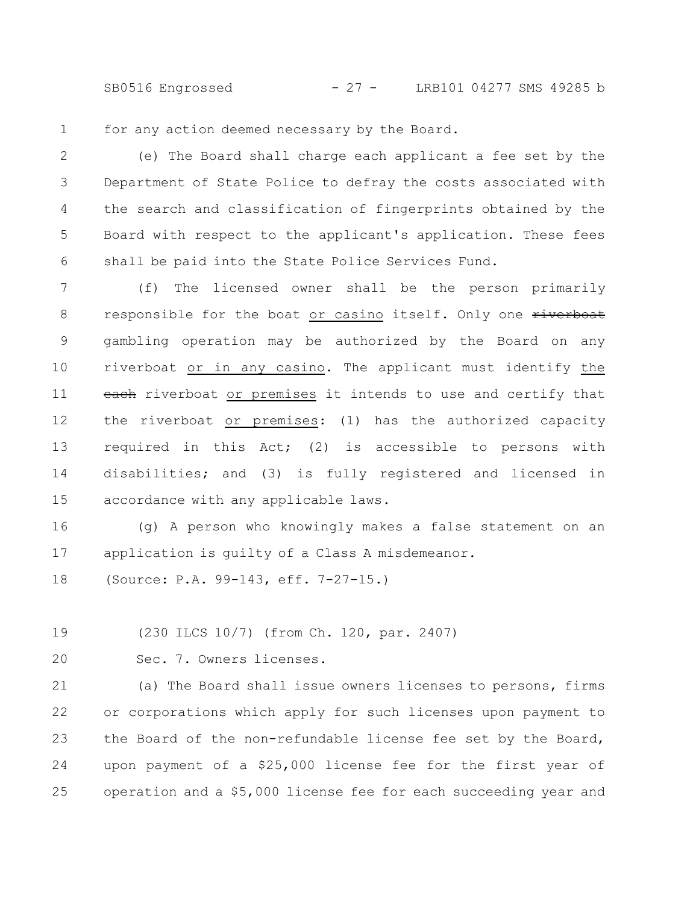for any action deemed necessary by the Board.

(e) The Board shall charge each applicant a fee set by the Department of State Police to defray the costs associated with the search and classification of fingerprints obtained by the Board with respect to the applicant's application. These fees shall be paid into the State Police Services Fund.

(f) The licensed owner shall be the person primarily responsible for the boat <u>or casino</u> itself. Only one ~~riverboat~~ gambling operation may be authorized by the Board on any riverboat <u>or in any casino</u>. The applicant must identify <u>the</u> ~~each~~ riverboat <u>or premises</u> it intends to use and certify that the riverboat <u>or premises</u>: (1) has the authorized capacity required in this Act; (2) is accessible to persons with disabilities; and (3) is fully registered and licensed in accordance with any applicable laws.

(g) A person who knowingly makes a false statement on an application is guilty of a Class A misdemeanor.

(Source: P.A. 99-143, eff. 7-27-15.)

(230 ILCS 10/7) (from Ch. 120, par. 2407)

Sec. 7. Owners licenses.

(a) The Board shall issue owners licenses to persons, firms or corporations which apply for such licenses upon payment to the Board of the non-refundable license fee set by the Board, upon payment of a $25,000 license fee for the first year of operation and a $5,000 license fee for each succeeding year and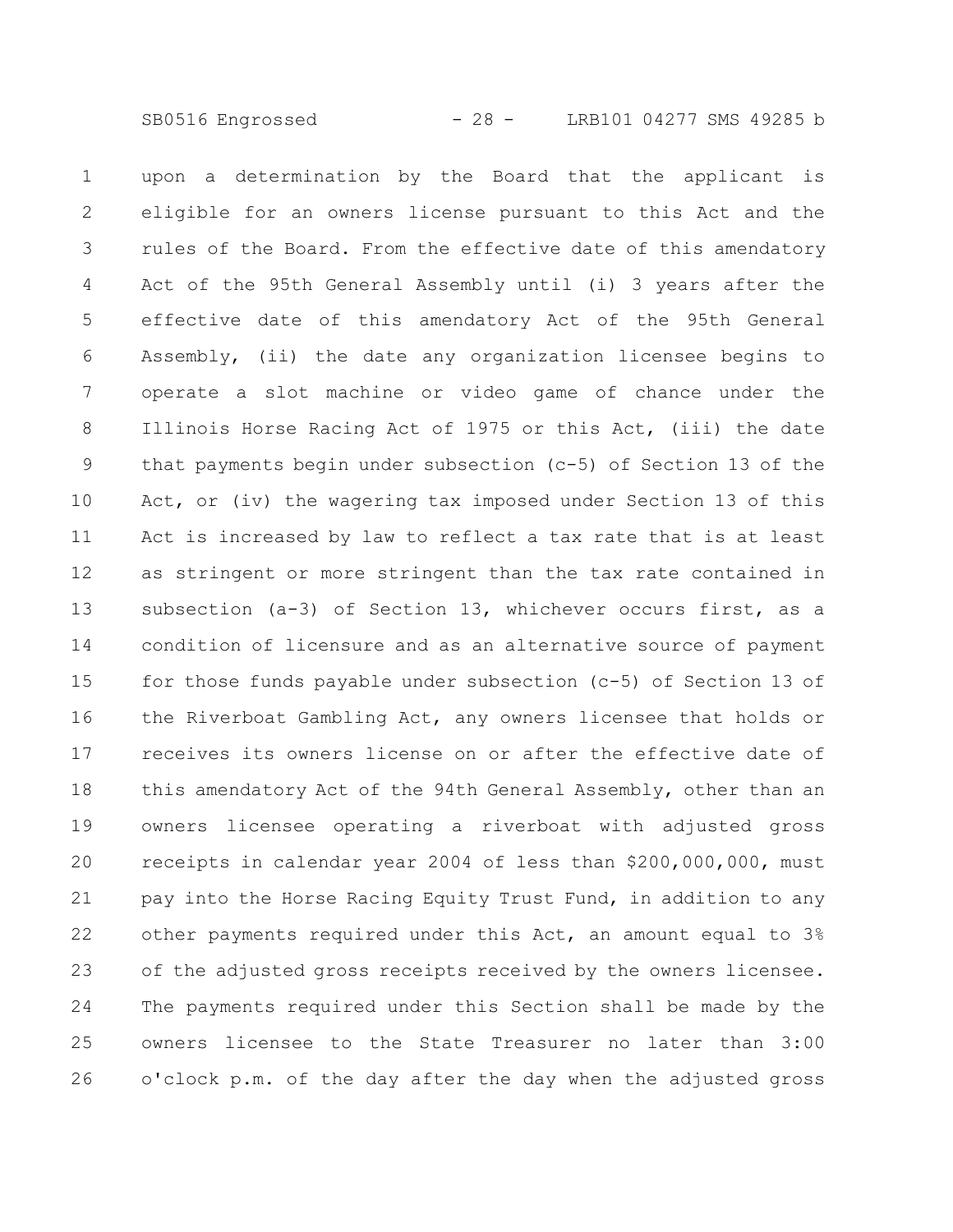upon a determination by the Board that the applicant is eligible for an owners license pursuant to this Act and the rules of the Board. From the effective date of this amendatory Act of the 95th General Assembly until (i) 3 years after the effective date of this amendatory Act of the 95th General Assembly, (ii) the date any organization licensee begins to operate a slot machine or video game of chance under the Illinois Horse Racing Act of 1975 or this Act, (iii) the date that payments begin under subsection (c-5) of Section 13 of the Act, or (iv) the wagering tax imposed under Section 13 of this Act is increased by law to reflect a tax rate that is at least as stringent or more stringent than the tax rate contained in subsection (a-3) of Section 13, whichever occurs first, as a condition of licensure and as an alternative source of payment for those funds payable under subsection (c-5) of Section 13 of the Riverboat Gambling Act, any owners licensee that holds or receives its owners license on or after the effective date of this amendatory Act of the 94th General Assembly, other than an owners licensee operating a riverboat with adjusted gross receipts in calendar year 2004 of less than $200,000,000, must pay into the Horse Racing Equity Trust Fund, in addition to any other payments required under this Act, an amount equal to 3% of the adjusted gross receipts received by the owners licensee. The payments required under this Section shall be made by the owners licensee to the State Treasurer no later than 3:00 o'clock p.m. of the day after the day when the adjusted gross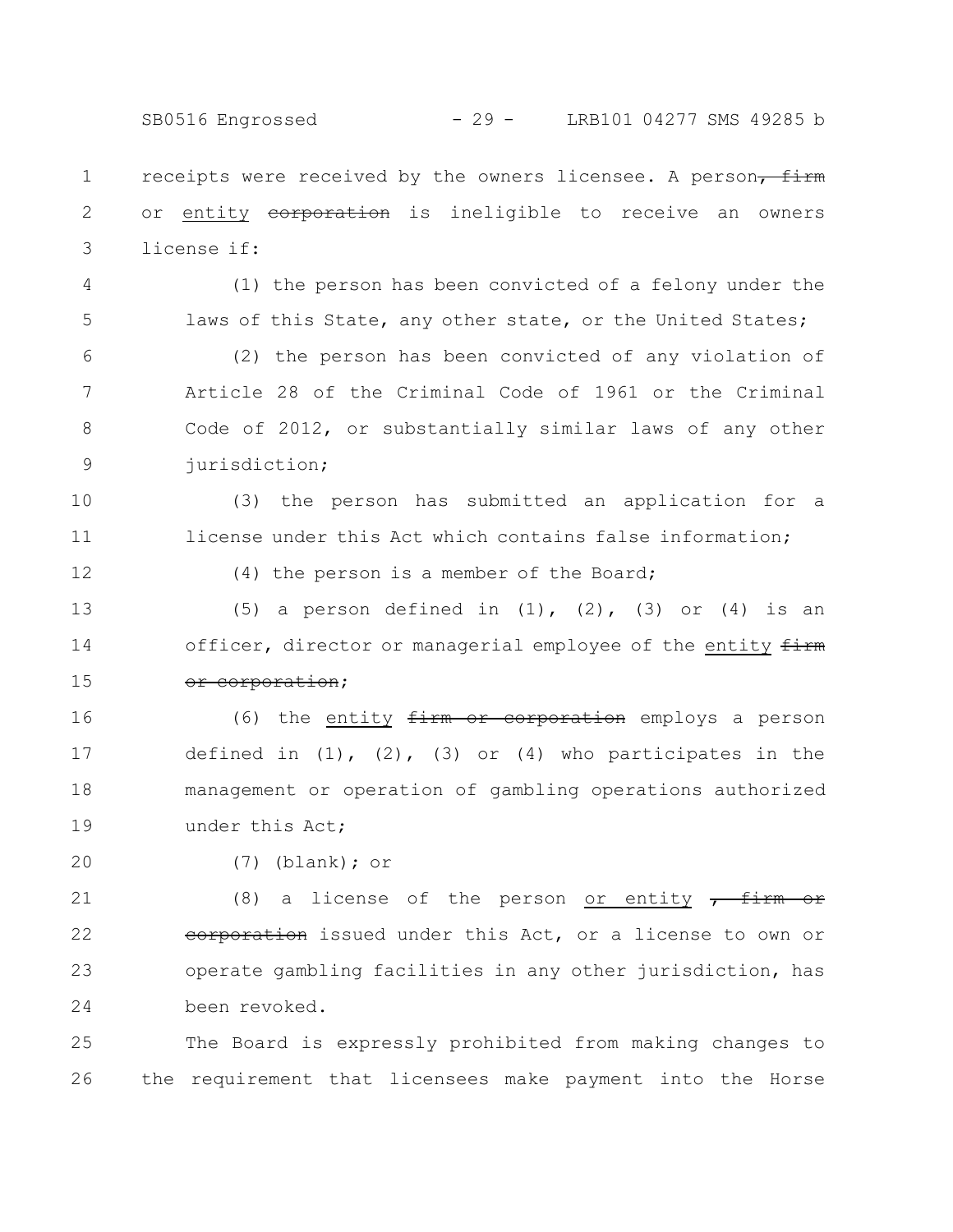receipts were received by the owners licensee. A person~~, firm~~ or entity ~~corporation~~ is ineligible to receive an owners license if:

(1) the person has been convicted of a felony under the laws of this State, any other state, or the United States;

(2) the person has been convicted of any violation of Article 28 of the Criminal Code of 1961 or the Criminal Code of 2012, or substantially similar laws of any other jurisdiction;

(3) the person has submitted an application for a license under this Act which contains false information;

(4) the person is a member of the Board;

(5) a person defined in (1), (2), (3) or (4) is an officer, director or managerial employee of the entity ~~firm or corporation~~;

(6) the entity ~~firm or corporation~~ employs a person defined in (1), (2), (3) or (4) who participates in the management or operation of gambling operations authorized under this Act;

(7) (blank); or

(8) a license of the person or entity ~~, firm or corporation~~ issued under this Act, or a license to own or operate gambling facilities in any other jurisdiction, has been revoked.

The Board is expressly prohibited from making changes to the requirement that licensees make payment into the Horse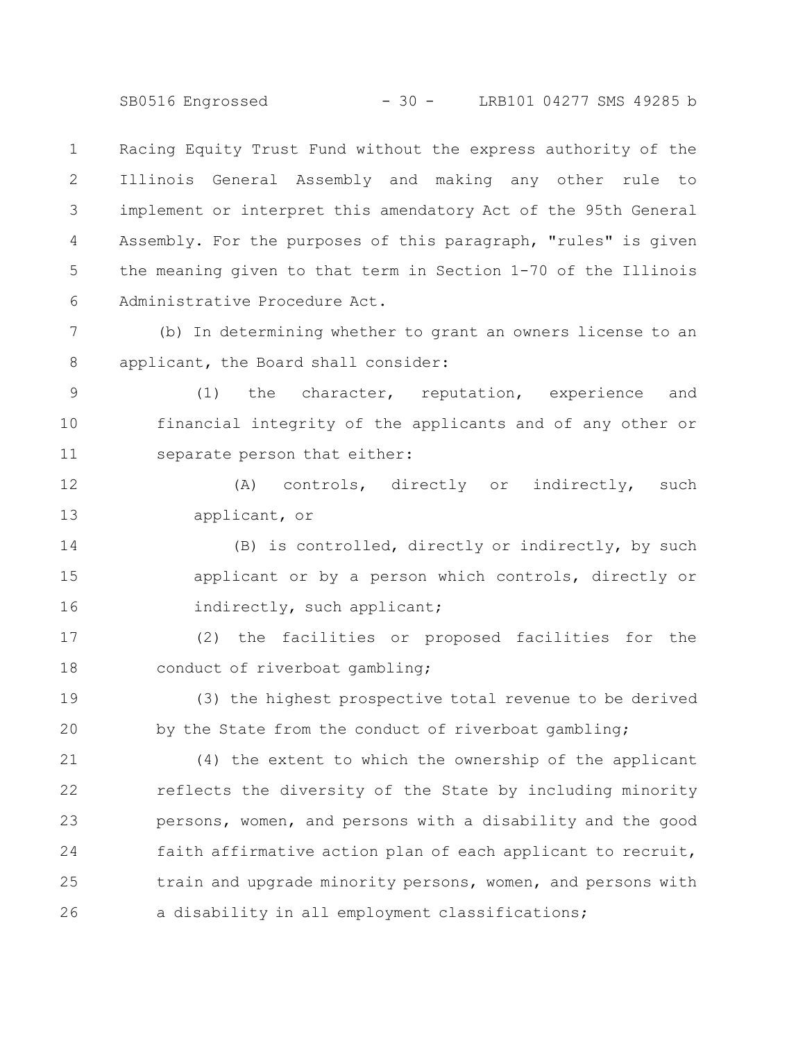Racing Equity Trust Fund without the express authority of the Illinois General Assembly and making any other rule to implement or interpret this amendatory Act of the 95th General Assembly. For the purposes of this paragraph, "rules" is given the meaning given to that term in Section 1-70 of the Illinois Administrative Procedure Act.

(b) In determining whether to grant an owners license to an applicant, the Board shall consider:

(1) the character, reputation, experience and financial integrity of the applicants and of any other or separate person that either:

(A) controls, directly or indirectly, such applicant, or

(B) is controlled, directly or indirectly, by such applicant or by a person which controls, directly or indirectly, such applicant;

(2) the facilities or proposed facilities for the conduct of riverboat gambling;

(3) the highest prospective total revenue to be derived by the State from the conduct of riverboat gambling;

(4) the extent to which the ownership of the applicant reflects the diversity of the State by including minority persons, women, and persons with a disability and the good faith affirmative action plan of each applicant to recruit, train and upgrade minority persons, women, and persons with a disability in all employment classifications;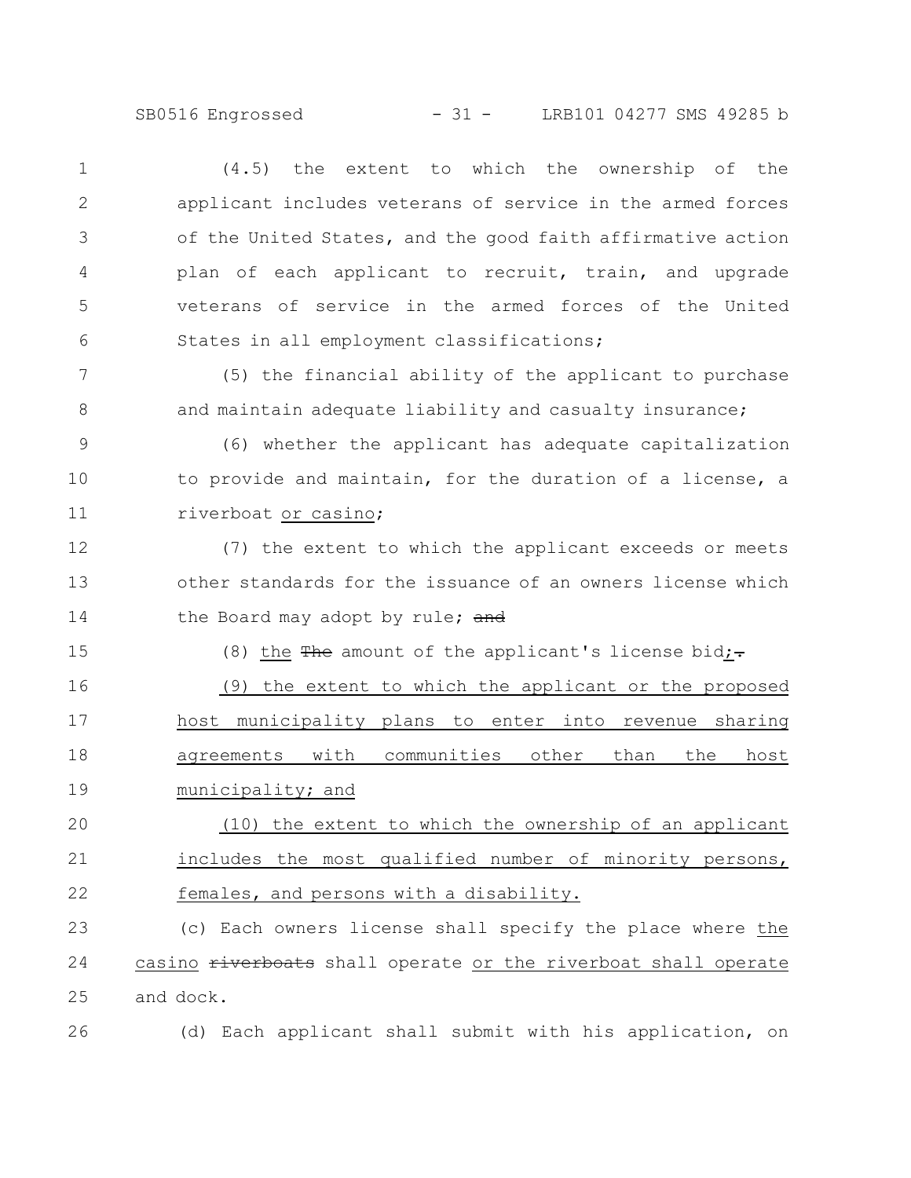(4.5) the extent to which the ownership of the applicant includes veterans of service in the armed forces of the United States, and the good faith affirmative action plan of each applicant to recruit, train, and upgrade veterans of service in the armed forces of the United States in all employment classifications;

(5) the financial ability of the applicant to purchase and maintain adequate liability and casualty insurance;

(6) whether the applicant has adequate capitalization to provide and maintain, for the duration of a license, a riverboat or casino;

(7) the extent to which the applicant exceeds or meets other standards for the issuance of an owners license which the Board may adopt by rule; ~~and~~

(8) the ~~The~~ amount of the applicant's license bid;~~.~~

(9) the extent to which the applicant or the proposed host municipality plans to enter into revenue sharing agreements with communities other than the host municipality; and

(10) the extent to which the ownership of an applicant includes the most qualified number of minority persons, females, and persons with a disability.

(c) Each owners license shall specify the place where the casino ~~riverboats~~ shall operate or the riverboat shall operate and dock.

(d) Each applicant shall submit with his application, on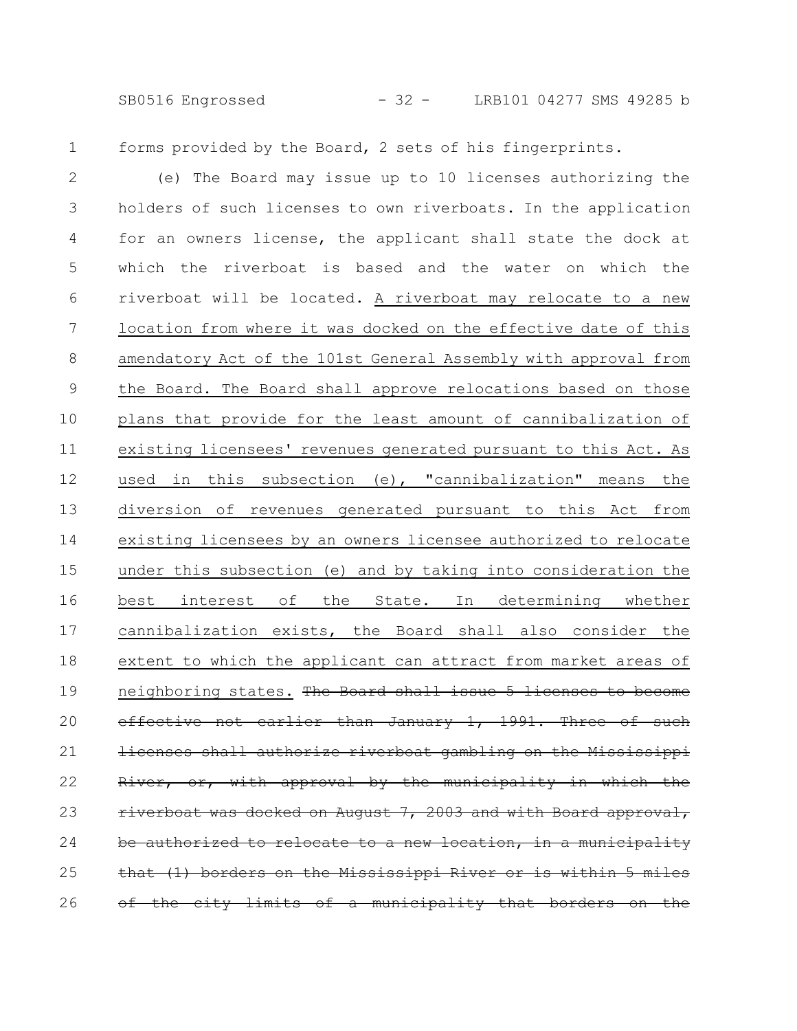forms provided by the Board, 2 sets of his fingerprints.

(e) The Board may issue up to 10 licenses authorizing the holders of such licenses to own riverboats. In the application for an owners license, the applicant shall state the dock at which the riverboat is based and the water on which the riverboat will be located. <u>A riverboat may relocate to a new location from where it was docked on the effective date of this amendatory Act of the 101st General Assembly with approval from the Board. The Board shall approve relocations based on those plans that provide for the least amount of cannibalization of existing licensees' revenues generated pursuant to this Act. As used in this subsection (e), "cannibalization" means the diversion of revenues generated pursuant to this Act from existing licensees by an owners licensee authorized to relocate under this subsection (e) and by taking into consideration the best interest of the State. In determining whether cannibalization exists, the Board shall also consider the extent to which the applicant can attract from market areas of neighboring states.</u> ~~The Board shall issue 5 licenses to become effective not earlier than January 1, 1991. Three of such licenses shall authorize riverboat gambling on the Mississippi River, or, with approval by the municipality in which the riverboat was docked on August 7, 2003 and with Board approval, be authorized to relocate to a new location, in a municipality that (1) borders on the Mississippi River or is within 5 miles of the city limits of a municipality that borders on the~~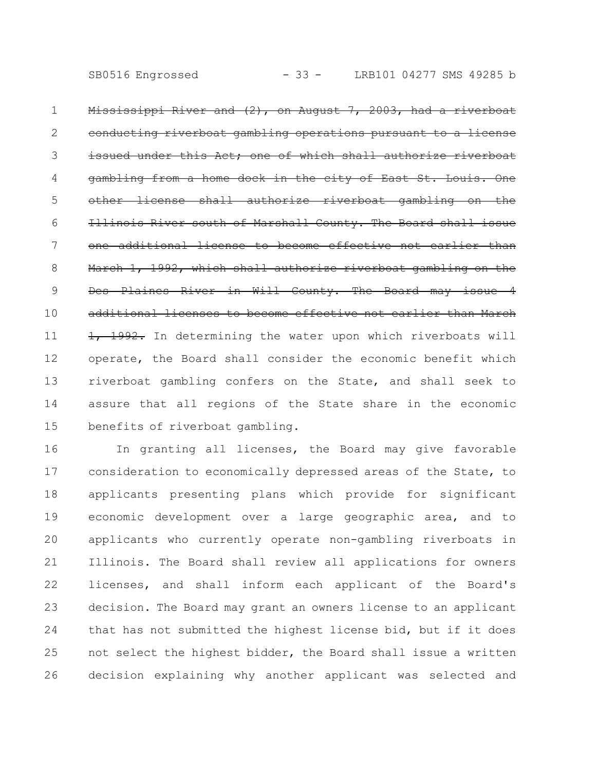~~Mississippi River and (2), on August 7, 2003, had a riverboat conducting riverboat gambling operations pursuant to a license issued under this Act; one of which shall authorize riverboat gambling from a home dock in the city of East St. Louis. One other license shall authorize riverboat gambling on the Illinois River south of Marshall County. The Board shall issue one additional license to become effective not earlier than March 1, 1992, which shall authorize riverboat gambling on the Des Plaines River in Will County. The Board may issue 4 additional licenses to become effective not earlier than March 1, 1992.~~ In determining the water upon which riverboats will operate, the Board shall consider the economic benefit which riverboat gambling confers on the State, and shall seek to assure that all regions of the State share in the economic benefits of riverboat gambling.

In granting all licenses, the Board may give favorable consideration to economically depressed areas of the State, to applicants presenting plans which provide for significant economic development over a large geographic area, and to applicants who currently operate non-gambling riverboats in Illinois. The Board shall review all applications for owners licenses, and shall inform each applicant of the Board's decision. The Board may grant an owners license to an applicant that has not submitted the highest license bid, but if it does not select the highest bidder, the Board shall issue a written decision explaining why another applicant was selected and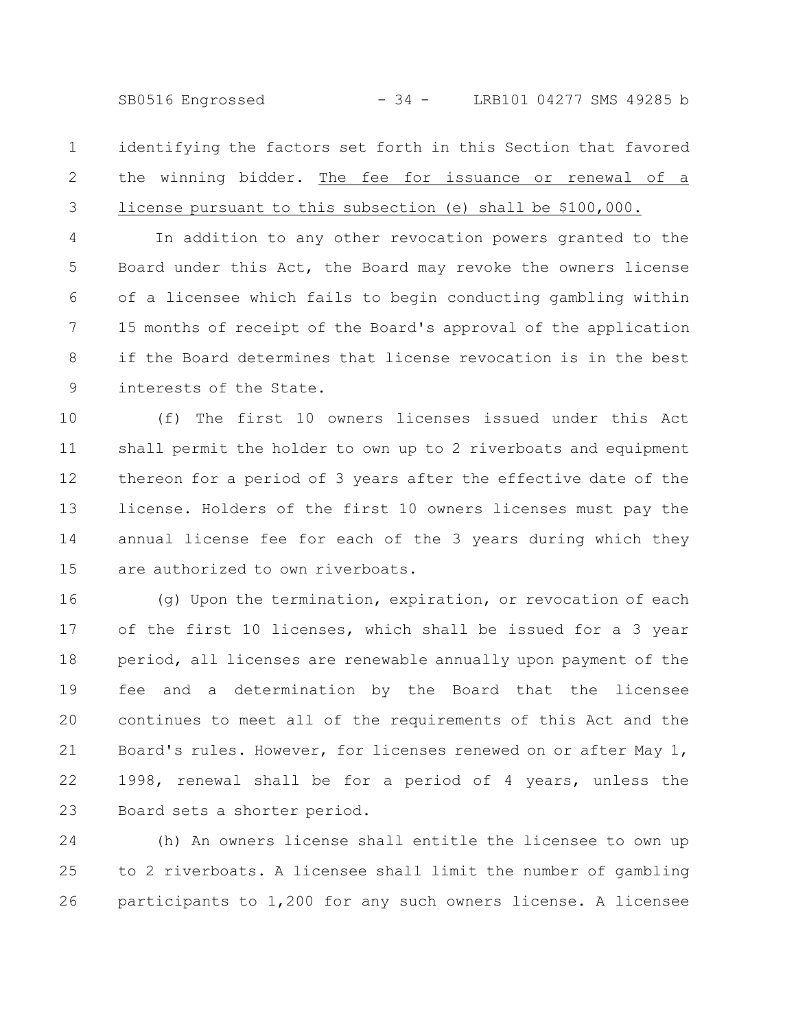identifying the factors set forth in this Section that favored the winning bidder. <u>The fee for issuance or renewal of a license pursuant to this subsection (e) shall be $100,000.</u>

In addition to any other revocation powers granted to the Board under this Act, the Board may revoke the owners license of a licensee which fails to begin conducting gambling within 15 months of receipt of the Board's approval of the application if the Board determines that license revocation is in the best interests of the State.

(f) The first 10 owners licenses issued under this Act shall permit the holder to own up to 2 riverboats and equipment thereon for a period of 3 years after the effective date of the license. Holders of the first 10 owners licenses must pay the annual license fee for each of the 3 years during which they are authorized to own riverboats.

(g) Upon the termination, expiration, or revocation of each of the first 10 licenses, which shall be issued for a 3 year period, all licenses are renewable annually upon payment of the fee and a determination by the Board that the licensee continues to meet all of the requirements of this Act and the Board's rules. However, for licenses renewed on or after May 1, 1998, renewal shall be for a period of 4 years, unless the Board sets a shorter period.

(h) An owners license shall entitle the licensee to own up to 2 riverboats. A licensee shall limit the number of gambling participants to 1,200 for any such owners license. A licensee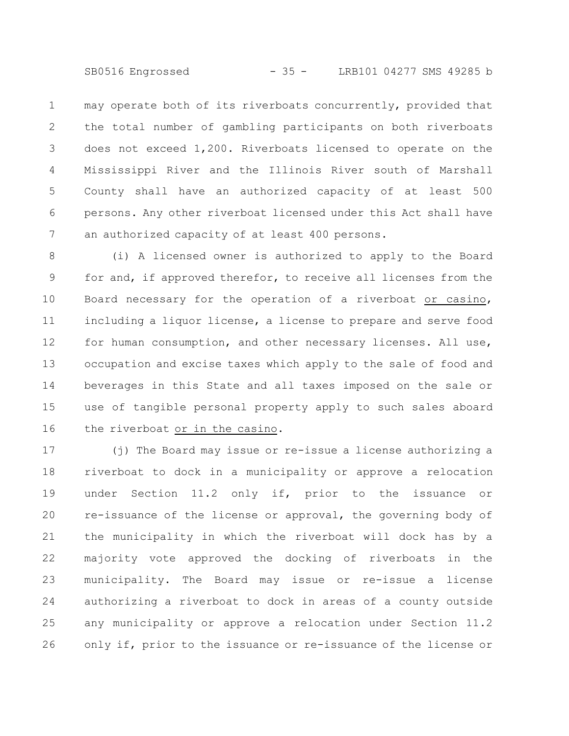may operate both of its riverboats concurrently, provided that the total number of gambling participants on both riverboats does not exceed 1,200. Riverboats licensed to operate on the Mississippi River and the Illinois River south of Marshall County shall have an authorized capacity of at least 500 persons. Any other riverboat licensed under this Act shall have an authorized capacity of at least 400 persons.

(i) A licensed owner is authorized to apply to the Board for and, if approved therefor, to receive all licenses from the Board necessary for the operation of a riverboat or casino, including a liquor license, a license to prepare and serve food for human consumption, and other necessary licenses. All use, occupation and excise taxes which apply to the sale of food and beverages in this State and all taxes imposed on the sale or use of tangible personal property apply to such sales aboard the riverboat or in the casino.

(j) The Board may issue or re-issue a license authorizing a riverboat to dock in a municipality or approve a relocation under Section 11.2 only if, prior to the issuance or re-issuance of the license or approval, the governing body of the municipality in which the riverboat will dock has by a majority vote approved the docking of riverboats in the municipality. The Board may issue or re-issue a license authorizing a riverboat to dock in areas of a county outside any municipality or approve a relocation under Section 11.2 only if, prior to the issuance or re-issuance of the license or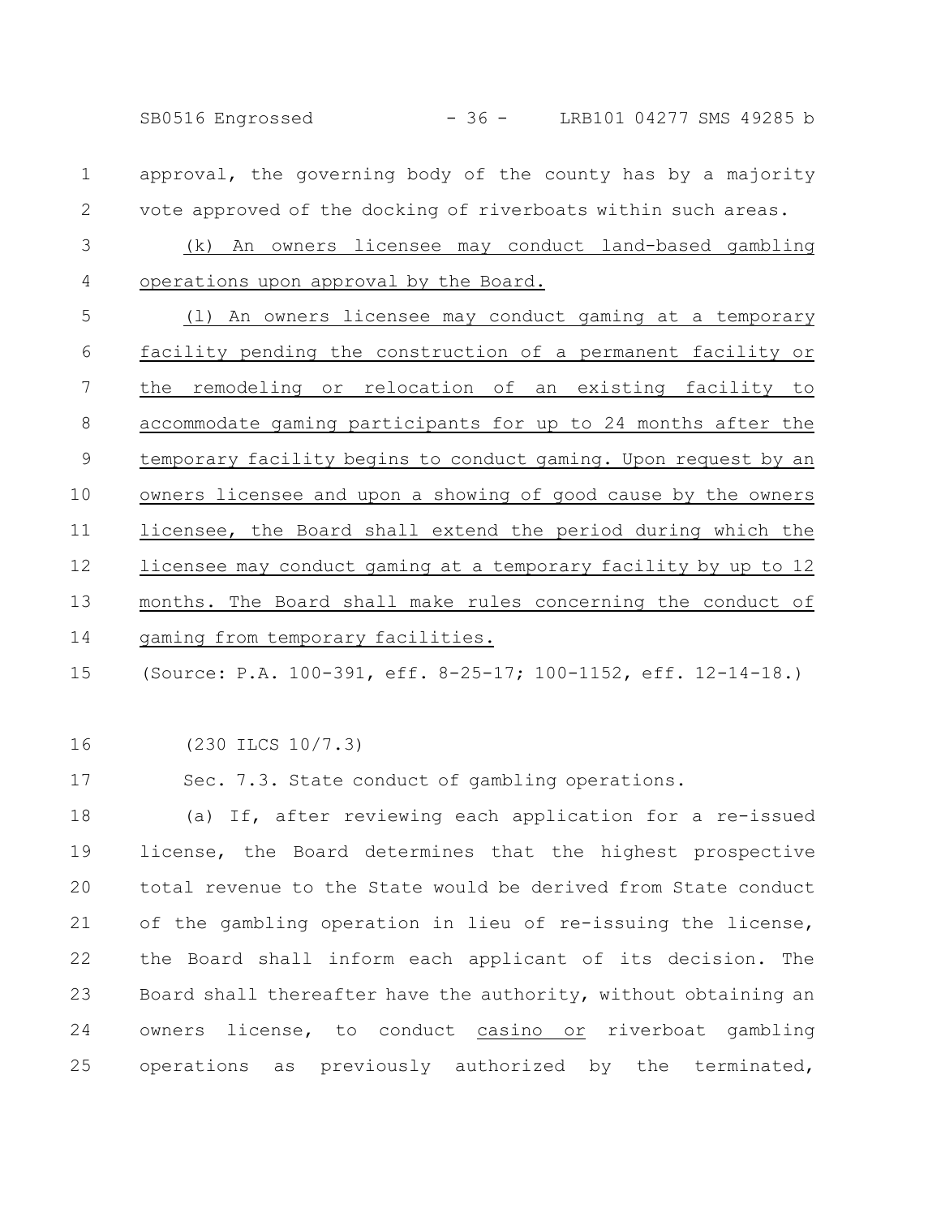approval, the governing body of the county has by a majority vote approved of the docking of riverboats within such areas.

(k) An owners licensee may conduct land-based gambling operations upon approval by the Board.

(l) An owners licensee may conduct gaming at a temporary facility pending the construction of a permanent facility or the remodeling or relocation of an existing facility to accommodate gaming participants for up to 24 months after the temporary facility begins to conduct gaming. Upon request by an owners licensee and upon a showing of good cause by the owners licensee, the Board shall extend the period during which the licensee may conduct gaming at a temporary facility by up to 12 months. The Board shall make rules concerning the conduct of gaming from temporary facilities.

(Source: P.A. 100-391, eff. 8-25-17; 100-1152, eff. 12-14-18.)

(230 ILCS 10/7.3)

Sec. 7.3. State conduct of gambling operations.

(a) If, after reviewing each application for a re-issued license, the Board determines that the highest prospective total revenue to the State would be derived from State conduct of the gambling operation in lieu of re-issuing the license, the Board shall inform each applicant of its decision. The Board shall thereafter have the authority, without obtaining an owners license, to conduct casino or riverboat gambling operations as previously authorized by the terminated,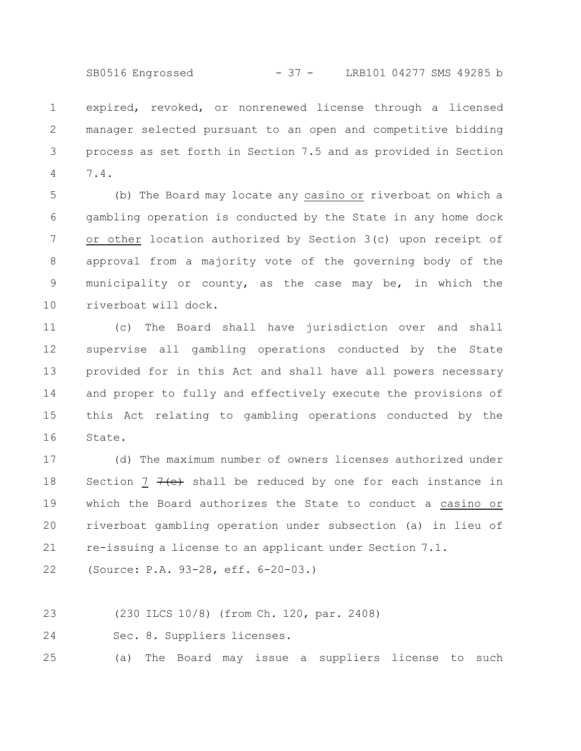expired, revoked, or nonrenewed license through a licensed manager selected pursuant to an open and competitive bidding process as set forth in Section 7.5 and as provided in Section 7.4.

(b) The Board may locate any casino or riverboat on which a gambling operation is conducted by the State in any home dock or other location authorized by Section 3(c) upon receipt of approval from a majority vote of the governing body of the municipality or county, as the case may be, in which the riverboat will dock.

(c) The Board shall have jurisdiction over and shall supervise all gambling operations conducted by the State provided for in this Act and shall have all powers necessary and proper to fully and effectively execute the provisions of this Act relating to gambling operations conducted by the State.

(d) The maximum number of owners licenses authorized under Section 7 ~~7(e)~~ shall be reduced by one for each instance in which the Board authorizes the State to conduct a casino or riverboat gambling operation under subsection (a) in lieu of re-issuing a license to an applicant under Section 7.1.

(Source: P.A. 93-28, eff. 6-20-03.)

(230 ILCS 10/8) (from Ch. 120, par. 2408)

Sec. 8. Suppliers licenses.

(a) The Board may issue a suppliers license to such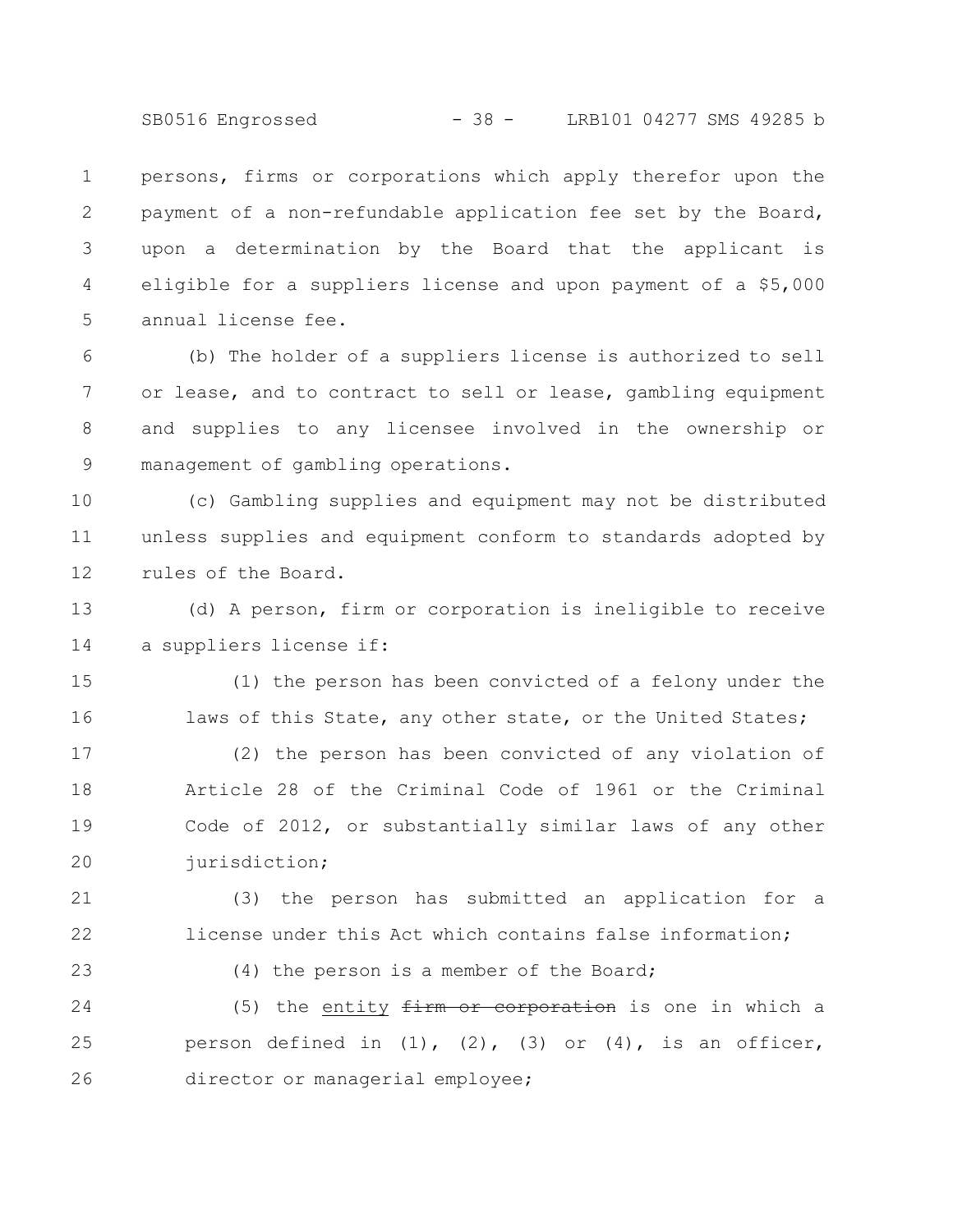persons, firms or corporations which apply therefor upon the payment of a non-refundable application fee set by the Board, upon a determination by the Board that the applicant is eligible for a suppliers license and upon payment of a $5,000 annual license fee.

(b) The holder of a suppliers license is authorized to sell or lease, and to contract to sell or lease, gambling equipment and supplies to any licensee involved in the ownership or management of gambling operations.

(c) Gambling supplies and equipment may not be distributed unless supplies and equipment conform to standards adopted by rules of the Board.

(d) A person, firm or corporation is ineligible to receive a suppliers license if:

(1) the person has been convicted of a felony under the laws of this State, any other state, or the United States;

(2) the person has been convicted of any violation of Article 28 of the Criminal Code of 1961 or the Criminal Code of 2012, or substantially similar laws of any other jurisdiction;

(3) the person has submitted an application for a license under this Act which contains false information;

(4) the person is a member of the Board;

(5) the entity ~~firm or corporation~~ is one in which a person defined in (1), (2), (3) or (4), is an officer, director or managerial employee;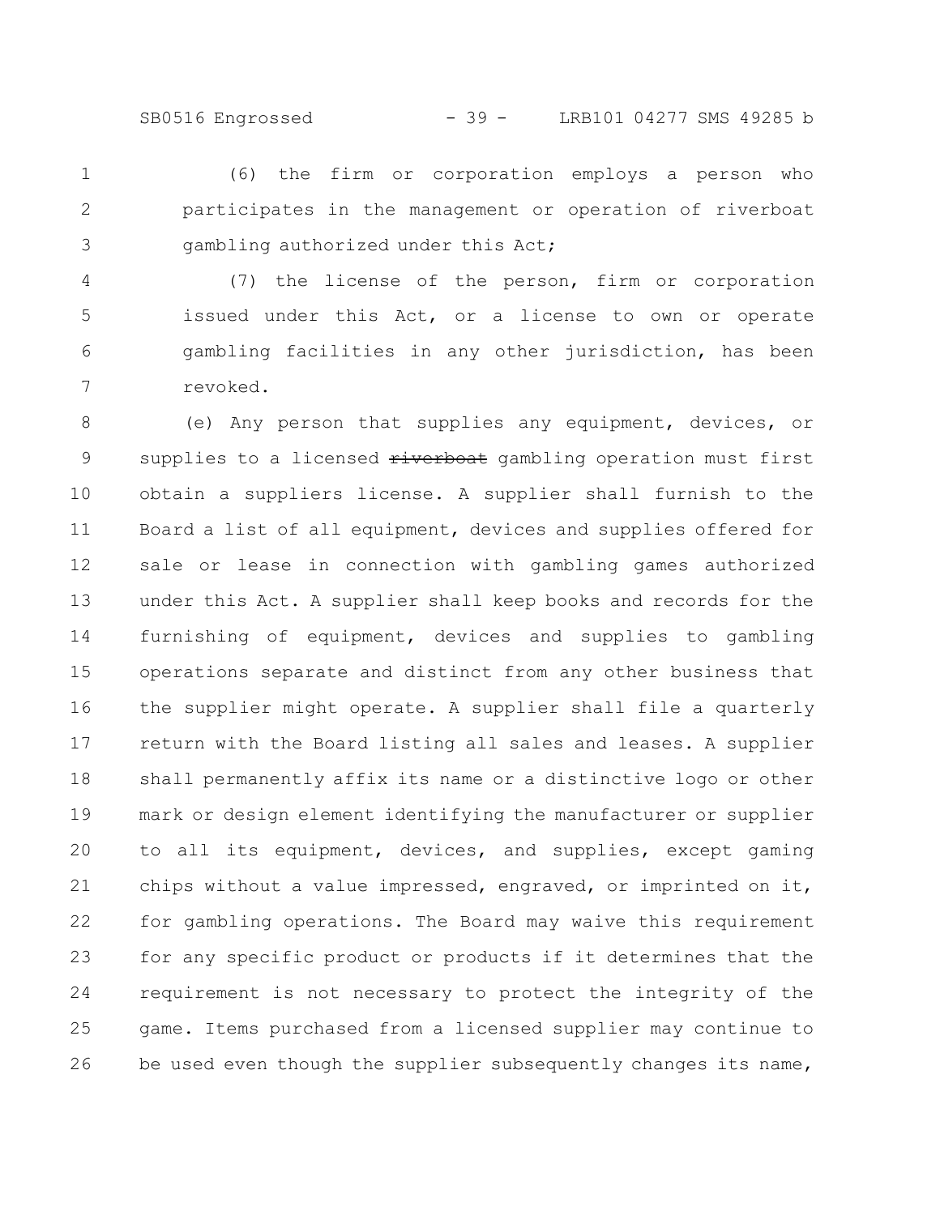(6) the firm or corporation employs a person who participates in the management or operation of riverboat gambling authorized under this Act;

(7) the license of the person, firm or corporation issued under this Act, or a license to own or operate gambling facilities in any other jurisdiction, has been revoked.

(e) Any person that supplies any equipment, devices, or supplies to a licensed ~~riverboat~~ gambling operation must first obtain a suppliers license. A supplier shall furnish to the Board a list of all equipment, devices and supplies offered for sale or lease in connection with gambling games authorized under this Act. A supplier shall keep books and records for the furnishing of equipment, devices and supplies to gambling operations separate and distinct from any other business that the supplier might operate. A supplier shall file a quarterly return with the Board listing all sales and leases. A supplier shall permanently affix its name or a distinctive logo or other mark or design element identifying the manufacturer or supplier to all its equipment, devices, and supplies, except gaming chips without a value impressed, engraved, or imprinted on it, for gambling operations. The Board may waive this requirement for any specific product or products if it determines that the requirement is not necessary to protect the integrity of the game. Items purchased from a licensed supplier may continue to be used even though the supplier subsequently changes its name,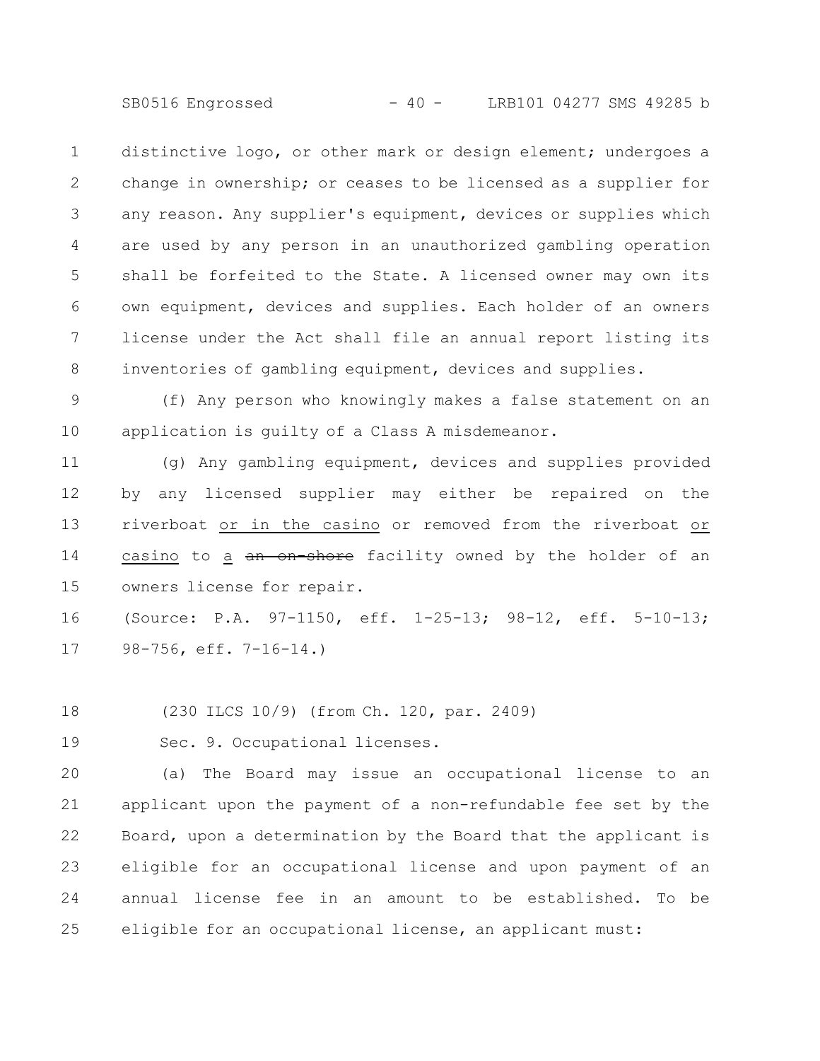distinctive logo, or other mark or design element; undergoes a change in ownership; or ceases to be licensed as a supplier for any reason. Any supplier's equipment, devices or supplies which are used by any person in an unauthorized gambling operation shall be forfeited to the State. A licensed owner may own its own equipment, devices and supplies. Each holder of an owners license under the Act shall file an annual report listing its inventories of gambling equipment, devices and supplies.

(f) Any person who knowingly makes a false statement on an application is guilty of a Class A misdemeanor.

(g) Any gambling equipment, devices and supplies provided by any licensed supplier may either be repaired on the riverboat <u>or in the casino</u> or removed from the riverboat <u>or casino</u> to <u>a</u> ~~an on-shore~~ facility owned by the holder of an owners license for repair.

(Source: P.A. 97-1150, eff. 1-25-13; 98-12, eff. 5-10-13; 98-756, eff. 7-16-14.)

(230 ILCS 10/9) (from Ch. 120, par. 2409)

Sec. 9. Occupational licenses.

(a) The Board may issue an occupational license to an applicant upon the payment of a non-refundable fee set by the Board, upon a determination by the Board that the applicant is eligible for an occupational license and upon payment of an annual license fee in an amount to be established. To be eligible for an occupational license, an applicant must: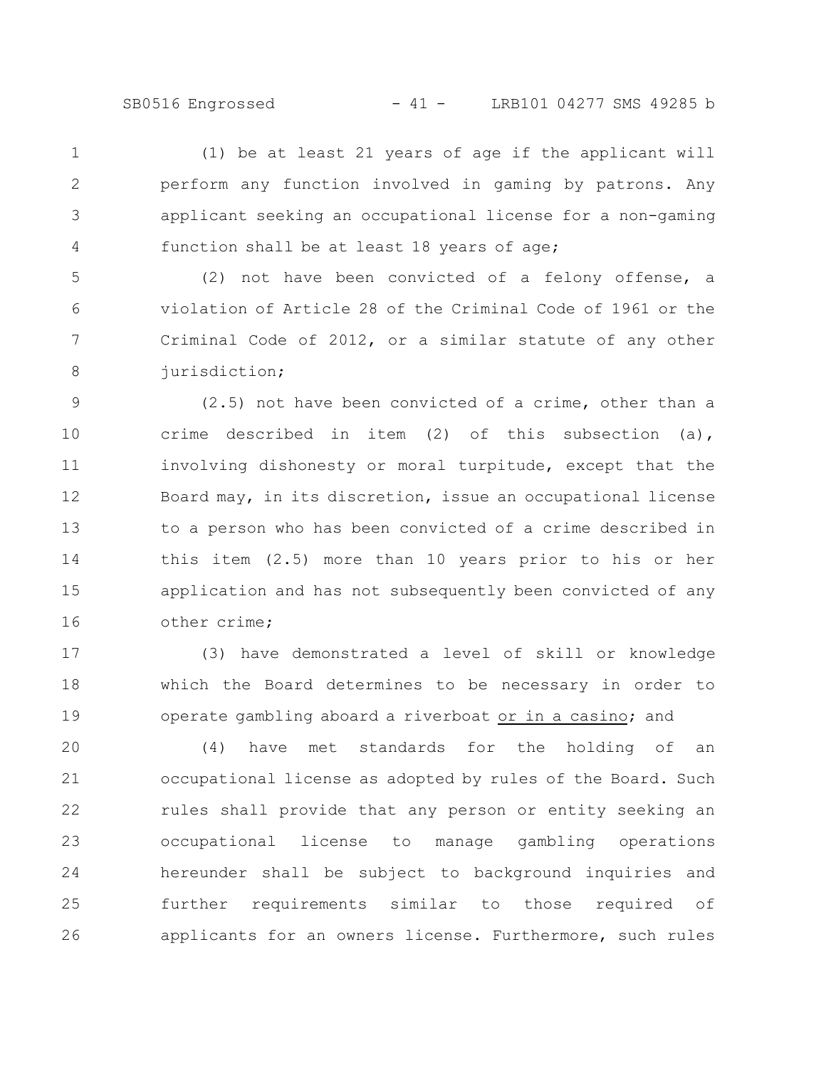(1) be at least 21 years of age if the applicant will perform any function involved in gaming by patrons. Any applicant seeking an occupational license for a non-gaming function shall be at least 18 years of age;

(2) not have been convicted of a felony offense, a violation of Article 28 of the Criminal Code of 1961 or the Criminal Code of 2012, or a similar statute of any other jurisdiction;

(2.5) not have been convicted of a crime, other than a crime described in item (2) of this subsection (a), involving dishonesty or moral turpitude, except that the Board may, in its discretion, issue an occupational license to a person who has been convicted of a crime described in this item (2.5) more than 10 years prior to his or her application and has not subsequently been convicted of any other crime;

(3) have demonstrated a level of skill or knowledge which the Board determines to be necessary in order to operate gambling aboard a riverboat <u>or in a casino</u>; and

(4) have met standards for the holding of an occupational license as adopted by rules of the Board. Such rules shall provide that any person or entity seeking an occupational license to manage gambling operations hereunder shall be subject to background inquiries and further requirements similar to those required of applicants for an owners license. Furthermore, such rules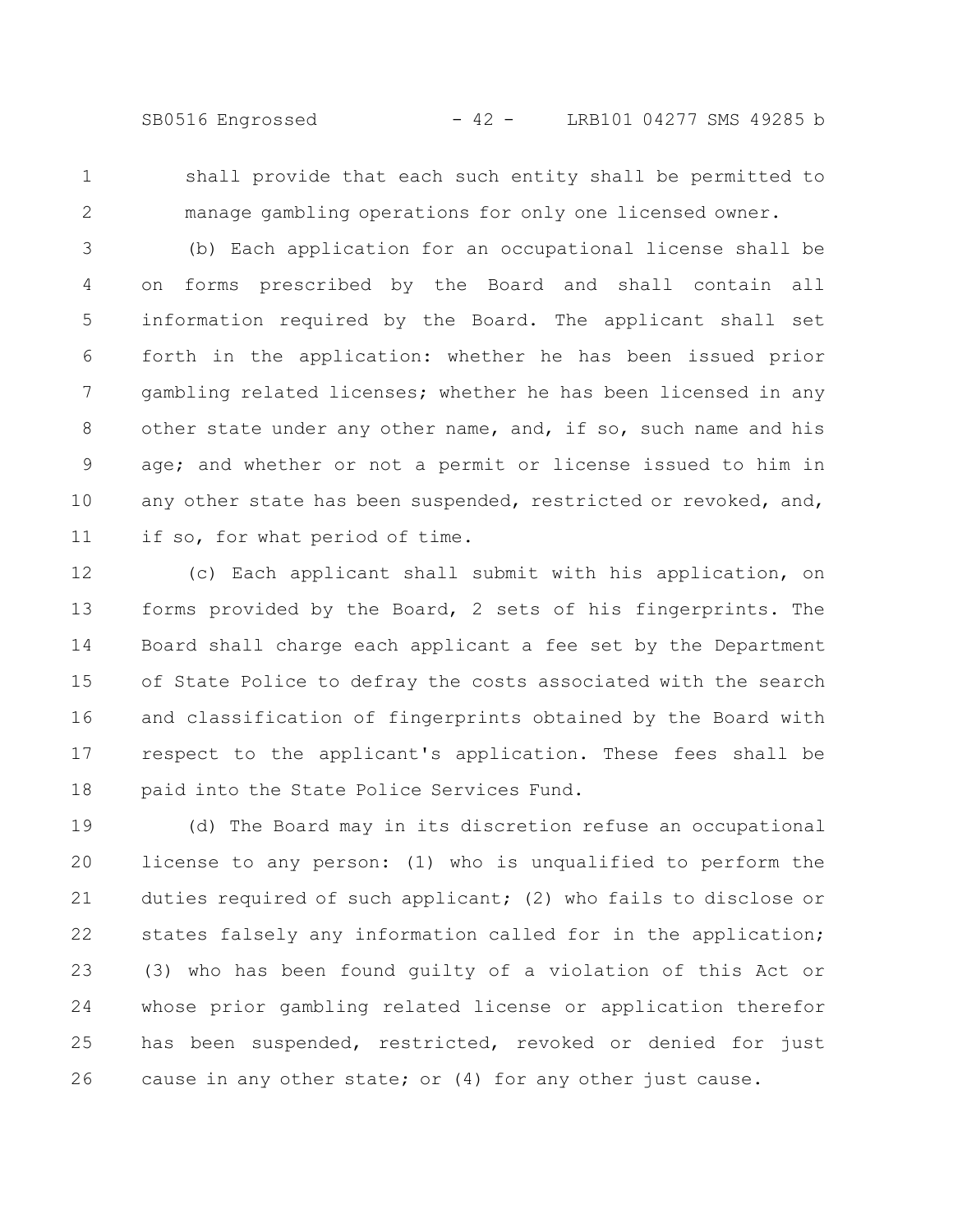shall provide that each such entity shall be permitted to manage gambling operations for only one licensed owner.

(b) Each application for an occupational license shall be on forms prescribed by the Board and shall contain all information required by the Board. The applicant shall set forth in the application: whether he has been issued prior gambling related licenses; whether he has been licensed in any other state under any other name, and, if so, such name and his age; and whether or not a permit or license issued to him in any other state has been suspended, restricted or revoked, and, if so, for what period of time.

(c) Each applicant shall submit with his application, on forms provided by the Board, 2 sets of his fingerprints. The Board shall charge each applicant a fee set by the Department of State Police to defray the costs associated with the search and classification of fingerprints obtained by the Board with respect to the applicant's application. These fees shall be paid into the State Police Services Fund.

(d) The Board may in its discretion refuse an occupational license to any person: (1) who is unqualified to perform the duties required of such applicant; (2) who fails to disclose or states falsely any information called for in the application; (3) who has been found guilty of a violation of this Act or whose prior gambling related license or application therefor has been suspended, restricted, revoked or denied for just cause in any other state; or (4) for any other just cause.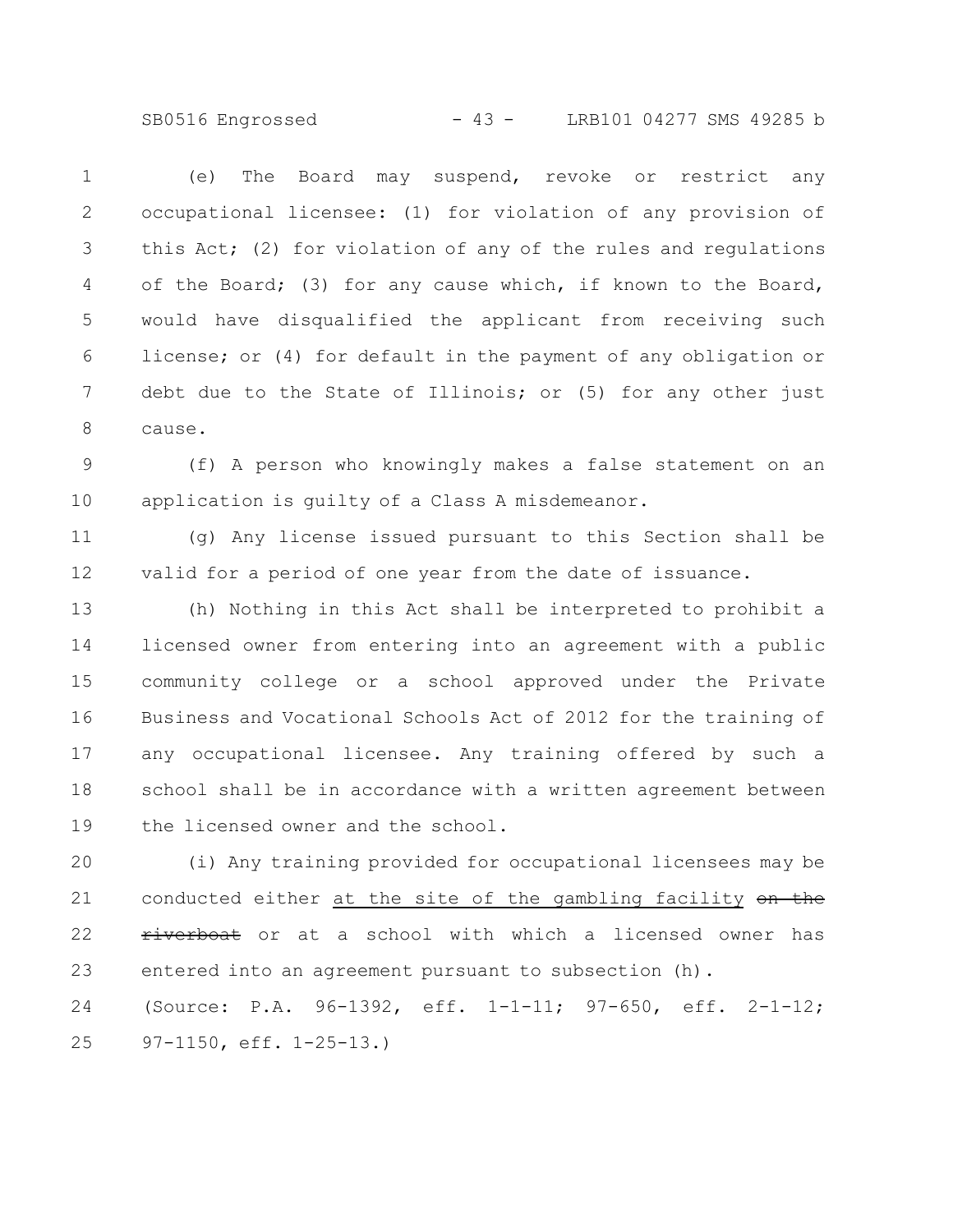(e) The Board may suspend, revoke or restrict any occupational licensee: (1) for violation of any provision of this Act; (2) for violation of any of the rules and regulations of the Board; (3) for any cause which, if known to the Board, would have disqualified the applicant from receiving such license; or (4) for default in the payment of any obligation or debt due to the State of Illinois; or (5) for any other just cause.

(f) A person who knowingly makes a false statement on an application is guilty of a Class A misdemeanor.

(g) Any license issued pursuant to this Section shall be valid for a period of one year from the date of issuance.

(h) Nothing in this Act shall be interpreted to prohibit a licensed owner from entering into an agreement with a public community college or a school approved under the Private Business and Vocational Schools Act of 2012 for the training of any occupational licensee. Any training offered by such a school shall be in accordance with a written agreement between the licensed owner and the school.

(i) Any training provided for occupational licensees may be conducted either <u>at the site of the gambling facility</u> ~~on the riverboat~~ or at a school with which a licensed owner has entered into an agreement pursuant to subsection (h).

(Source: P.A. 96-1392, eff. 1-1-11; 97-650, eff. 2-1-12; 97-1150, eff. 1-25-13.)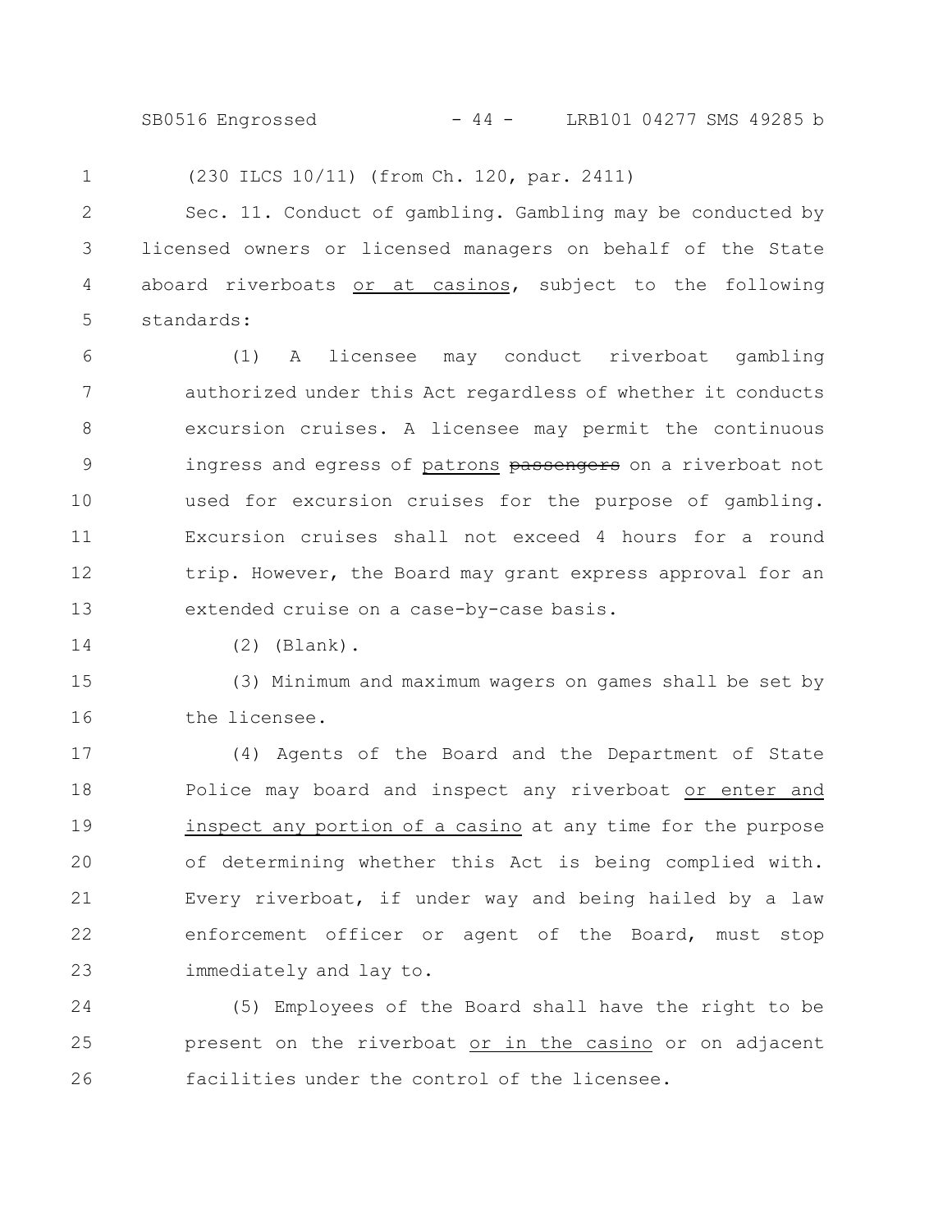(230 ILCS 10/11) (from Ch. 120, par. 2411)

Sec. 11. Conduct of gambling. Gambling may be conducted by licensed owners or licensed managers on behalf of the State aboard riverboats or at casinos, subject to the following standards:

(1) A licensee may conduct riverboat gambling authorized under this Act regardless of whether it conducts excursion cruises. A licensee may permit the continuous ingress and egress of patrons ~~passengers~~ on a riverboat not used for excursion cruises for the purpose of gambling. Excursion cruises shall not exceed 4 hours for a round trip. However, the Board may grant express approval for an extended cruise on a case-by-case basis.

(2) (Blank).

(3) Minimum and maximum wagers on games shall be set by the licensee.

(4) Agents of the Board and the Department of State Police may board and inspect any riverboat or enter and inspect any portion of a casino at any time for the purpose of determining whether this Act is being complied with. Every riverboat, if under way and being hailed by a law enforcement officer or agent of the Board, must stop immediately and lay to.

(5) Employees of the Board shall have the right to be present on the riverboat or in the casino or on adjacent facilities under the control of the licensee.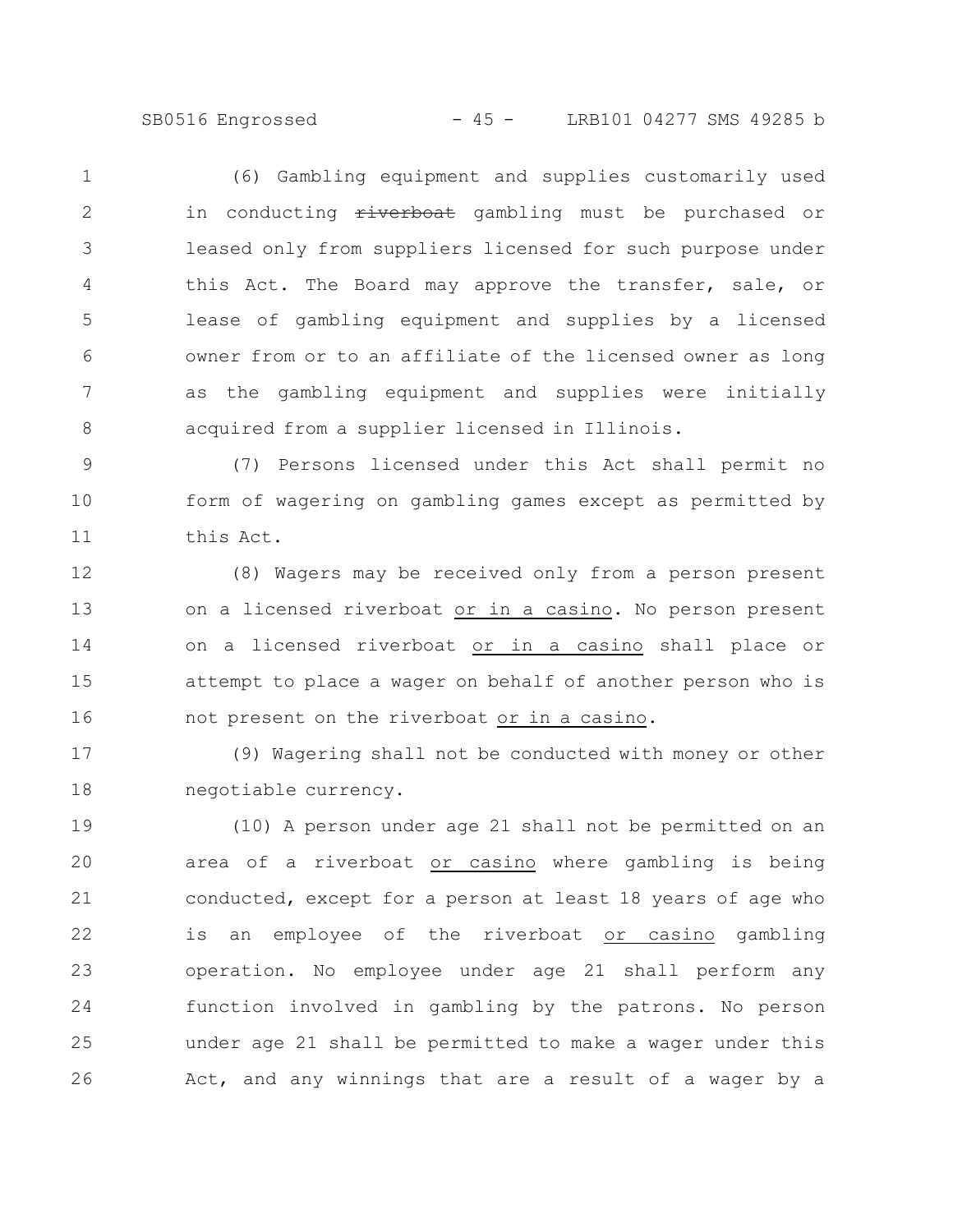(6) Gambling equipment and supplies customarily used in conducting ~~riverboat~~ gambling must be purchased or leased only from suppliers licensed for such purpose under this Act. The Board may approve the transfer, sale, or lease of gambling equipment and supplies by a licensed owner from or to an affiliate of the licensed owner as long as the gambling equipment and supplies were initially acquired from a supplier licensed in Illinois.

(7) Persons licensed under this Act shall permit no form of wagering on gambling games except as permitted by this Act.

(8) Wagers may be received only from a person present on a licensed riverboat <u>or in a casino</u>. No person present on a licensed riverboat <u>or in a casino</u> shall place or attempt to place a wager on behalf of another person who is not present on the riverboat <u>or in a casino</u>.

(9) Wagering shall not be conducted with money or other negotiable currency.

(10) A person under age 21 shall not be permitted on an area of a riverboat <u>or casino</u> where gambling is being conducted, except for a person at least 18 years of age who is an employee of the riverboat <u>or casino</u> gambling operation. No employee under age 21 shall perform any function involved in gambling by the patrons. No person under age 21 shall be permitted to make a wager under this Act, and any winnings that are a result of a wager by a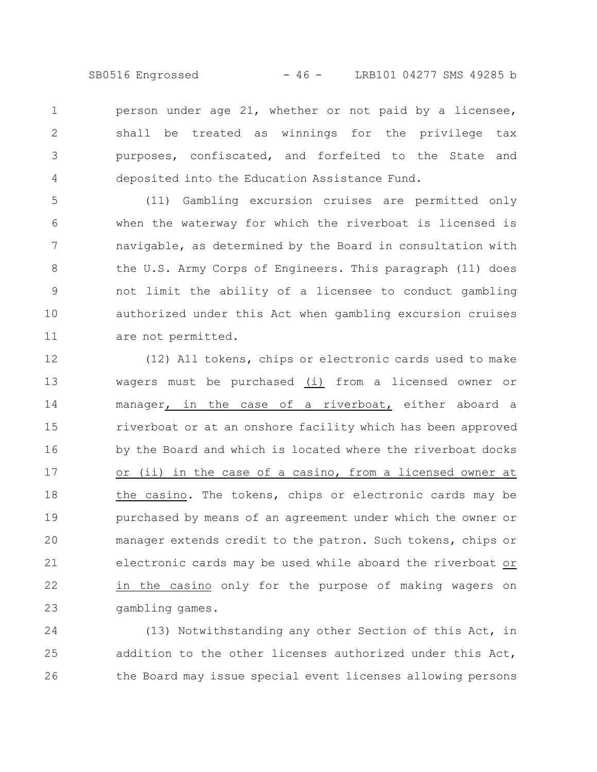person under age 21, whether or not paid by a licensee, shall be treated as winnings for the privilege tax purposes, confiscated, and forfeited to the State and deposited into the Education Assistance Fund.

(11) Gambling excursion cruises are permitted only when the waterway for which the riverboat is licensed is navigable, as determined by the Board in consultation with the U.S. Army Corps of Engineers. This paragraph (11) does not limit the ability of a licensee to conduct gambling authorized under this Act when gambling excursion cruises are not permitted.

(12) All tokens, chips or electronic cards used to make wagers must be purchased <u>(i)</u> from a licensed owner or manager<u>, in the case of a riverboat,</u> either aboard a riverboat or at an onshore facility which has been approved by the Board and which is located where the riverboat docks <u>or (ii) in the case of a casino, from a licensed owner at the casino</u>. The tokens, chips or electronic cards may be purchased by means of an agreement under which the owner or manager extends credit to the patron. Such tokens, chips or electronic cards may be used while aboard the riverboat <u>or in the casino</u> only for the purpose of making wagers on gambling games.

(13) Notwithstanding any other Section of this Act, in addition to the other licenses authorized under this Act, the Board may issue special event licenses allowing persons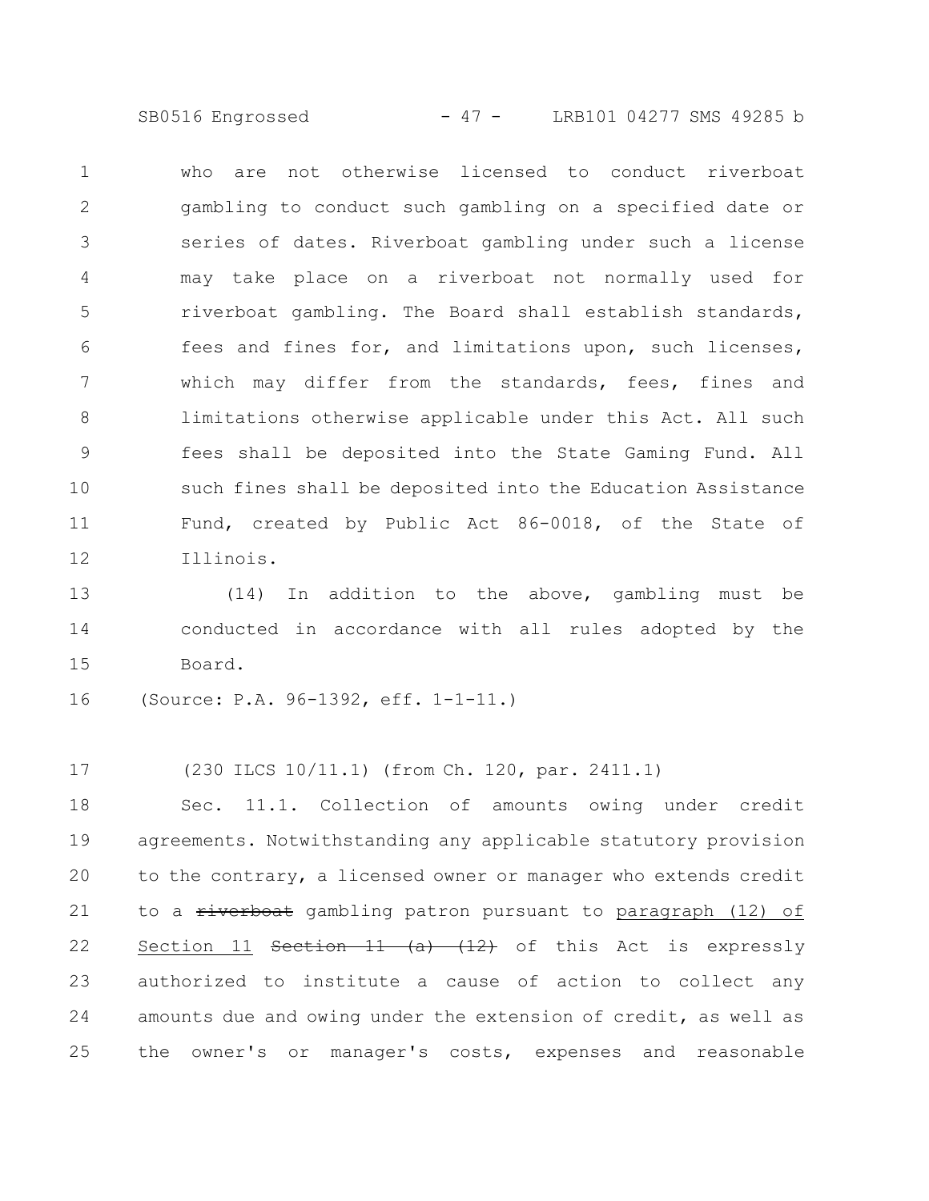who are not otherwise licensed to conduct riverboat gambling to conduct such gambling on a specified date or series of dates. Riverboat gambling under such a license may take place on a riverboat not normally used for riverboat gambling. The Board shall establish standards, fees and fines for, and limitations upon, such licenses, which may differ from the standards, fees, fines and limitations otherwise applicable under this Act. All such fees shall be deposited into the State Gaming Fund. All such fines shall be deposited into the Education Assistance Fund, created by Public Act 86-0018, of the State of Illinois.

(14) In addition to the above, gambling must be conducted in accordance with all rules adopted by the Board.

(Source: P.A. 96-1392, eff. 1-1-11.)

(230 ILCS 10/11.1) (from Ch. 120, par. 2411.1)

Sec. 11.1. Collection of amounts owing under credit agreements. Notwithstanding any applicable statutory provision to the contrary, a licensed owner or manager who extends credit to a ~~riverboat~~ gambling patron pursuant to <u>paragraph (12) of Section 11</u> ~~Section 11 (a) (12)~~ of this Act is expressly authorized to institute a cause of action to collect any amounts due and owing under the extension of credit, as well as the owner's or manager's costs, expenses and reasonable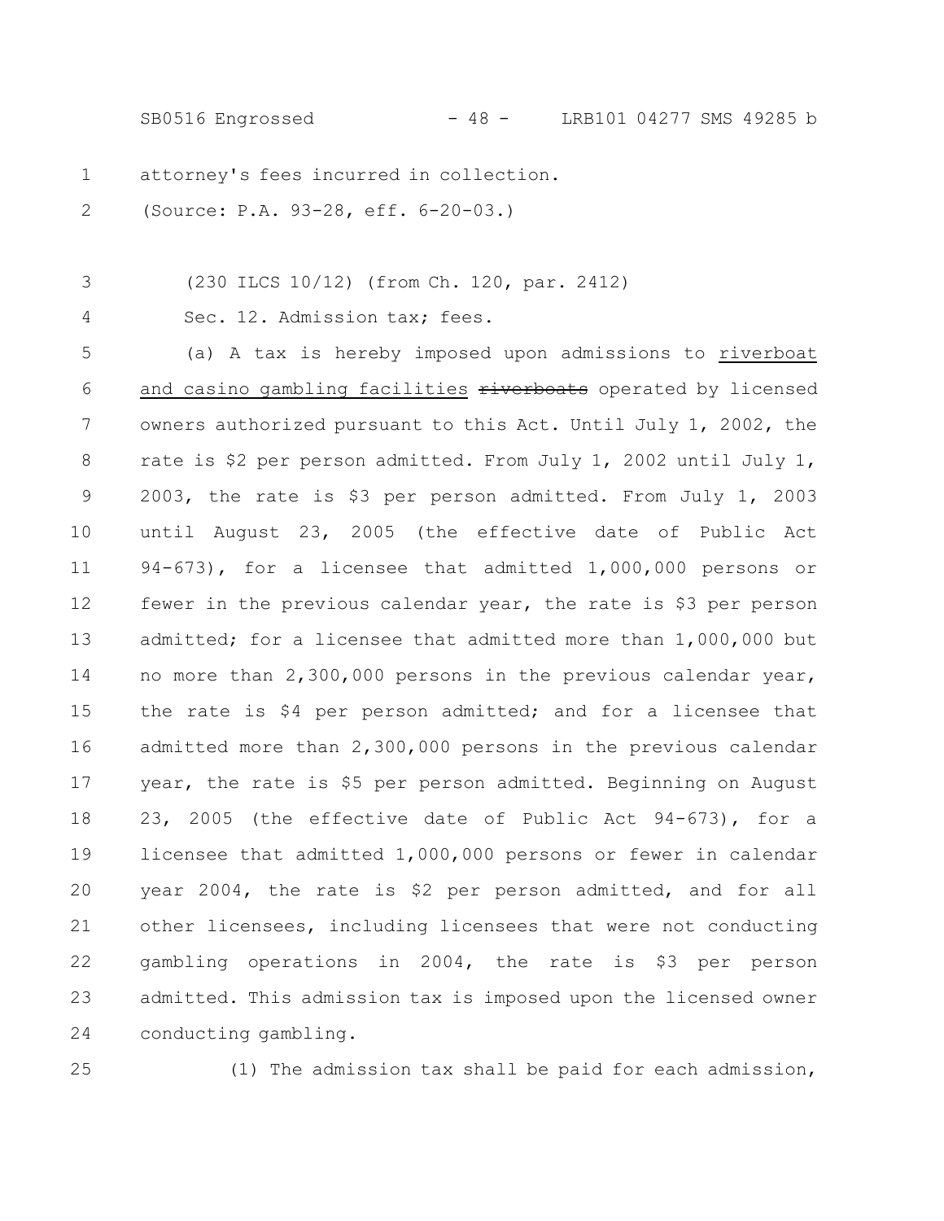attorney's fees incurred in collection.

(Source: P.A. 93-28, eff. 6-20-03.)

(230 ILCS 10/12) (from Ch. 120, par. 2412)

Sec. 12. Admission tax; fees.

(a) A tax is hereby imposed upon admissions to riverboat and casino gambling facilities ~~riverboats~~ operated by licensed owners authorized pursuant to this Act. Until July 1, 2002, the rate is $2 per person admitted. From July 1, 2002 until July 1, 2003, the rate is $3 per person admitted. From July 1, 2003 until August 23, 2005 (the effective date of Public Act 94-673), for a licensee that admitted 1,000,000 persons or fewer in the previous calendar year, the rate is $3 per person admitted; for a licensee that admitted more than 1,000,000 but no more than 2,300,000 persons in the previous calendar year, the rate is $4 per person admitted; and for a licensee that admitted more than 2,300,000 persons in the previous calendar year, the rate is $5 per person admitted. Beginning on August 23, 2005 (the effective date of Public Act 94-673), for a licensee that admitted 1,000,000 persons or fewer in calendar year 2004, the rate is $2 per person admitted, and for all other licensees, including licensees that were not conducting gambling operations in 2004, the rate is $3 per person admitted. This admission tax is imposed upon the licensed owner conducting gambling.

(1) The admission tax shall be paid for each admission,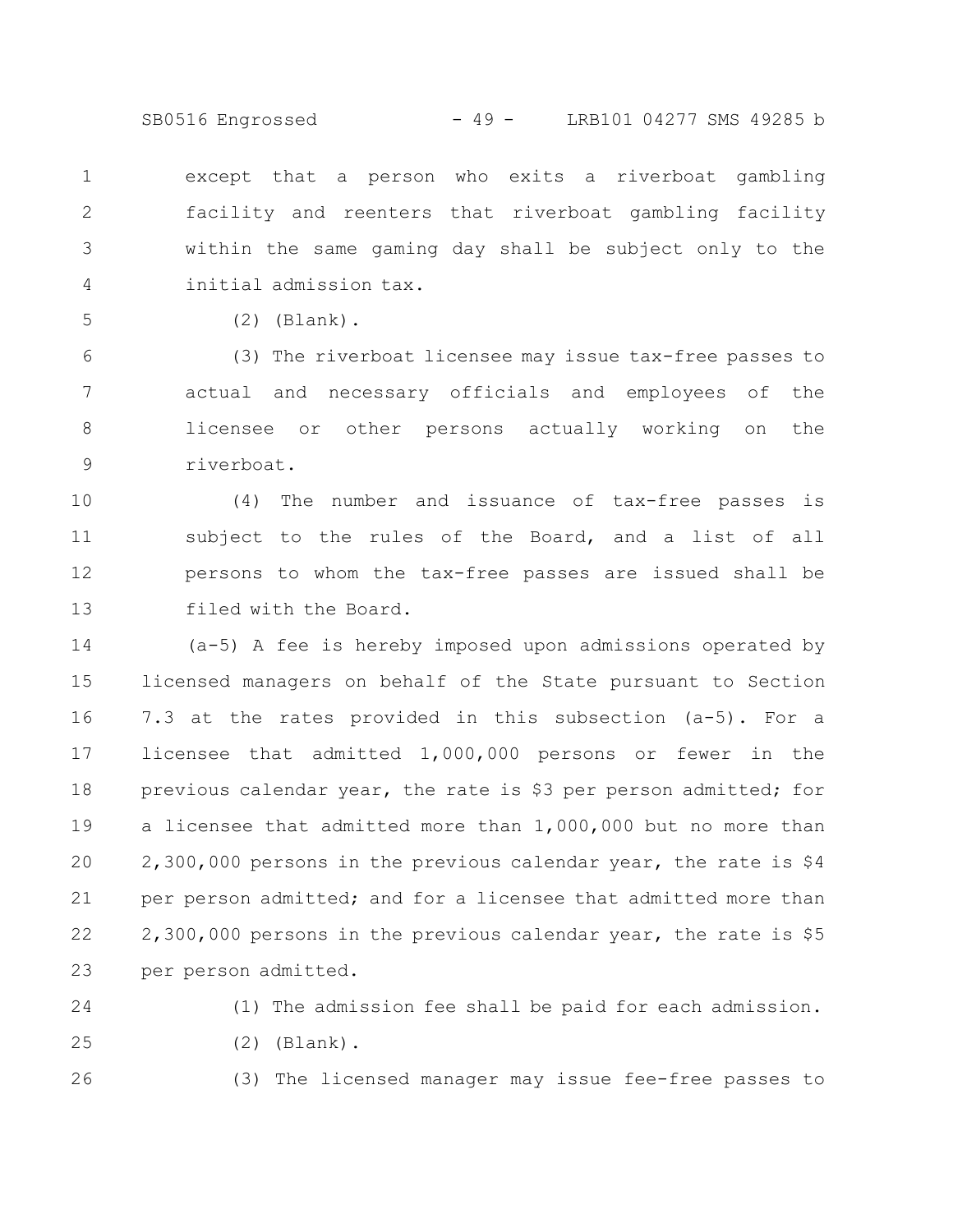except that a person who exits a riverboat gambling facility and reenters that riverboat gambling facility within the same gaming day shall be subject only to the initial admission tax.

(2) (Blank).

(3) The riverboat licensee may issue tax-free passes to actual and necessary officials and employees of the licensee or other persons actually working on the riverboat.

(4) The number and issuance of tax-free passes is subject to the rules of the Board, and a list of all persons to whom the tax-free passes are issued shall be filed with the Board.

(a-5) A fee is hereby imposed upon admissions operated by licensed managers on behalf of the State pursuant to Section 7.3 at the rates provided in this subsection (a-5). For a licensee that admitted 1,000,000 persons or fewer in the previous calendar year, the rate is $3 per person admitted; for a licensee that admitted more than 1,000,000 but no more than 2,300,000 persons in the previous calendar year, the rate is $4 per person admitted; and for a licensee that admitted more than 2,300,000 persons in the previous calendar year, the rate is $5 per person admitted.

(1) The admission fee shall be paid for each admission.

(2) (Blank).

(3) The licensed manager may issue fee-free passes to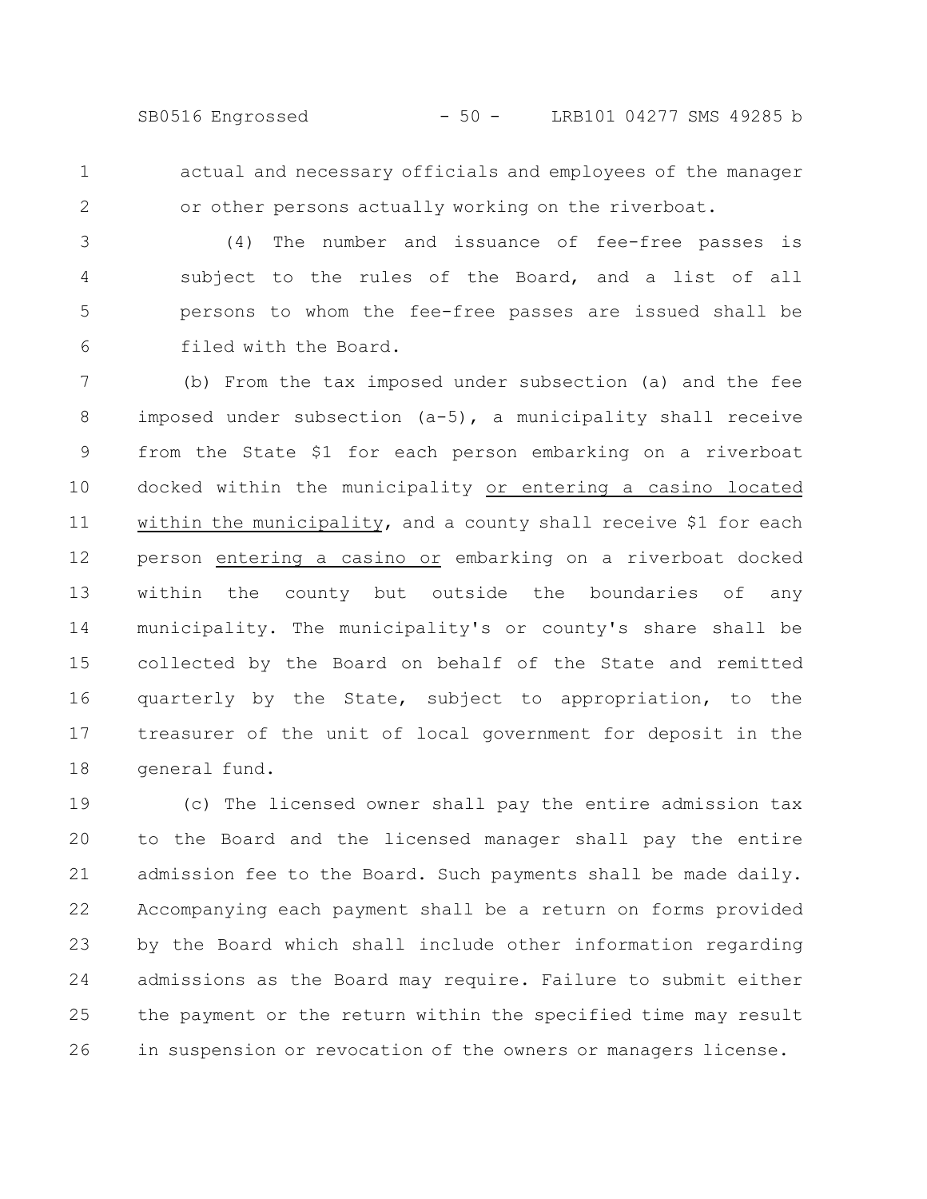actual and necessary officials and employees of the manager or other persons actually working on the riverboat.

(4) The number and issuance of fee-free passes is subject to the rules of the Board, and a list of all persons to whom the fee-free passes are issued shall be filed with the Board.

(b) From the tax imposed under subsection (a) and the fee imposed under subsection (a-5), a municipality shall receive from the State $1 for each person embarking on a riverboat docked within the municipality or entering a casino located within the municipality, and a county shall receive $1 for each person entering a casino or embarking on a riverboat docked within the county but outside the boundaries of any municipality. The municipality's or county's share shall be collected by the Board on behalf of the State and remitted quarterly by the State, subject to appropriation, to the treasurer of the unit of local government for deposit in the general fund.

(c) The licensed owner shall pay the entire admission tax to the Board and the licensed manager shall pay the entire admission fee to the Board. Such payments shall be made daily. Accompanying each payment shall be a return on forms provided by the Board which shall include other information regarding admissions as the Board may require. Failure to submit either the payment or the return within the specified time may result in suspension or revocation of the owners or managers license.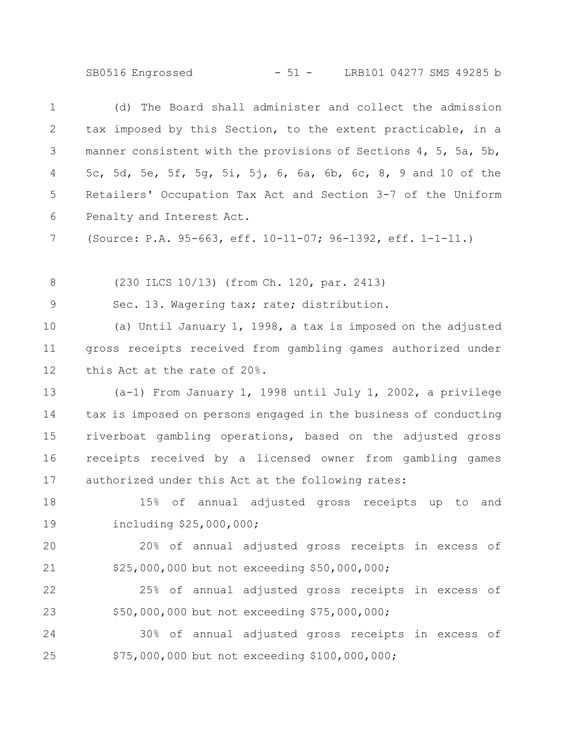(d) The Board shall administer and collect the admission tax imposed by this Section, to the extent practicable, in a manner consistent with the provisions of Sections 4, 5, 5a, 5b, 5c, 5d, 5e, 5f, 5g, 5i, 5j, 6, 6a, 6b, 6c, 8, 9 and 10 of the Retailers' Occupation Tax Act and Section 3-7 of the Uniform Penalty and Interest Act.

(Source: P.A. 95-663, eff. 10-11-07; 96-1392, eff. 1-1-11.)

(230 ILCS 10/13) (from Ch. 120, par. 2413)

Sec. 13. Wagering tax; rate; distribution.

(a) Until January 1, 1998, a tax is imposed on the adjusted gross receipts received from gambling games authorized under this Act at the rate of 20%.

(a-1) From January 1, 1998 until July 1, 2002, a privilege tax is imposed on persons engaged in the business of conducting riverboat gambling operations, based on the adjusted gross receipts received by a licensed owner from gambling games authorized under this Act at the following rates:

15% of annual adjusted gross receipts up to and including $25,000,000;

20% of annual adjusted gross receipts in excess of $25,000,000 but not exceeding $50,000,000;

25% of annual adjusted gross receipts in excess of $50,000,000 but not exceeding $75,000,000;

30% of annual adjusted gross receipts in excess of $75,000,000 but not exceeding $100,000,000;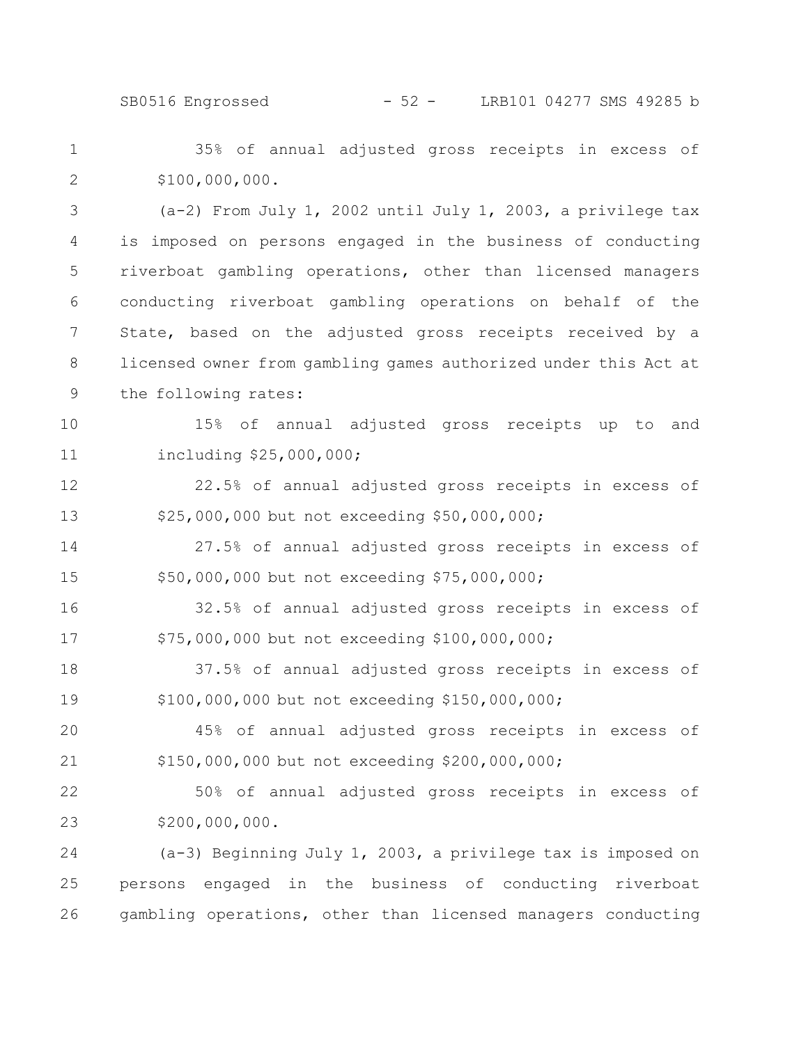35% of annual adjusted gross receipts in excess of $100,000,000.

(a-2) From July 1, 2002 until July 1, 2003, a privilege tax is imposed on persons engaged in the business of conducting riverboat gambling operations, other than licensed managers conducting riverboat gambling operations on behalf of the State, based on the adjusted gross receipts received by a licensed owner from gambling games authorized under this Act at the following rates:

15% of annual adjusted gross receipts up to and including $25,000,000;

22.5% of annual adjusted gross receipts in excess of $25,000,000 but not exceeding $50,000,000;

27.5% of annual adjusted gross receipts in excess of $50,000,000 but not exceeding $75,000,000;

32.5% of annual adjusted gross receipts in excess of $75,000,000 but not exceeding $100,000,000;

37.5% of annual adjusted gross receipts in excess of $100,000,000 but not exceeding $150,000,000;

45% of annual adjusted gross receipts in excess of $150,000,000 but not exceeding $200,000,000;

50% of annual adjusted gross receipts in excess of $200,000,000.

(a-3) Beginning July 1, 2003, a privilege tax is imposed on persons engaged in the business of conducting riverboat gambling operations, other than licensed managers conducting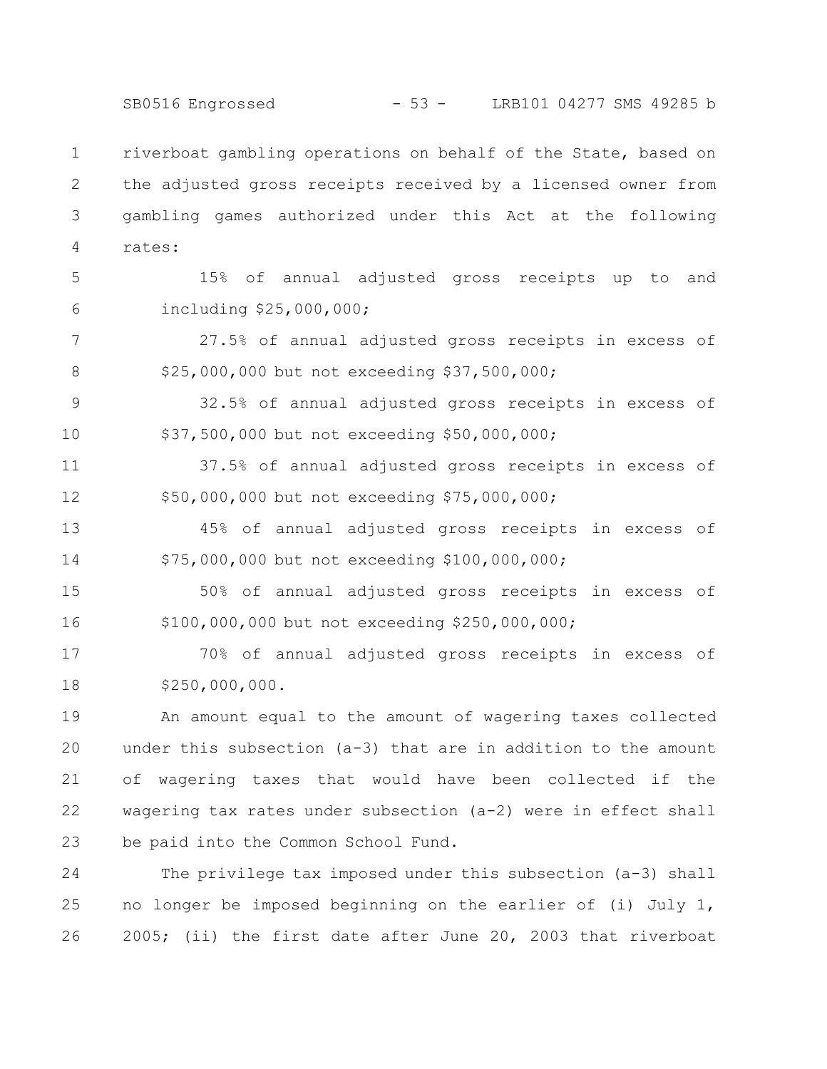riverboat gambling operations on behalf of the State, based on the adjusted gross receipts received by a licensed owner from gambling games authorized under this Act at the following rates:

15% of annual adjusted gross receipts up to and including $25,000,000;

27.5% of annual adjusted gross receipts in excess of $25,000,000 but not exceeding $37,500,000;

32.5% of annual adjusted gross receipts in excess of $37,500,000 but not exceeding $50,000,000;

37.5% of annual adjusted gross receipts in excess of $50,000,000 but not exceeding $75,000,000;

45% of annual adjusted gross receipts in excess of $75,000,000 but not exceeding $100,000,000;

50% of annual adjusted gross receipts in excess of $100,000,000 but not exceeding $250,000,000;

70% of annual adjusted gross receipts in excess of $250,000,000.

An amount equal to the amount of wagering taxes collected under this subsection (a-3) that are in addition to the amount of wagering taxes that would have been collected if the wagering tax rates under subsection (a-2) were in effect shall be paid into the Common School Fund.

The privilege tax imposed under this subsection (a-3) shall no longer be imposed beginning on the earlier of (i) July 1, 2005; (ii) the first date after June 20, 2003 that riverboat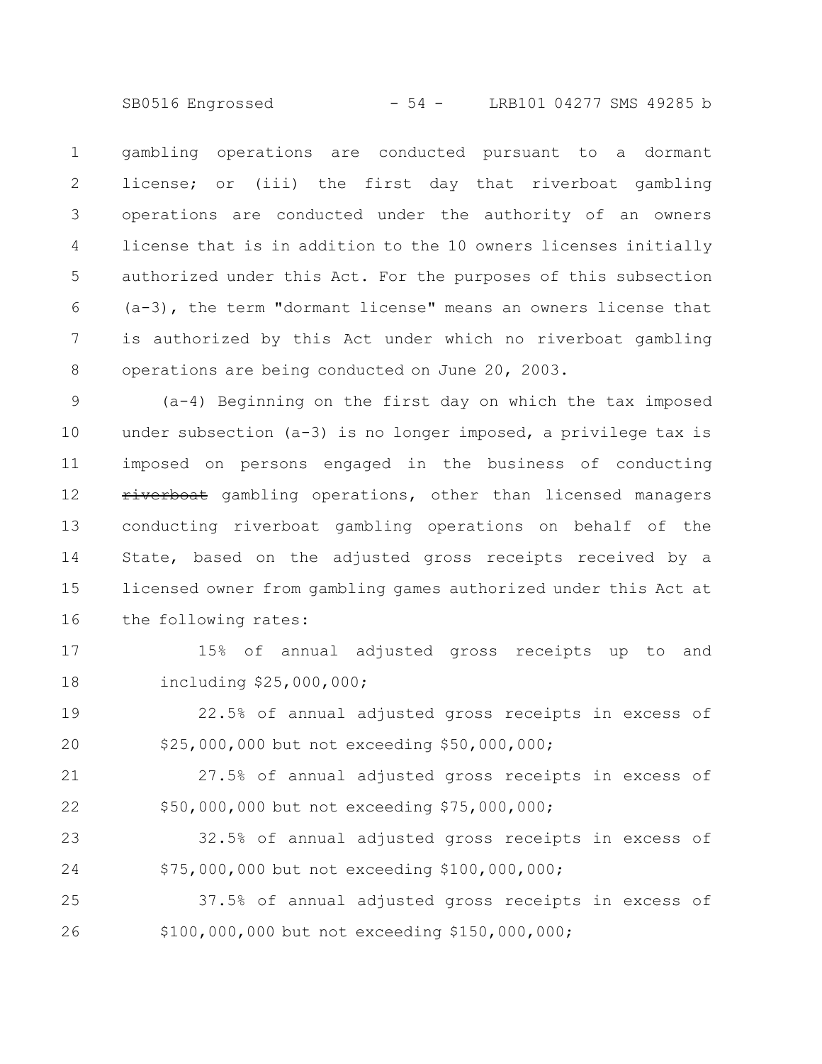gambling operations are conducted pursuant to a dormant license; or (iii) the first day that riverboat gambling operations are conducted under the authority of an owners license that is in addition to the 10 owners licenses initially authorized under this Act. For the purposes of this subsection (a-3), the term "dormant license" means an owners license that is authorized by this Act under which no riverboat gambling operations are being conducted on June 20, 2003.

(a-4) Beginning on the first day on which the tax imposed under subsection (a-3) is no longer imposed, a privilege tax is imposed on persons engaged in the business of conducting ~~riverboat~~ gambling operations, other than licensed managers conducting riverboat gambling operations on behalf of the State, based on the adjusted gross receipts received by a licensed owner from gambling games authorized under this Act at the following rates:

15% of annual adjusted gross receipts up to and including $25,000,000;

22.5% of annual adjusted gross receipts in excess of $25,000,000 but not exceeding $50,000,000;

27.5% of annual adjusted gross receipts in excess of $50,000,000 but not exceeding $75,000,000;

32.5% of annual adjusted gross receipts in excess of $75,000,000 but not exceeding $100,000,000;

37.5% of annual adjusted gross receipts in excess of $100,000,000 but not exceeding $150,000,000;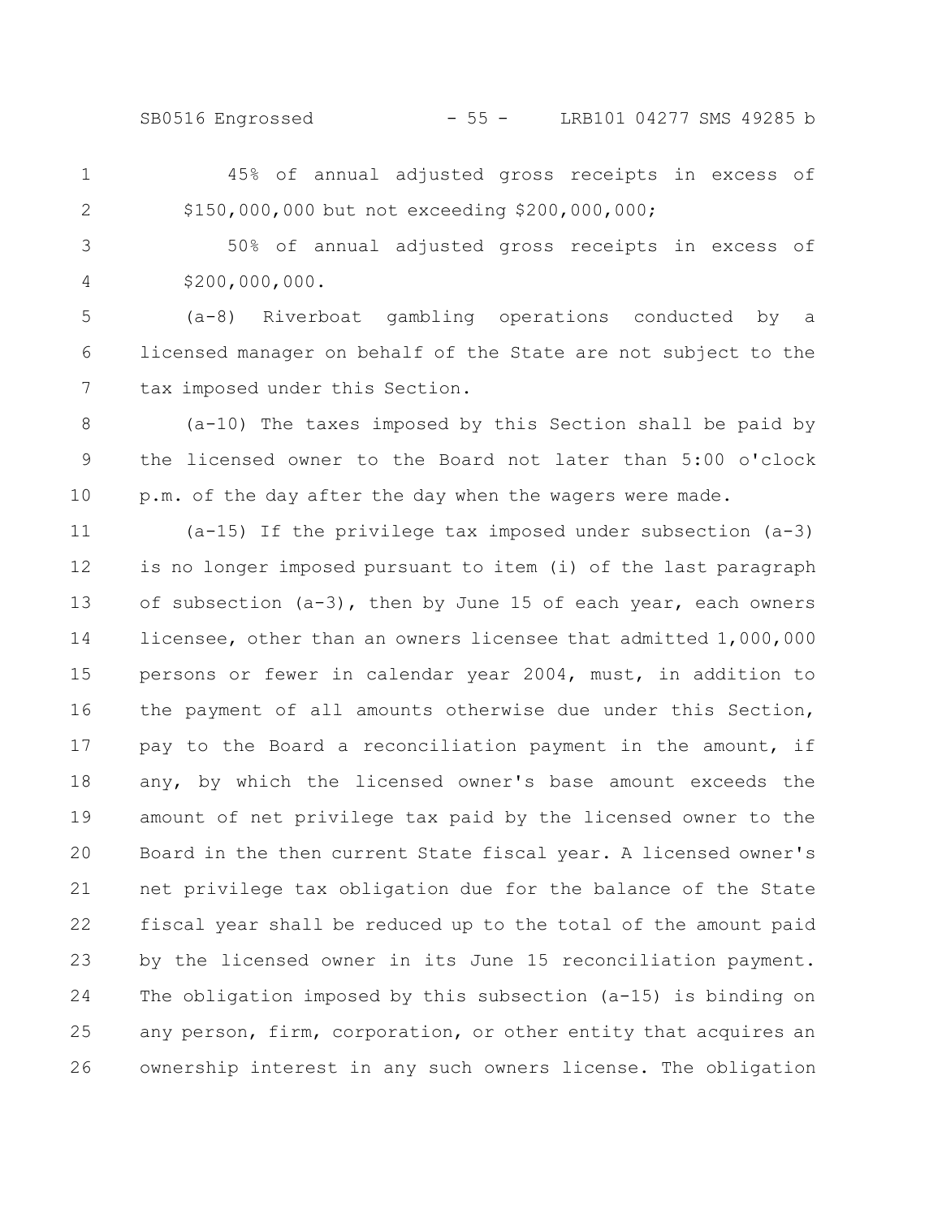45% of annual adjusted gross receipts in excess of $150,000,000 but not exceeding $200,000,000;

50% of annual adjusted gross receipts in excess of $200,000,000.

(a-8) Riverboat gambling operations conducted by a licensed manager on behalf of the State are not subject to the tax imposed under this Section.

(a-10) The taxes imposed by this Section shall be paid by the licensed owner to the Board not later than 5:00 o'clock p.m. of the day after the day when the wagers were made.

(a-15) If the privilege tax imposed under subsection (a-3) is no longer imposed pursuant to item (i) of the last paragraph of subsection (a-3), then by June 15 of each year, each owners licensee, other than an owners licensee that admitted 1,000,000 persons or fewer in calendar year 2004, must, in addition to the payment of all amounts otherwise due under this Section, pay to the Board a reconciliation payment in the amount, if any, by which the licensed owner's base amount exceeds the amount of net privilege tax paid by the licensed owner to the Board in the then current State fiscal year. A licensed owner's net privilege tax obligation due for the balance of the State fiscal year shall be reduced up to the total of the amount paid by the licensed owner in its June 15 reconciliation payment. The obligation imposed by this subsection (a-15) is binding on any person, firm, corporation, or other entity that acquires an ownership interest in any such owners license. The obligation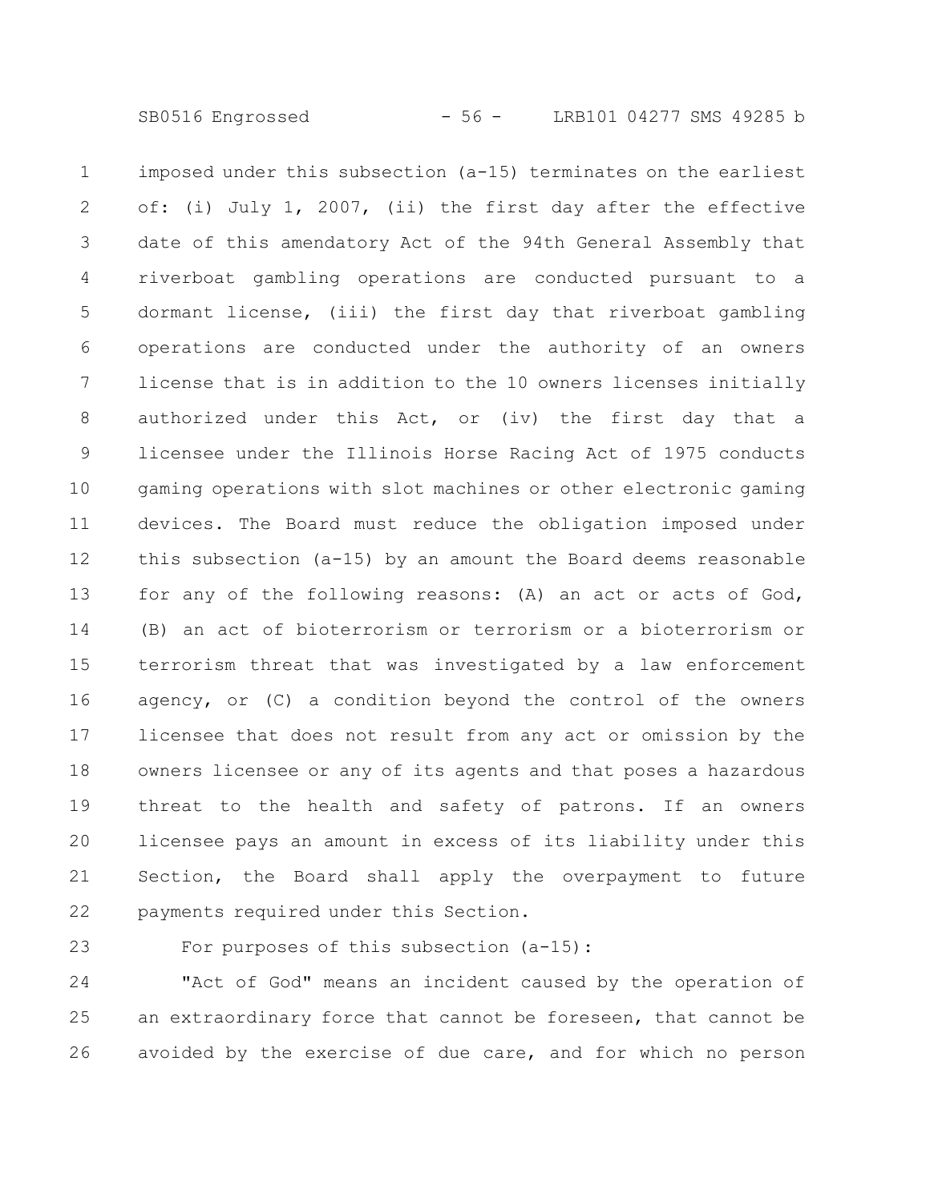imposed under this subsection (a-15) terminates on the earliest of: (i) July 1, 2007, (ii) the first day after the effective date of this amendatory Act of the 94th General Assembly that riverboat gambling operations are conducted pursuant to a dormant license, (iii) the first day that riverboat gambling operations are conducted under the authority of an owners license that is in addition to the 10 owners licenses initially authorized under this Act, or (iv) the first day that a licensee under the Illinois Horse Racing Act of 1975 conducts gaming operations with slot machines or other electronic gaming devices. The Board must reduce the obligation imposed under this subsection (a-15) by an amount the Board deems reasonable for any of the following reasons: (A) an act or acts of God, (B) an act of bioterrorism or terrorism or a bioterrorism or terrorism threat that was investigated by a law enforcement agency, or (C) a condition beyond the control of the owners licensee that does not result from any act or omission by the owners licensee or any of its agents and that poses a hazardous threat to the health and safety of patrons. If an owners licensee pays an amount in excess of its liability under this Section, the Board shall apply the overpayment to future payments required under this Section.

For purposes of this subsection (a-15):

"Act of God" means an incident caused by the operation of an extraordinary force that cannot be foreseen, that cannot be avoided by the exercise of due care, and for which no person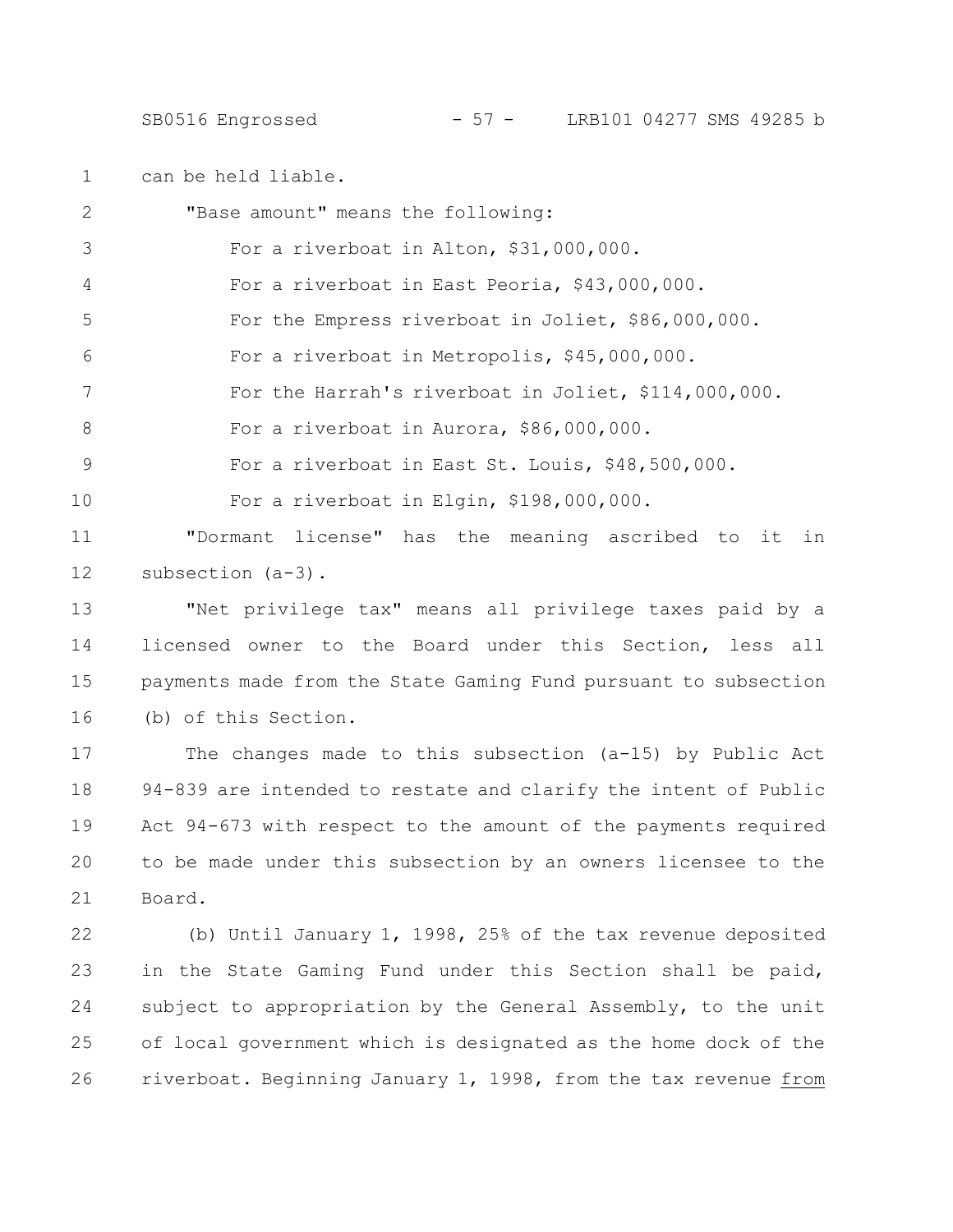can be held liable.

"Base amount" means the following:

For a riverboat in Alton, $31,000,000.

For a riverboat in East Peoria, $43,000,000.

For the Empress riverboat in Joliet, $86,000,000.

For a riverboat in Metropolis, $45,000,000.

For the Harrah's riverboat in Joliet, $114,000,000.

For a riverboat in Aurora, $86,000,000.

For a riverboat in East St. Louis, $48,500,000.

For a riverboat in Elgin, $198,000,000.

"Dormant license" has the meaning ascribed to it in subsection (a-3).

"Net privilege tax" means all privilege taxes paid by a licensed owner to the Board under this Section, less all payments made from the State Gaming Fund pursuant to subsection (b) of this Section.

The changes made to this subsection (a-15) by Public Act 94-839 are intended to restate and clarify the intent of Public Act 94-673 with respect to the amount of the payments required to be made under this subsection by an owners licensee to the Board.

(b) Until January 1, 1998, 25% of the tax revenue deposited in the State Gaming Fund under this Section shall be paid, subject to appropriation by the General Assembly, to the unit of local government which is designated as the home dock of the riverboat. Beginning January 1, 1998, from the tax revenue <u>from</u>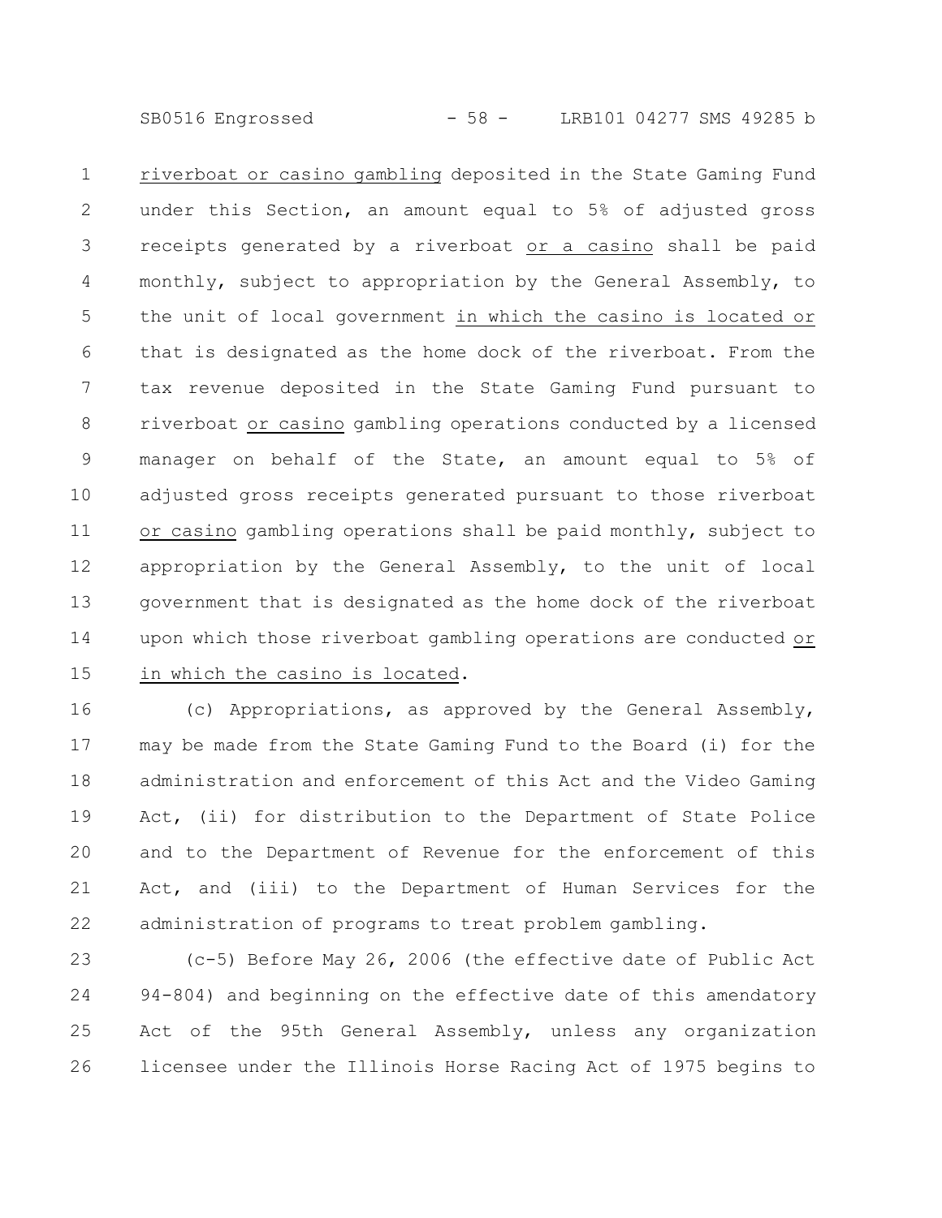riverboat or casino gambling deposited in the State Gaming Fund under this Section, an amount equal to 5% of adjusted gross receipts generated by a riverboat or a casino shall be paid monthly, subject to appropriation by the General Assembly, to the unit of local government in which the casino is located or that is designated as the home dock of the riverboat. From the tax revenue deposited in the State Gaming Fund pursuant to riverboat or casino gambling operations conducted by a licensed manager on behalf of the State, an amount equal to 5% of adjusted gross receipts generated pursuant to those riverboat or casino gambling operations shall be paid monthly, subject to appropriation by the General Assembly, to the unit of local government that is designated as the home dock of the riverboat upon which those riverboat gambling operations are conducted or in which the casino is located.

(c) Appropriations, as approved by the General Assembly, may be made from the State Gaming Fund to the Board (i) for the administration and enforcement of this Act and the Video Gaming Act, (ii) for distribution to the Department of State Police and to the Department of Revenue for the enforcement of this Act, and (iii) to the Department of Human Services for the administration of programs to treat problem gambling.

(c-5) Before May 26, 2006 (the effective date of Public Act 94-804) and beginning on the effective date of this amendatory Act of the 95th General Assembly, unless any organization licensee under the Illinois Horse Racing Act of 1975 begins to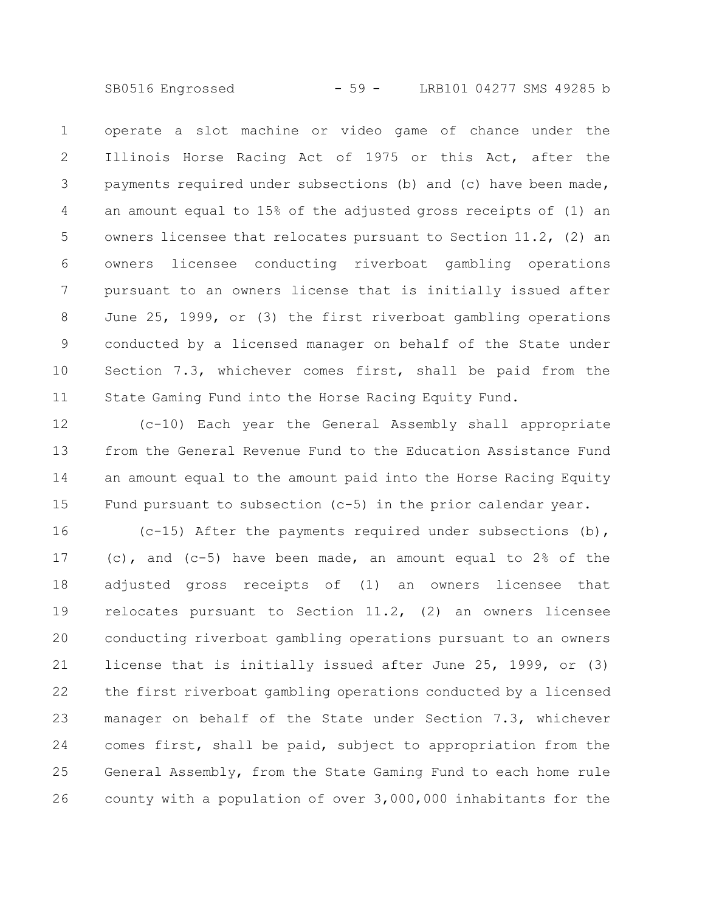operate a slot machine or video game of chance under the Illinois Horse Racing Act of 1975 or this Act, after the payments required under subsections (b) and (c) have been made, an amount equal to 15% of the adjusted gross receipts of (1) an owners licensee that relocates pursuant to Section 11.2, (2) an owners licensee conducting riverboat gambling operations pursuant to an owners license that is initially issued after June 25, 1999, or (3) the first riverboat gambling operations conducted by a licensed manager on behalf of the State under Section 7.3, whichever comes first, shall be paid from the State Gaming Fund into the Horse Racing Equity Fund.

(c-10) Each year the General Assembly shall appropriate from the General Revenue Fund to the Education Assistance Fund an amount equal to the amount paid into the Horse Racing Equity Fund pursuant to subsection (c-5) in the prior calendar year.

(c-15) After the payments required under subsections (b), (c), and (c-5) have been made, an amount equal to 2% of the adjusted gross receipts of (1) an owners licensee that relocates pursuant to Section 11.2, (2) an owners licensee conducting riverboat gambling operations pursuant to an owners license that is initially issued after June 25, 1999, or (3) the first riverboat gambling operations conducted by a licensed manager on behalf of the State under Section 7.3, whichever comes first, shall be paid, subject to appropriation from the General Assembly, from the State Gaming Fund to each home rule county with a population of over 3,000,000 inhabitants for the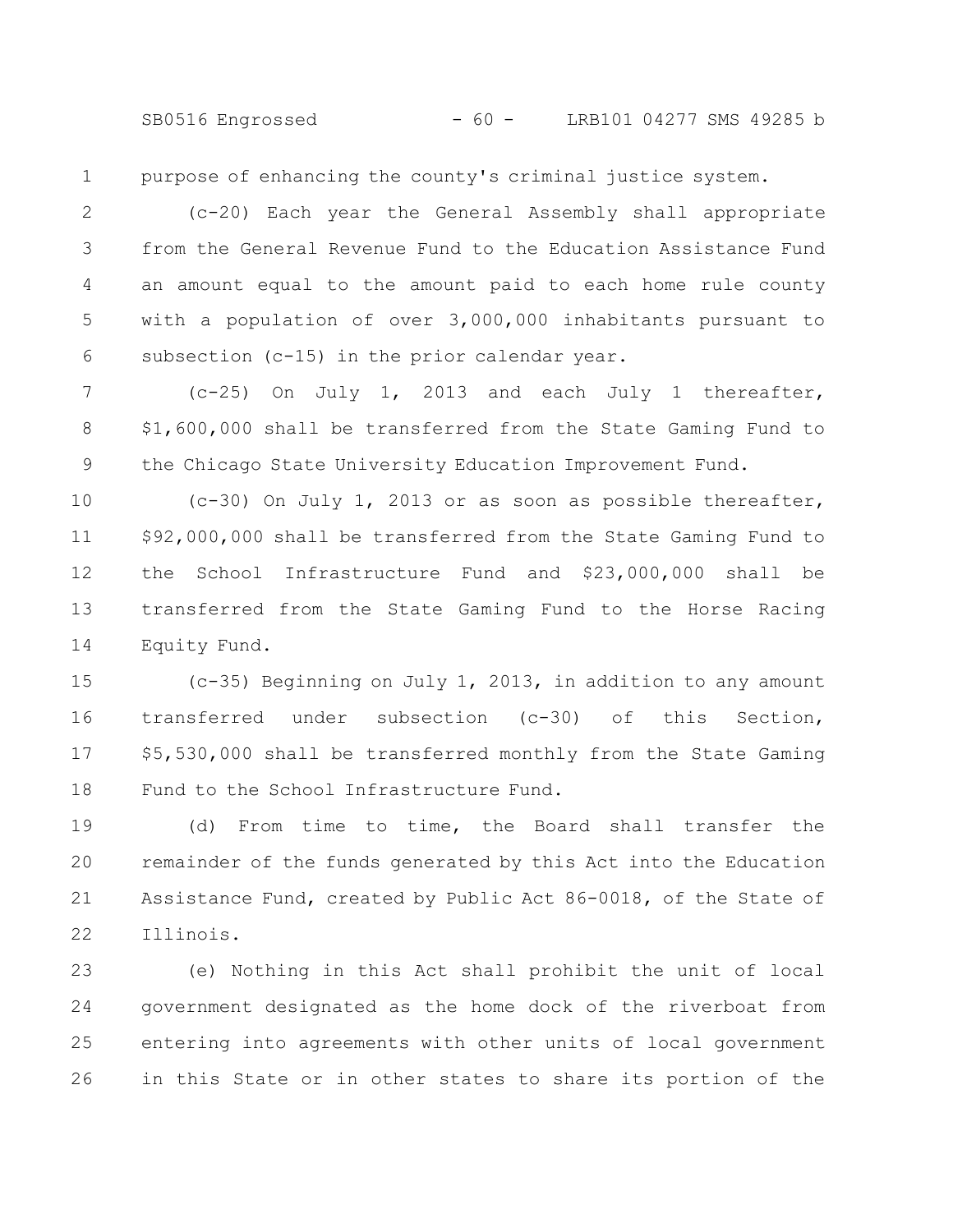purpose of enhancing the county's criminal justice system.

(c-20) Each year the General Assembly shall appropriate from the General Revenue Fund to the Education Assistance Fund an amount equal to the amount paid to each home rule county with a population of over 3,000,000 inhabitants pursuant to subsection (c-15) in the prior calendar year.

(c-25) On July 1, 2013 and each July 1 thereafter, $1,600,000 shall be transferred from the State Gaming Fund to the Chicago State University Education Improvement Fund.

(c-30) On July 1, 2013 or as soon as possible thereafter, $92,000,000 shall be transferred from the State Gaming Fund to the School Infrastructure Fund and $23,000,000 shall be transferred from the State Gaming Fund to the Horse Racing Equity Fund.

(c-35) Beginning on July 1, 2013, in addition to any amount transferred under subsection (c-30) of this Section, $5,530,000 shall be transferred monthly from the State Gaming Fund to the School Infrastructure Fund.

(d) From time to time, the Board shall transfer the remainder of the funds generated by this Act into the Education Assistance Fund, created by Public Act 86-0018, of the State of Illinois.

(e) Nothing in this Act shall prohibit the unit of local government designated as the home dock of the riverboat from entering into agreements with other units of local government in this State or in other states to share its portion of the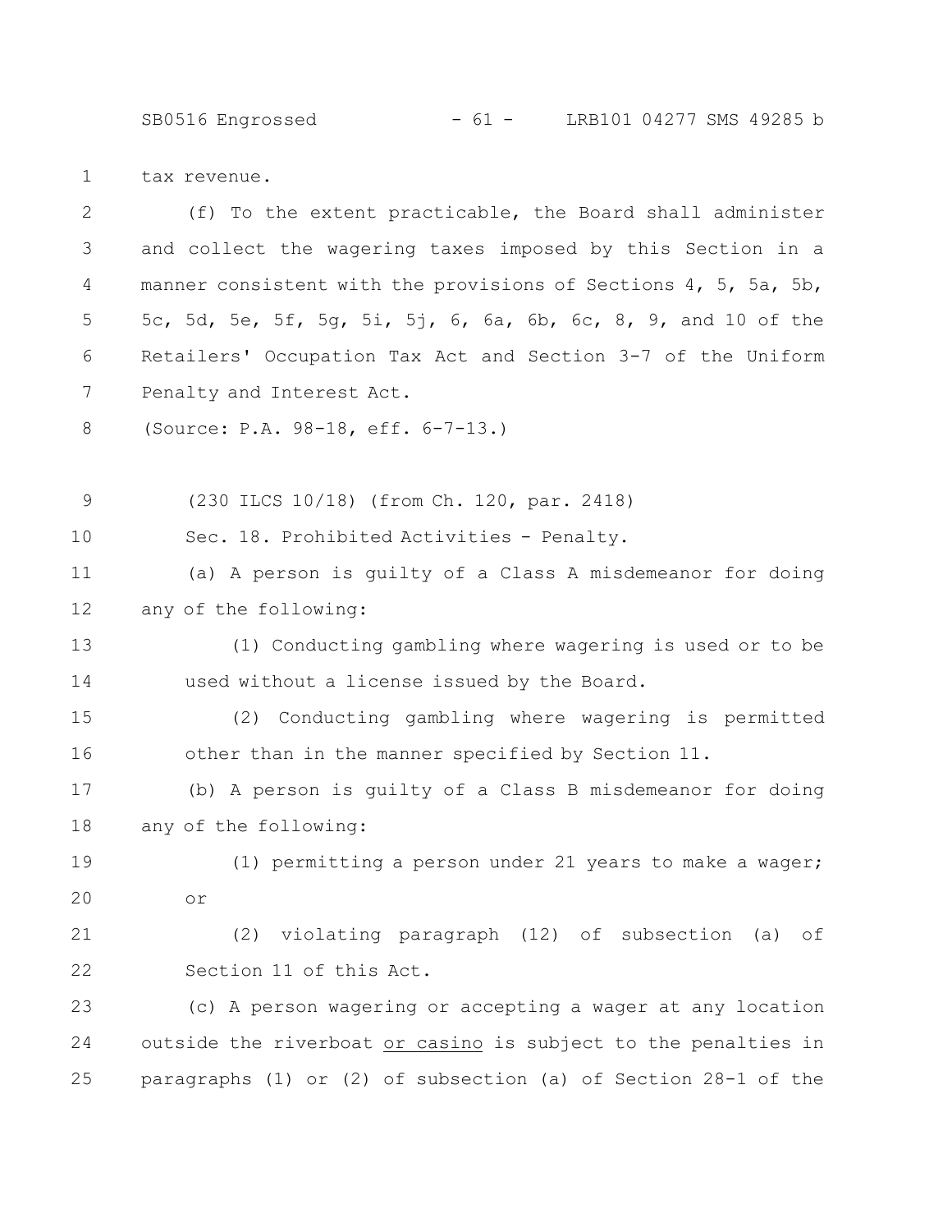tax revenue.

(f) To the extent practicable, the Board shall administer and collect the wagering taxes imposed by this Section in a manner consistent with the provisions of Sections 4, 5, 5a, 5b, 5c, 5d, 5e, 5f, 5g, 5i, 5j, 6, 6a, 6b, 6c, 8, 9, and 10 of the Retailers' Occupation Tax Act and Section 3-7 of the Uniform Penalty and Interest Act.

(Source: P.A. 98-18, eff. 6-7-13.)

(230 ILCS 10/18) (from Ch. 120, par. 2418)

Sec. 18. Prohibited Activities - Penalty.

(a) A person is guilty of a Class A misdemeanor for doing any of the following:

(1) Conducting gambling where wagering is used or to be used without a license issued by the Board.

(2) Conducting gambling where wagering is permitted other than in the manner specified by Section 11.

(b) A person is guilty of a Class B misdemeanor for doing any of the following:

(1) permitting a person under 21 years to make a wager; or

(2) violating paragraph (12) of subsection (a) of Section 11 of this Act.

(c) A person wagering or accepting a wager at any location outside the riverboat <u>or casino</u> is subject to the penalties in paragraphs (1) or (2) of subsection (a) of Section 28-1 of the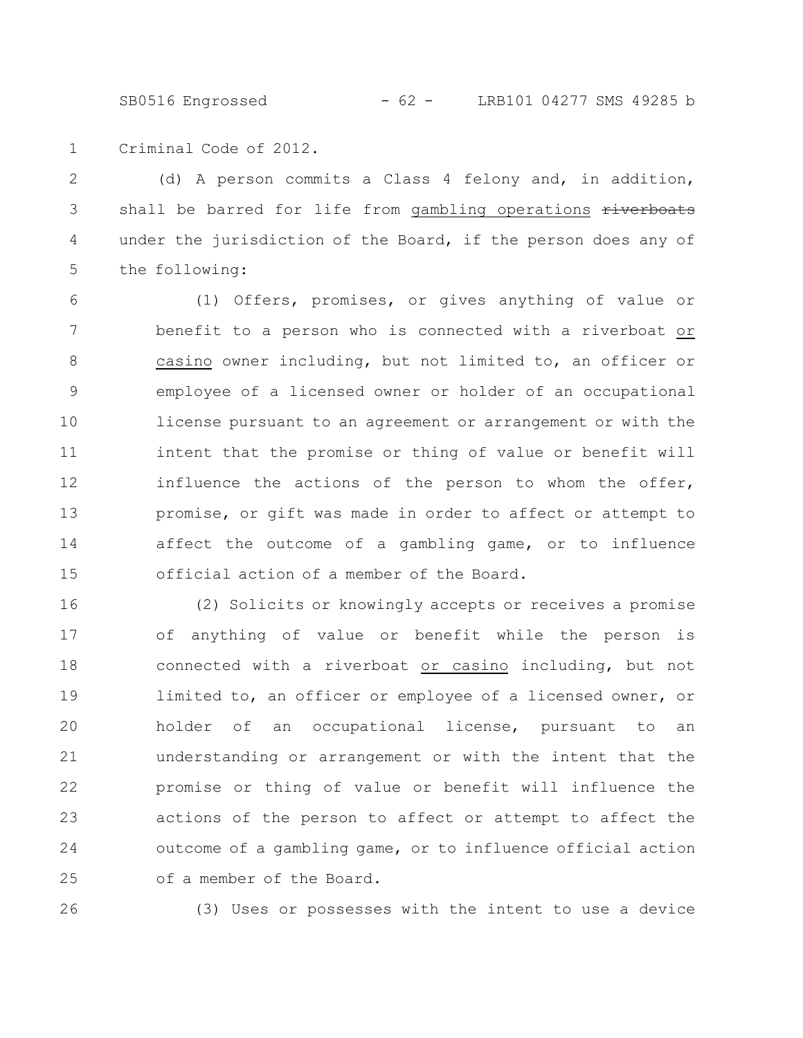Criminal Code of 2012.

(d) A person commits a Class 4 felony and, in addition, shall be barred for life from gambling operations ~~riverboats~~ under the jurisdiction of the Board, if the person does any of the following:

(1) Offers, promises, or gives anything of value or benefit to a person who is connected with a riverboat or casino owner including, but not limited to, an officer or employee of a licensed owner or holder of an occupational license pursuant to an agreement or arrangement or with the intent that the promise or thing of value or benefit will influence the actions of the person to whom the offer, promise, or gift was made in order to affect or attempt to affect the outcome of a gambling game, or to influence official action of a member of the Board.

(2) Solicits or knowingly accepts or receives a promise of anything of value or benefit while the person is connected with a riverboat or casino including, but not limited to, an officer or employee of a licensed owner, or holder of an occupational license, pursuant to an understanding or arrangement or with the intent that the promise or thing of value or benefit will influence the actions of the person to affect or attempt to affect the outcome of a gambling game, or to influence official action of a member of the Board.

(3) Uses or possesses with the intent to use a device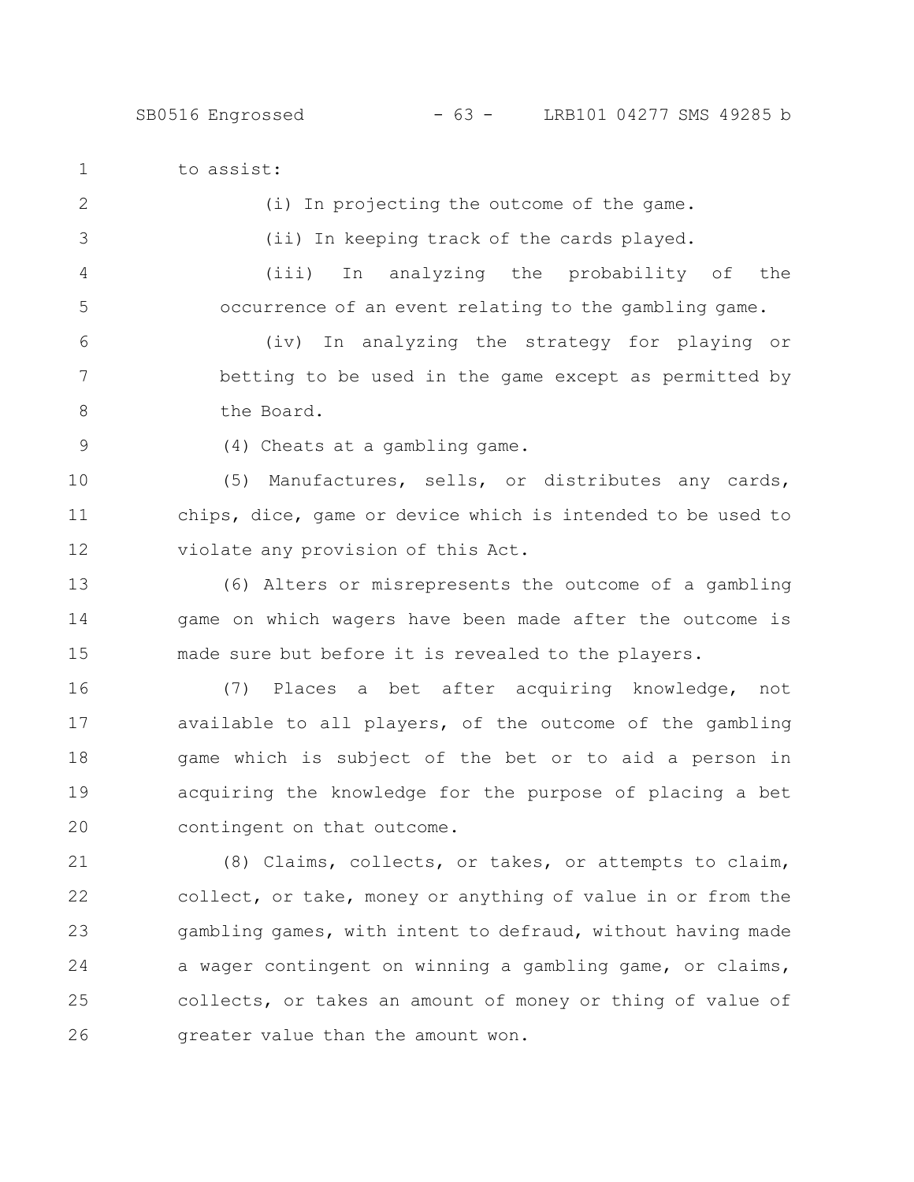to assist:

(i) In projecting the outcome of the game.

(ii) In keeping track of the cards played.

(iii) In analyzing the probability of the occurrence of an event relating to the gambling game.

(iv) In analyzing the strategy for playing or betting to be used in the game except as permitted by the Board.

(4) Cheats at a gambling game.

(5) Manufactures, sells, or distributes any cards, chips, dice, game or device which is intended to be used to violate any provision of this Act.

(6) Alters or misrepresents the outcome of a gambling game on which wagers have been made after the outcome is made sure but before it is revealed to the players.

(7) Places a bet after acquiring knowledge, not available to all players, of the outcome of the gambling game which is subject of the bet or to aid a person in acquiring the knowledge for the purpose of placing a bet contingent on that outcome.

(8) Claims, collects, or takes, or attempts to claim, collect, or take, money or anything of value in or from the gambling games, with intent to defraud, without having made a wager contingent on winning a gambling game, or claims, collects, or takes an amount of money or thing of value of greater value than the amount won.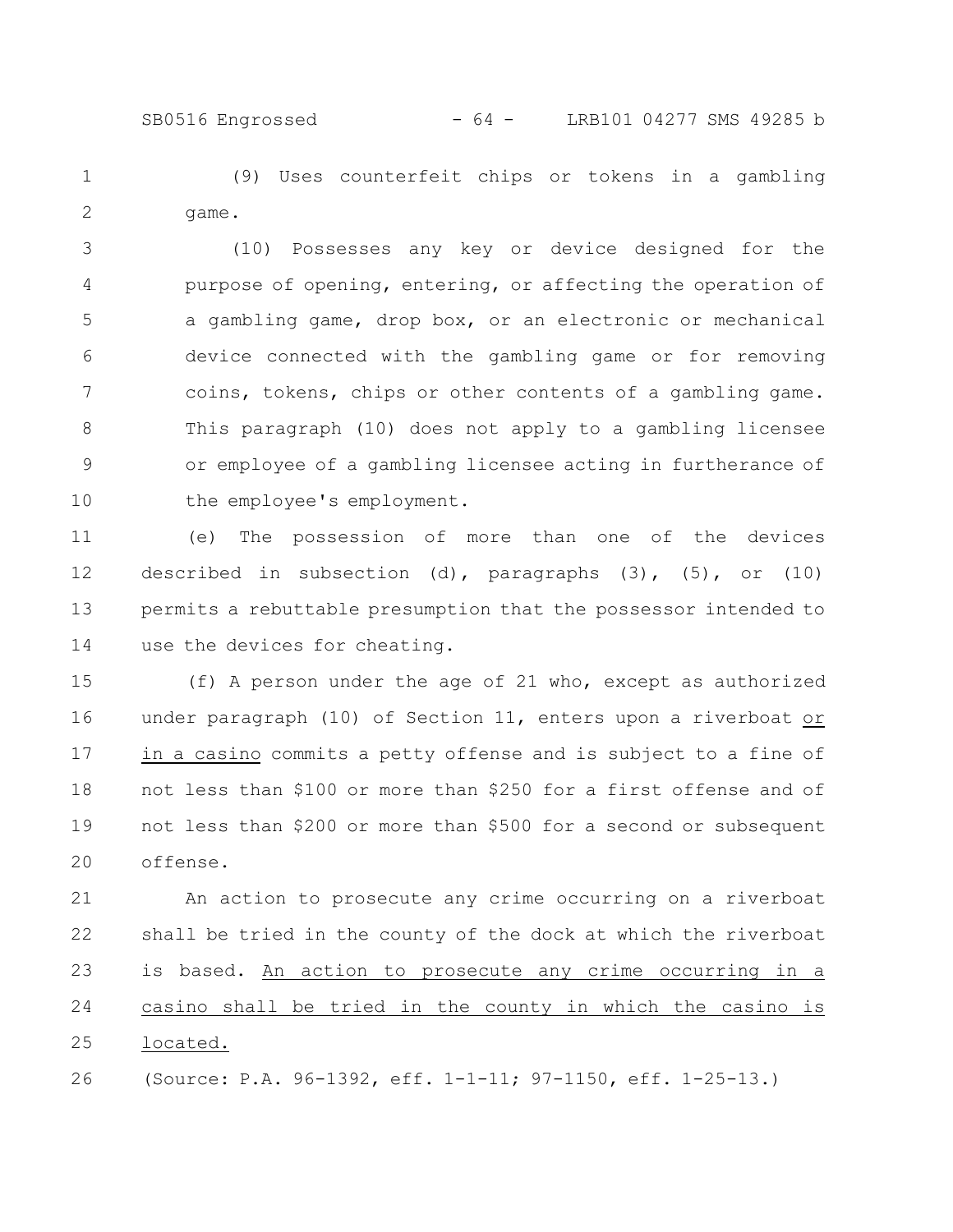(9) Uses counterfeit chips or tokens in a gambling game.

(10) Possesses any key or device designed for the purpose of opening, entering, or affecting the operation of a gambling game, drop box, or an electronic or mechanical device connected with the gambling game or for removing coins, tokens, chips or other contents of a gambling game. This paragraph (10) does not apply to a gambling licensee or employee of a gambling licensee acting in furtherance of the employee's employment.

(e) The possession of more than one of the devices described in subsection (d), paragraphs (3), (5), or (10) permits a rebuttable presumption that the possessor intended to use the devices for cheating.

(f) A person under the age of 21 who, except as authorized under paragraph (10) of Section 11, enters upon a riverboat or in a casino commits a petty offense and is subject to a fine of not less than $100 or more than $250 for a first offense and of not less than $200 or more than $500 for a second or subsequent offense.

An action to prosecute any crime occurring on a riverboat shall be tried in the county of the dock at which the riverboat is based. An action to prosecute any crime occurring in a casino shall be tried in the county in which the casino is located.

(Source: P.A. 96-1392, eff. 1-1-11; 97-1150, eff. 1-25-13.)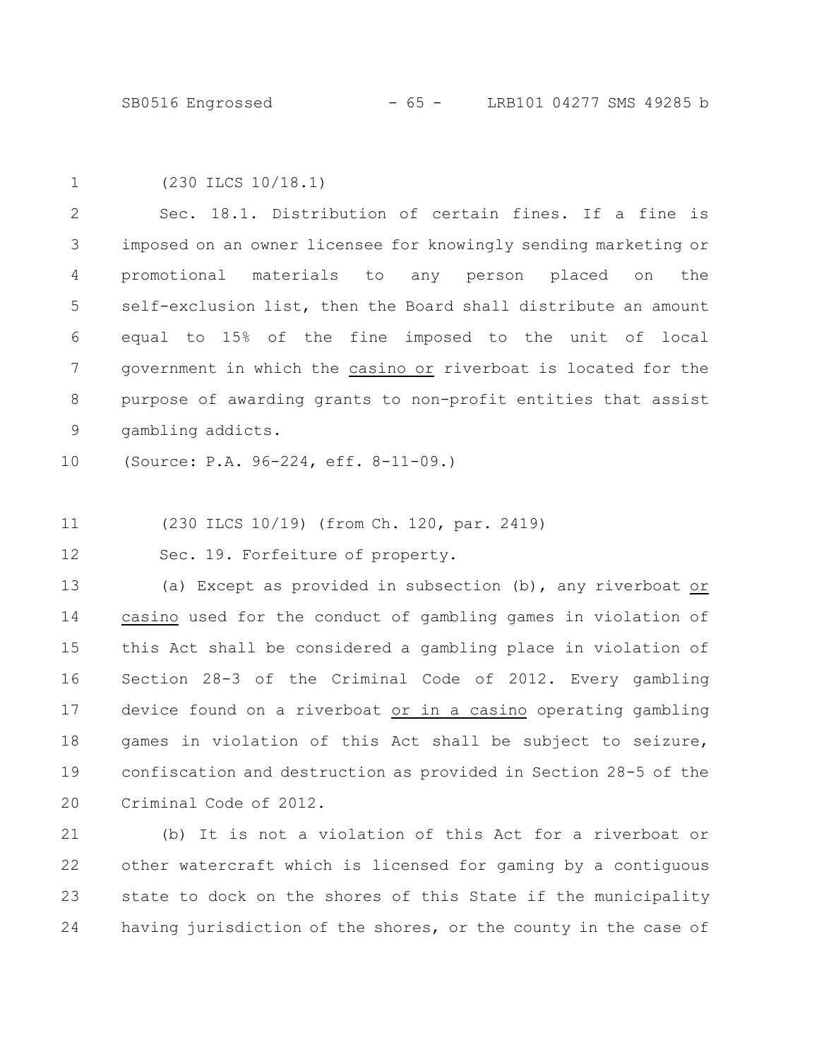(230 ILCS 10/18.1)

Sec. 18.1. Distribution of certain fines. If a fine is imposed on an owner licensee for knowingly sending marketing or promotional materials to any person placed on the self-exclusion list, then the Board shall distribute an amount equal to 15% of the fine imposed to the unit of local government in which the casino or riverboat is located for the purpose of awarding grants to non-profit entities that assist gambling addicts.

(Source: P.A. 96-224, eff. 8-11-09.)

(230 ILCS 10/19) (from Ch. 120, par. 2419)

Sec. 19. Forfeiture of property.

(a) Except as provided in subsection (b), any riverboat or casino used for the conduct of gambling games in violation of this Act shall be considered a gambling place in violation of Section 28-3 of the Criminal Code of 2012. Every gambling device found on a riverboat or in a casino operating gambling games in violation of this Act shall be subject to seizure, confiscation and destruction as provided in Section 28-5 of the Criminal Code of 2012.

(b) It is not a violation of this Act for a riverboat or other watercraft which is licensed for gaming by a contiguous state to dock on the shores of this State if the municipality having jurisdiction of the shores, or the county in the case of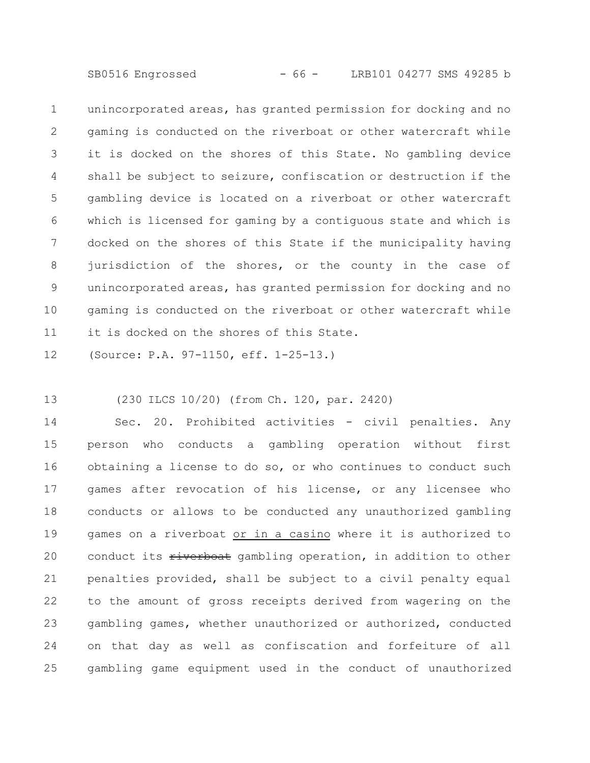unincorporated areas, has granted permission for docking and no gaming is conducted on the riverboat or other watercraft while it is docked on the shores of this State. No gambling device shall be subject to seizure, confiscation or destruction if the gambling device is located on a riverboat or other watercraft which is licensed for gaming by a contiguous state and which is docked on the shores of this State if the municipality having jurisdiction of the shores, or the county in the case of unincorporated areas, has granted permission for docking and no gaming is conducted on the riverboat or other watercraft while it is docked on the shores of this State.

(Source: P.A. 97-1150, eff. 1-25-13.)

(230 ILCS 10/20) (from Ch. 120, par. 2420)

Sec. 20. Prohibited activities - civil penalties. Any person who conducts a gambling operation without first obtaining a license to do so, or who continues to conduct such games after revocation of his license, or any licensee who conducts or allows to be conducted any unauthorized gambling games on a riverboat <u>or in a casino</u> where it is authorized to conduct its ~~riverboat~~ gambling operation, in addition to other penalties provided, shall be subject to a civil penalty equal to the amount of gross receipts derived from wagering on the gambling games, whether unauthorized or authorized, conducted on that day as well as confiscation and forfeiture of all gambling game equipment used in the conduct of unauthorized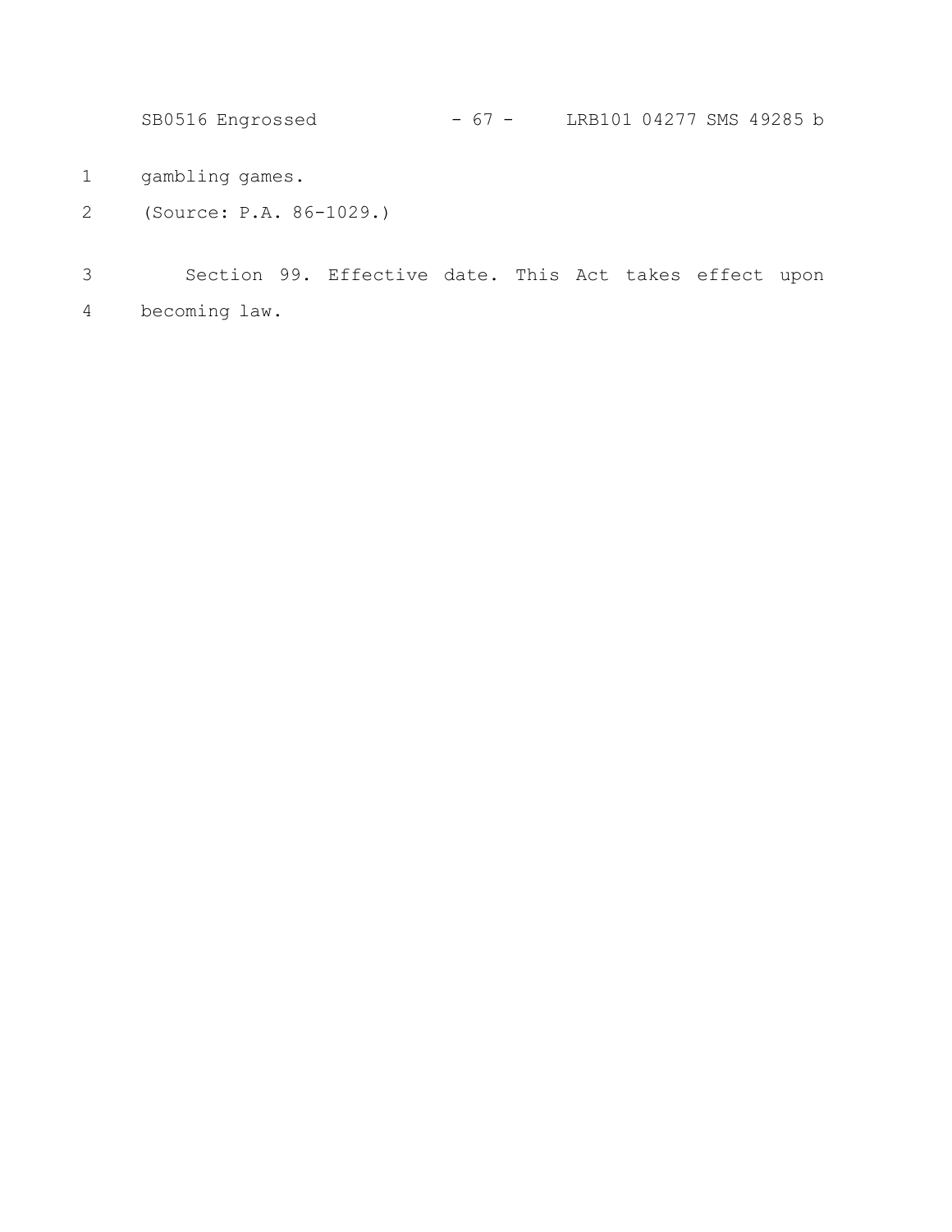gambling games.

(Source: P.A. 86-1029.)

Section 99. Effective date. This Act takes effect upon becoming law.